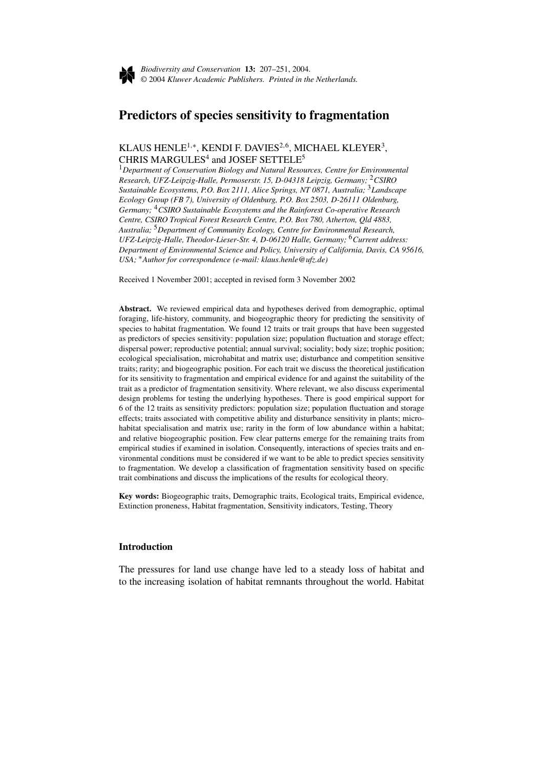# Predictors of species sensitivity to fragmentation

KLAUS HENLE[1,*], KENDI F. DAVIES[2,6], MICHAEL KLEYER[3], CHRIS MARGULES[4] and JOSEF SETTELE[5]

[1]*Department of Conservation Biology and Natural Resources, Centre for Environmental Research, UFZ-Leipzig-Halle, Permoserstr. 15, D-04318 Leipzig, Germany;* [2]*CSIRO Sustainable Ecosystems, P.O. Box 2111, Alice Springs, NT 0871, Australia;* [3]*Landscape Ecology Group (FB 7), University of Oldenburg, P.O. Box 2503, D-26111 Oldenburg, Germany;* [4]*CSIRO Sustainable Ecosystems and the Rainforest Co-operative Research Centre, CSIRO Tropical Forest Research Centre, P.O. Box 780, Atherton, Qld 4883, Australia;* [5]*Department of Community Ecology, Centre for Environmental Research, UFZ-Leipzig-Halle, Theodor-Lieser-Str. 4, D-06120 Halle, Germany;* [6]*Current address: Department of Environmental Science and Policy, University of California, Davis, CA 95616, USA;* *\**Author for correspondence (e-mail: klaus.henle@ufz.de)*

Received 1 November 2001; accepted in revised form 3 November 2002

**Abstract.** We reviewed empirical data and hypotheses derived from demographic, optimal foraging, life-history, community, and biogeographic theory for predicting the sensitivity of species to habitat fragmentation. We found 12 traits or trait groups that have been suggested as predictors of species sensitivity: population size; population fluctuation and storage effect; dispersal power; reproductive potential; annual survival; sociality; body size; trophic position; ecological specialisation, microhabitat and matrix use; disturbance and competition sensitive traits; rarity; and biogeographic position. For each trait we discuss the theoretical justification for its sensitivity to fragmentation and empirical evidence for and against the suitability of the trait as a predictor of fragmentation sensitivity. Where relevant, we also discuss experimental design problems for testing the underlying hypotheses. There is good empirical support for 6 of the 12 traits as sensitivity predictors: population size; population fluctuation and storage effects; traits associated with competitive ability and disturbance sensitivity in plants; microhabitat specialisation and matrix use; rarity in the form of low abundance within a habitat; and relative biogeographic position. Few clear patterns emerge for the remaining traits from empirical studies if examined in isolation. Consequently, interactions of species traits and environmental conditions must be considered if we want to be able to predict species sensitivity to fragmentation. We develop a classification of fragmentation sensitivity based on specific trait combinations and discuss the implications of the results for ecological theory.

**Key words:** Biogeographic traits, Demographic traits, Ecological traits, Empirical evidence, Extinction proneness, Habitat fragmentation, Sensitivity indicators, Testing, Theory

## Introduction

The pressures for land use change have led to a steady loss of habitat and to the increasing isolation of habitat remnants throughout the world. Habitat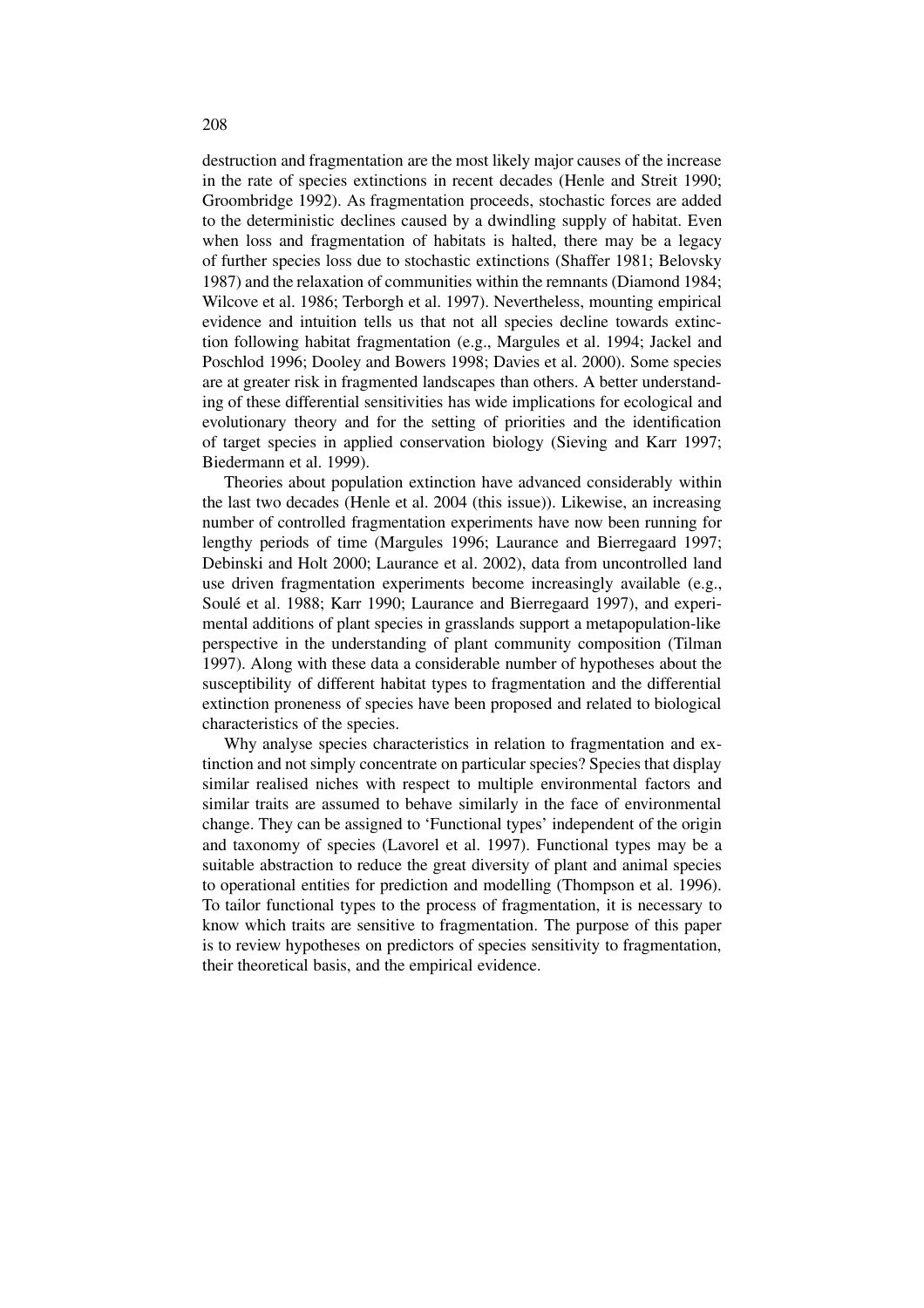destruction and fragmentation are the most likely major causes of the increase in the rate of species extinctions in recent decades (Henle and Streit 1990; Groombridge 1992). As fragmentation proceeds, stochastic forces are added to the deterministic declines caused by a dwindling supply of habitat. Even when loss and fragmentation of habitats is halted, there may be a legacy of further species loss due to stochastic extinctions (Shaffer 1981; Belovsky 1987) and the relaxation of communities within the remnants (Diamond 1984; Wilcove et al. 1986; Terborgh et al. 1997). Nevertheless, mounting empirical evidence and intuition tells us that not all species decline towards extinction following habitat fragmentation (e.g., Margules et al. 1994; Jackel and Poschlod 1996; Dooley and Bowers 1998; Davies et al. 2000). Some species are at greater risk in fragmented landscapes than others. A better understanding of these differential sensitivities has wide implications for ecological and evolutionary theory and for the setting of priorities and the identification of target species in applied conservation biology (Sieving and Karr 1997; Biedermann et al. 1999).

Theories about population extinction have advanced considerably within the last two decades (Henle et al. 2004 (this issue)). Likewise, an increasing number of controlled fragmentation experiments have now been running for lengthy periods of time (Margules 1996; Laurance and Bierregaard 1997; Debinski and Holt 2000; Laurance et al. 2002), data from uncontrolled land use driven fragmentation experiments become increasingly available (e.g., Soulé et al. 1988; Karr 1990; Laurance and Bierregaard 1997), and experimental additions of plant species in grasslands support a metapopulation-like perspective in the understanding of plant community composition (Tilman 1997). Along with these data a considerable number of hypotheses about the susceptibility of different habitat types to fragmentation and the differential extinction proneness of species have been proposed and related to biological characteristics of the species.

Why analyse species characteristics in relation to fragmentation and extinction and not simply concentrate on particular species? Species that display similar realised niches with respect to multiple environmental factors and similar traits are assumed to behave similarly in the face of environmental change. They can be assigned to 'Functional types' independent of the origin and taxonomy of species (Lavorel et al. 1997). Functional types may be a suitable abstraction to reduce the great diversity of plant and animal species to operational entities for prediction and modelling (Thompson et al. 1996). To tailor functional types to the process of fragmentation, it is necessary to know which traits are sensitive to fragmentation. The purpose of this paper is to review hypotheses on predictors of species sensitivity to fragmentation, their theoretical basis, and the empirical evidence.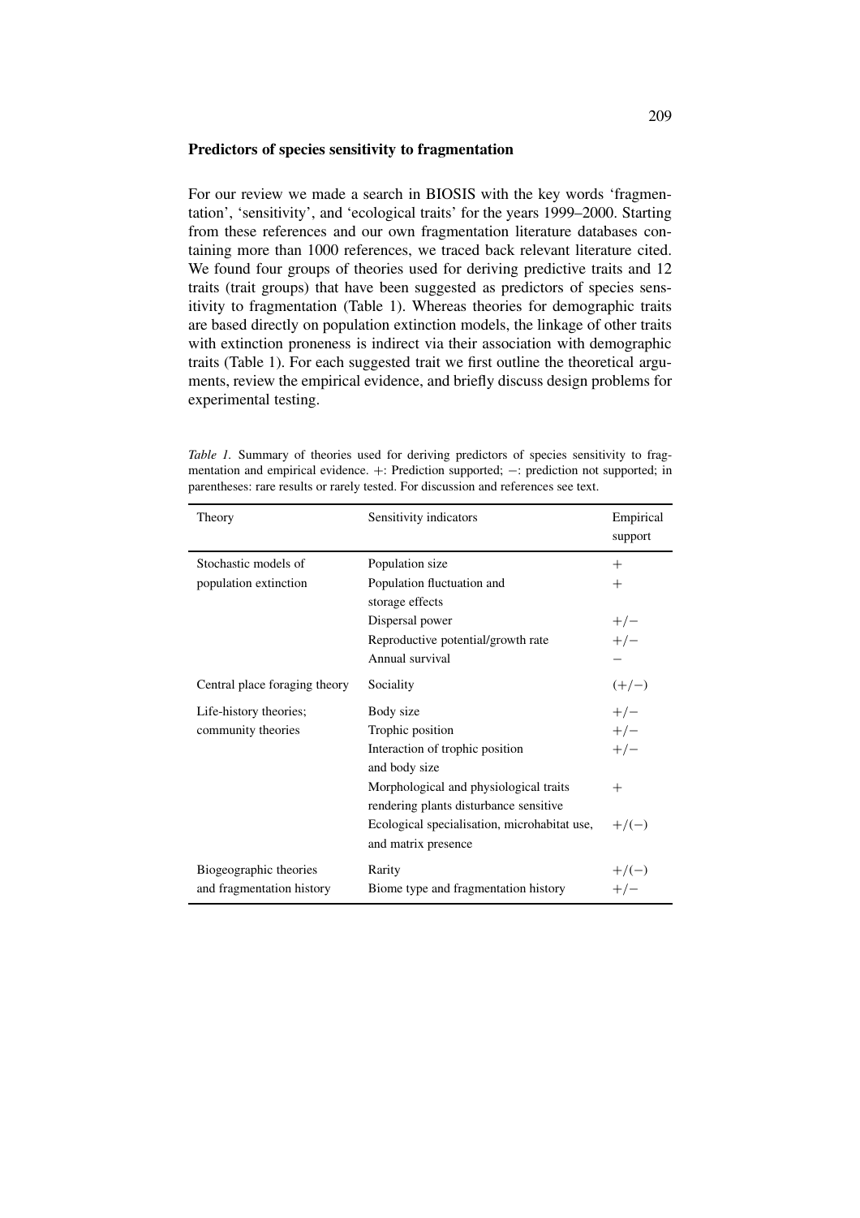## Predictors of species sensitivity to fragmentation

For our review we made a search in BIOSIS with the key words 'fragmentation', 'sensitivity', and 'ecological traits' for the years 1999–2000. Starting from these references and our own fragmentation literature databases containing more than 1000 references, we traced back relevant literature cited. We found four groups of theories used for deriving predictive traits and 12 traits (trait groups) that have been suggested as predictors of species sensitivity to fragmentation (Table 1). Whereas theories for demographic traits are based directly on population extinction models, the linkage of other traits with extinction proneness is indirect via their association with demographic traits (Table 1). For each suggested trait we first outline the theoretical arguments, review the empirical evidence, and briefly discuss design problems for experimental testing.

*Table 1.* Summary of theories used for deriving predictors of species sensitivity to fragmentation and empirical evidence. +: Prediction supported; −: prediction not supported; in parentheses: rare results or rarely tested. For discussion and references see text.

| Theory | Sensitivity indicators | Empirical support |
|---|---|---|
| Stochastic models of population extinction | Population size | + |
| | Population fluctuation and storage effects | + |
| | Dispersal power | +/− |
| | Reproductive potential/growth rate | +/− |
| | Annual survival | − |
| Central place foraging theory | Sociality | (+/−) |
| Life-history theories; community theories | Body size | +/− |
| | Trophic position | +/− |
| | Interaction of trophic position and body size | +/− |
| | Morphological and physiological traits rendering plants disturbance sensitive | + |
| | Ecological specialisation, microhabitat use, and matrix presence | +/(−) |
| Biogeographic theories and fragmentation history | Rarity | +/(−) |
| | Biome type and fragmentation history | +/− |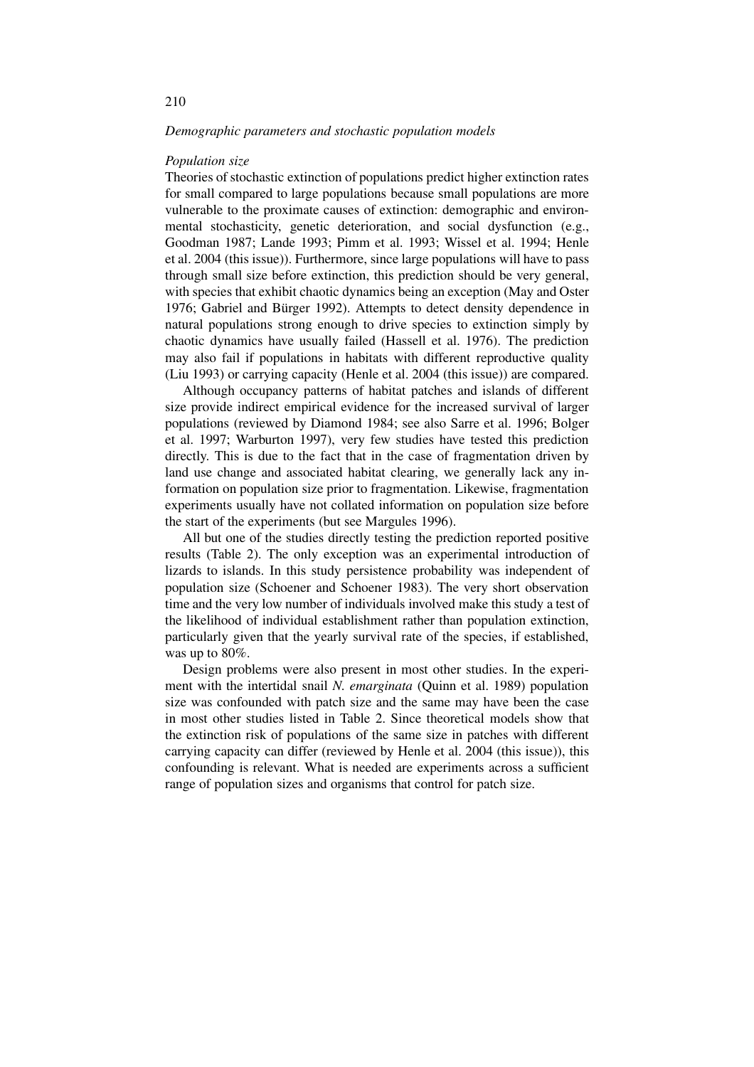*Demographic parameters and stochastic population models*

*Population size*

Theories of stochastic extinction of populations predict higher extinction rates for small compared to large populations because small populations are more vulnerable to the proximate causes of extinction: demographic and environmental stochasticity, genetic deterioration, and social dysfunction (e.g., Goodman 1987; Lande 1993; Pimm et al. 1993; Wissel et al. 1994; Henle et al. 2004 (this issue)). Furthermore, since large populations will have to pass through small size before extinction, this prediction should be very general, with species that exhibit chaotic dynamics being an exception (May and Oster 1976; Gabriel and Bürger 1992). Attempts to detect density dependence in natural populations strong enough to drive species to extinction simply by chaotic dynamics have usually failed (Hassell et al. 1976). The prediction may also fail if populations in habitats with different reproductive quality (Liu 1993) or carrying capacity (Henle et al. 2004 (this issue)) are compared.

Although occupancy patterns of habitat patches and islands of different size provide indirect empirical evidence for the increased survival of larger populations (reviewed by Diamond 1984; see also Sarre et al. 1996; Bolger et al. 1997; Warburton 1997), very few studies have tested this prediction directly. This is due to the fact that in the case of fragmentation driven by land use change and associated habitat clearing, we generally lack any information on population size prior to fragmentation. Likewise, fragmentation experiments usually have not collated information on population size before the start of the experiments (but see Margules 1996).

All but one of the studies directly testing the prediction reported positive results (Table 2). The only exception was an experimental introduction of lizards to islands. In this study persistence probability was independent of population size (Schoener and Schoener 1983). The very short observation time and the very low number of individuals involved make this study a test of the likelihood of individual establishment rather than population extinction, particularly given that the yearly survival rate of the species, if established, was up to 80%.

Design problems were also present in most other studies. In the experiment with the intertidal snail *N. emarginata* (Quinn et al. 1989) population size was confounded with patch size and the same may have been the case in most other studies listed in Table 2. Since theoretical models show that the extinction risk of populations of the same size in patches with different carrying capacity can differ (reviewed by Henle et al. 2004 (this issue)), this confounding is relevant. What is needed are experiments across a sufficient range of population sizes and organisms that control for patch size.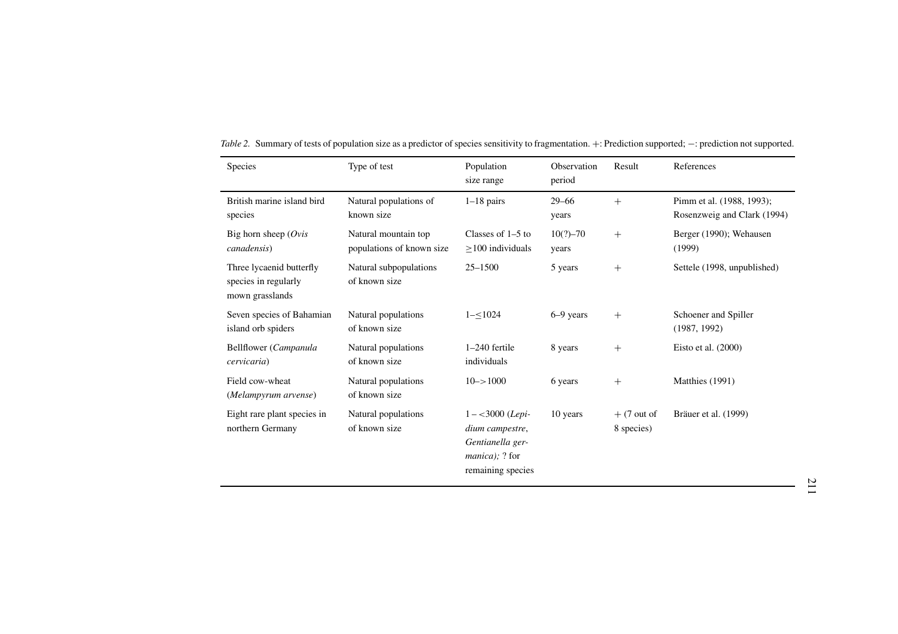*Table 2.* Summary of tests of population size as a predictor of species sensitivity to fragmentation. +: Prediction supported; −: prediction not supported.

| Species | Type of test | Population size range | Observation period | Result | References |
|---|---|---|---|---|---|
| British marine island bird species | Natural populations of known size | 1–18 pairs | 29–66 years | + | Pimm et al. (1988, 1993); Rosenzweig and Clark (1994) |
| Big horn sheep (*Ovis canadensis*) | Natural mountain top populations of known size | Classes of 1–5 to ≥100 individuals | 10(?)–70 years | + | Berger (1990); Wehausen (1999) |
| Three lycaenid butterfly species in regularly mown grasslands | Natural subpopulations of known size | 25–1500 | 5 years | + | Settele (1998, unpublished) |
| Seven species of Bahamian island orb spiders | Natural populations of known size | 1–≤1024 | 6–9 years | + | Schoener and Spiller (1987, 1992) |
| Bellflower (*Campanula cervicaria*) | Natural populations of known size | 1–240 fertile individuals | 8 years | + | Eisto et al. (2000) |
| Field cow-wheat (*Melampyrum arvense*) | Natural populations of known size | 10–>1000 | 6 years | + | Matthies (1991) |
| Eight rare plant species in northern Germany | Natural populations of known size | 1 – <3000 (*Lepidium campestre*, *Gentianella germanica*); ? for remaining species | 10 years | + (7 out of 8 species) | Bräuer et al. (1999) |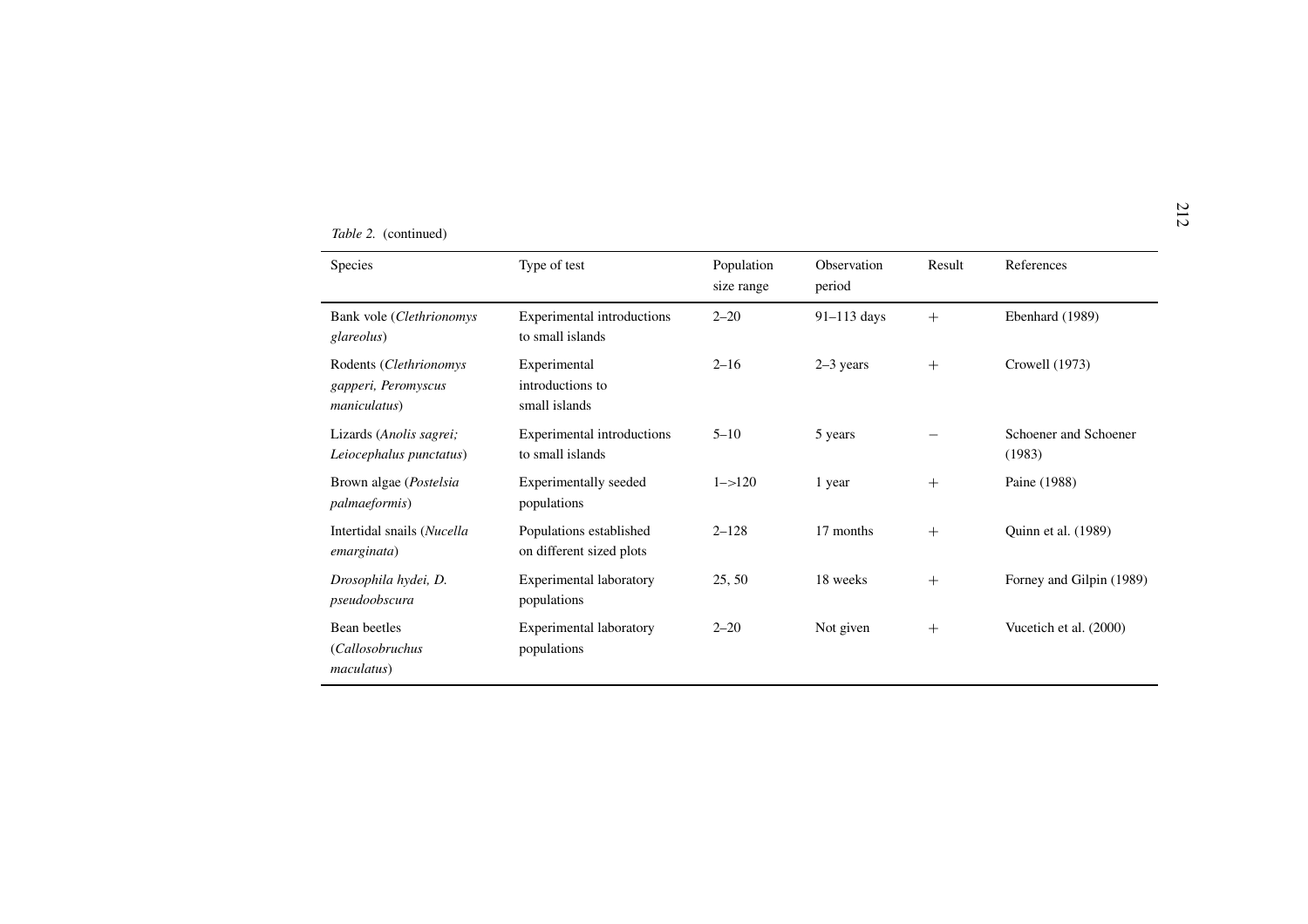*Table 2.* (continued)

| Species | Type of test | Population size range | Observation period | Result | References |
|---|---|---|---|---|---|
| Bank vole (*Clethrionomys glareolus*) | Experimental introductions to small islands | 2–20 | 91–113 days | + | Ebenhard (1989) |
| Rodents (*Clethrionomys gapperi, Peromyscus maniculatus*) | Experimental introductions to small islands | 2–16 | 2–3 years | + | Crowell (1973) |
| Lizards (*Anolis sagrei; Leiocephalus punctatus*) | Experimental introductions to small islands | 5–10 | 5 years | − | Schoener and Schoener (1983) |
| Brown algae (*Postelsia palmaeformis*) | Experimentally seeded populations | 1–>120 | 1 year | + | Paine (1988) |
| Intertidal snails (*Nucella emarginata*) | Populations established on different sized plots | 2–128 | 17 months | + | Quinn et al. (1989) |
| *Drosophila hydei, D. pseudoobscura* | Experimental laboratory populations | 25, 50 | 18 weeks | + | Forney and Gilpin (1989) |
| Bean beetles (*Callosobruchus maculatus*) | Experimental laboratory populations | 2–20 | Not given | + | Vucetich et al. (2000) |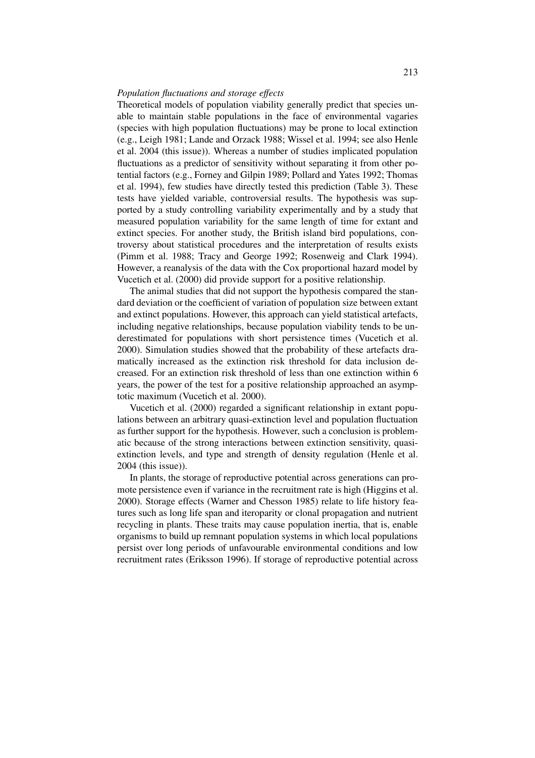*Population fluctuations and storage effects*

Theoretical models of population viability generally predict that species unable to maintain stable populations in the face of environmental vagaries (species with high population fluctuations) may be prone to local extinction (e.g., Leigh 1981; Lande and Orzack 1988; Wissel et al. 1994; see also Henle et al. 2004 (this issue)). Whereas a number of studies implicated population fluctuations as a predictor of sensitivity without separating it from other potential factors (e.g., Forney and Gilpin 1989; Pollard and Yates 1992; Thomas et al. 1994), few studies have directly tested this prediction (Table 3). These tests have yielded variable, controversial results. The hypothesis was supported by a study controlling variability experimentally and by a study that measured population variability for the same length of time for extant and extinct species. For another study, the British island bird populations, controversy about statistical procedures and the interpretation of results exists (Pimm et al. 1988; Tracy and George 1992; Rosenweig and Clark 1994). However, a reanalysis of the data with the Cox proportional hazard model by Vucetich et al. (2000) did provide support for a positive relationship.

The animal studies that did not support the hypothesis compared the standard deviation or the coefficient of variation of population size between extant and extinct populations. However, this approach can yield statistical artefacts, including negative relationships, because population viability tends to be underestimated for populations with short persistence times (Vucetich et al. 2000). Simulation studies showed that the probability of these artefacts dramatically increased as the extinction risk threshold for data inclusion decreased. For an extinction risk threshold of less than one extinction within 6 years, the power of the test for a positive relationship approached an asymptotic maximum (Vucetich et al. 2000).

Vucetich et al. (2000) regarded a significant relationship in extant populations between an arbitrary quasi-extinction level and population fluctuation as further support for the hypothesis. However, such a conclusion is problematic because of the strong interactions between extinction sensitivity, quasi-extinction levels, and type and strength of density regulation (Henle et al. 2004 (this issue)).

In plants, the storage of reproductive potential across generations can promote persistence even if variance in the recruitment rate is high (Higgins et al. 2000). Storage effects (Warner and Chesson 1985) relate to life history features such as long life span and iteroparity or clonal propagation and nutrient recycling in plants. These traits may cause population inertia, that is, enable organisms to build up remnant population systems in which local populations persist over long periods of unfavourable environmental conditions and low recruitment rates (Eriksson 1996). If storage of reproductive potential across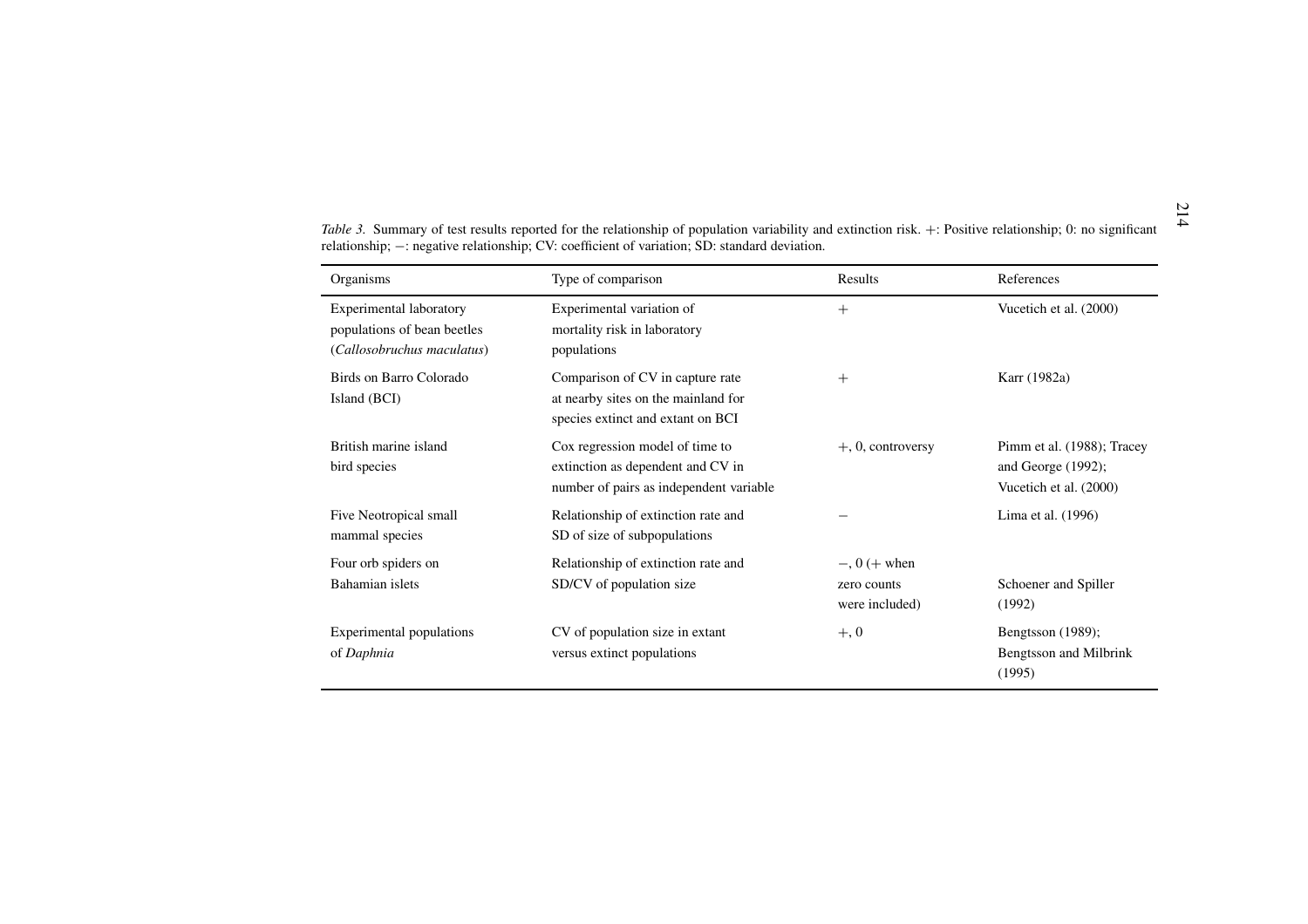*Table 3.* Summary of test results reported for the relationship of population variability and extinction risk. +: Positive relationship; 0: no significant relationship; −: negative relationship; CV: coefficient of variation; SD: standard deviation.

| Organisms | Type of comparison | Results | References |
|---|---|---|---|
| Experimental laboratory populations of bean beetles (*Callosobruchus maculatus*) | Experimental variation of mortality risk in laboratory populations | + | Vucetich et al. (2000) |
| Birds on Barro Colorado Island (BCI) | Comparison of CV in capture rate at nearby sites on the mainland for species extinct and extant on BCI | + | Karr (1982a) |
| British marine island bird species | Cox regression model of time to extinction as dependent and CV in number of pairs as independent variable | +, 0, controversy | Pimm et al. (1988); Tracey and George (1992); Vucetich et al. (2000) |
| Five Neotropical small mammal species | Relationship of extinction rate and SD of size of subpopulations | − | Lima et al. (1996) |
| Four orb spiders on Bahamian islets | Relationship of extinction rate and SD/CV of population size | −, 0 (+ when zero counts were included) | Schoener and Spiller (1992) |
| Experimental populations of *Daphnia* | CV of population size in extant versus extinct populations | +, 0 | Bengtsson (1989); Bengtsson and Milbrink (1995) |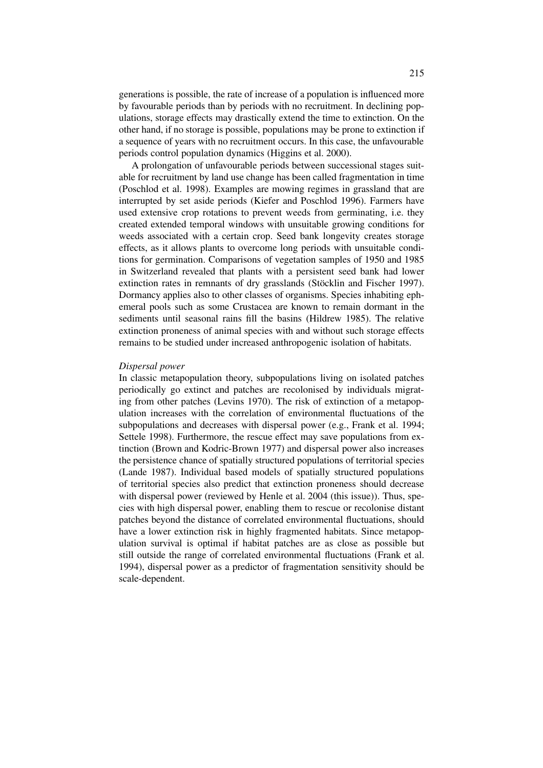generations is possible, the rate of increase of a population is influenced more by favourable periods than by periods with no recruitment. In declining populations, storage effects may drastically extend the time to extinction. On the other hand, if no storage is possible, populations may be prone to extinction if a sequence of years with no recruitment occurs. In this case, the unfavourable periods control population dynamics (Higgins et al. 2000).

A prolongation of unfavourable periods between successional stages suitable for recruitment by land use change has been called fragmentation in time (Poschlod et al. 1998). Examples are mowing regimes in grassland that are interrupted by set aside periods (Kiefer and Poschlod 1996). Farmers have used extensive crop rotations to prevent weeds from germinating, i.e. they created extended temporal windows with unsuitable growing conditions for weeds associated with a certain crop. Seed bank longevity creates storage effects, as it allows plants to overcome long periods with unsuitable conditions for germination. Comparisons of vegetation samples of 1950 and 1985 in Switzerland revealed that plants with a persistent seed bank had lower extinction rates in remnants of dry grasslands (Stöcklin and Fischer 1997). Dormancy applies also to other classes of organisms. Species inhabiting ephemeral pools such as some Crustacea are known to remain dormant in the sediments until seasonal rains fill the basins (Hildrew 1985). The relative extinction proneness of animal species with and without such storage effects remains to be studied under increased anthropogenic isolation of habitats.

*Dispersal power*

In classic metapopulation theory, subpopulations living on isolated patches periodically go extinct and patches are recolonised by individuals migrating from other patches (Levins 1970). The risk of extinction of a metapopulation increases with the correlation of environmental fluctuations of the subpopulations and decreases with dispersal power (e.g., Frank et al. 1994; Settele 1998). Furthermore, the rescue effect may save populations from extinction (Brown and Kodric-Brown 1977) and dispersal power also increases the persistence chance of spatially structured populations of territorial species (Lande 1987). Individual based models of spatially structured populations of territorial species also predict that extinction proneness should decrease with dispersal power (reviewed by Henle et al. 2004 (this issue)). Thus, species with high dispersal power, enabling them to rescue or recolonise distant patches beyond the distance of correlated environmental fluctuations, should have a lower extinction risk in highly fragmented habitats. Since metapopulation survival is optimal if habitat patches are as close as possible but still outside the range of correlated environmental fluctuations (Frank et al. 1994), dispersal power as a predictor of fragmentation sensitivity should be scale-dependent.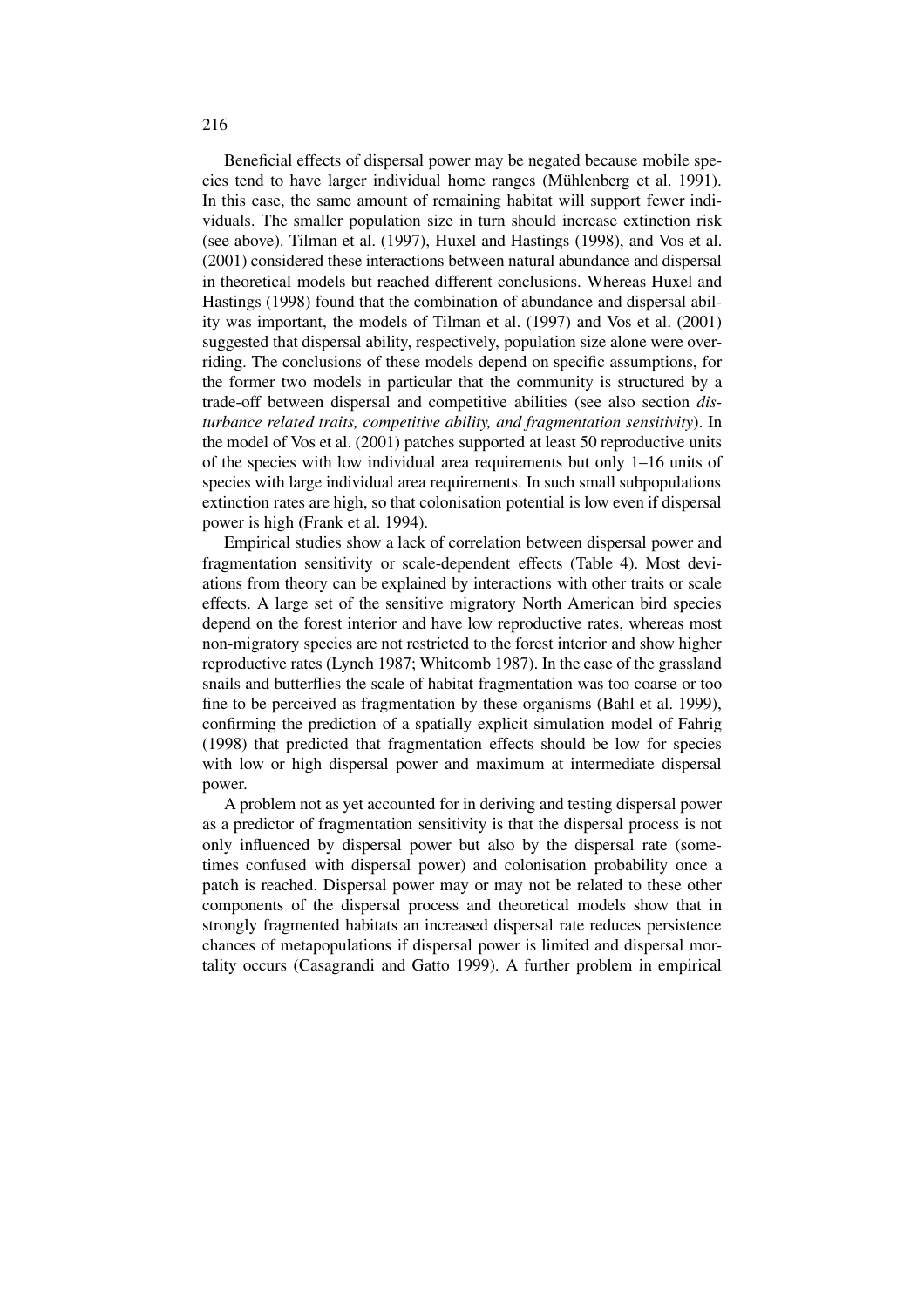Beneficial effects of dispersal power may be negated because mobile species tend to have larger individual home ranges (Mühlenberg et al. 1991). In this case, the same amount of remaining habitat will support fewer individuals. The smaller population size in turn should increase extinction risk (see above). Tilman et al. (1997), Huxel and Hastings (1998), and Vos et al. (2001) considered these interactions between natural abundance and dispersal in theoretical models but reached different conclusions. Whereas Huxel and Hastings (1998) found that the combination of abundance and dispersal ability was important, the models of Tilman et al. (1997) and Vos et al. (2001) suggested that dispersal ability, respectively, population size alone were overriding. The conclusions of these models depend on specific assumptions, for the former two models in particular that the community is structured by a trade-off between dispersal and competitive abilities (see also section *disturbance related traits, competitive ability, and fragmentation sensitivity*). In the model of Vos et al. (2001) patches supported at least 50 reproductive units of the species with low individual area requirements but only 1–16 units of species with large individual area requirements. In such small subpopulations extinction rates are high, so that colonisation potential is low even if dispersal power is high (Frank et al. 1994).

Empirical studies show a lack of correlation between dispersal power and fragmentation sensitivity or scale-dependent effects (Table 4). Most deviations from theory can be explained by interactions with other traits or scale effects. A large set of the sensitive migratory North American bird species depend on the forest interior and have low reproductive rates, whereas most non-migratory species are not restricted to the forest interior and show higher reproductive rates (Lynch 1987; Whitcomb 1987). In the case of the grassland snails and butterflies the scale of habitat fragmentation was too coarse or too fine to be perceived as fragmentation by these organisms (Bahl et al. 1999), confirming the prediction of a spatially explicit simulation model of Fahrig (1998) that predicted that fragmentation effects should be low for species with low or high dispersal power and maximum at intermediate dispersal power.

A problem not as yet accounted for in deriving and testing dispersal power as a predictor of fragmentation sensitivity is that the dispersal process is not only influenced by dispersal power but also by the dispersal rate (sometimes confused with dispersal power) and colonisation probability once a patch is reached. Dispersal power may or may not be related to these other components of the dispersal process and theoretical models show that in strongly fragmented habitats an increased dispersal rate reduces persistence chances of metapopulations if dispersal power is limited and dispersal mortality occurs (Casagrandi and Gatto 1999). A further problem in empirical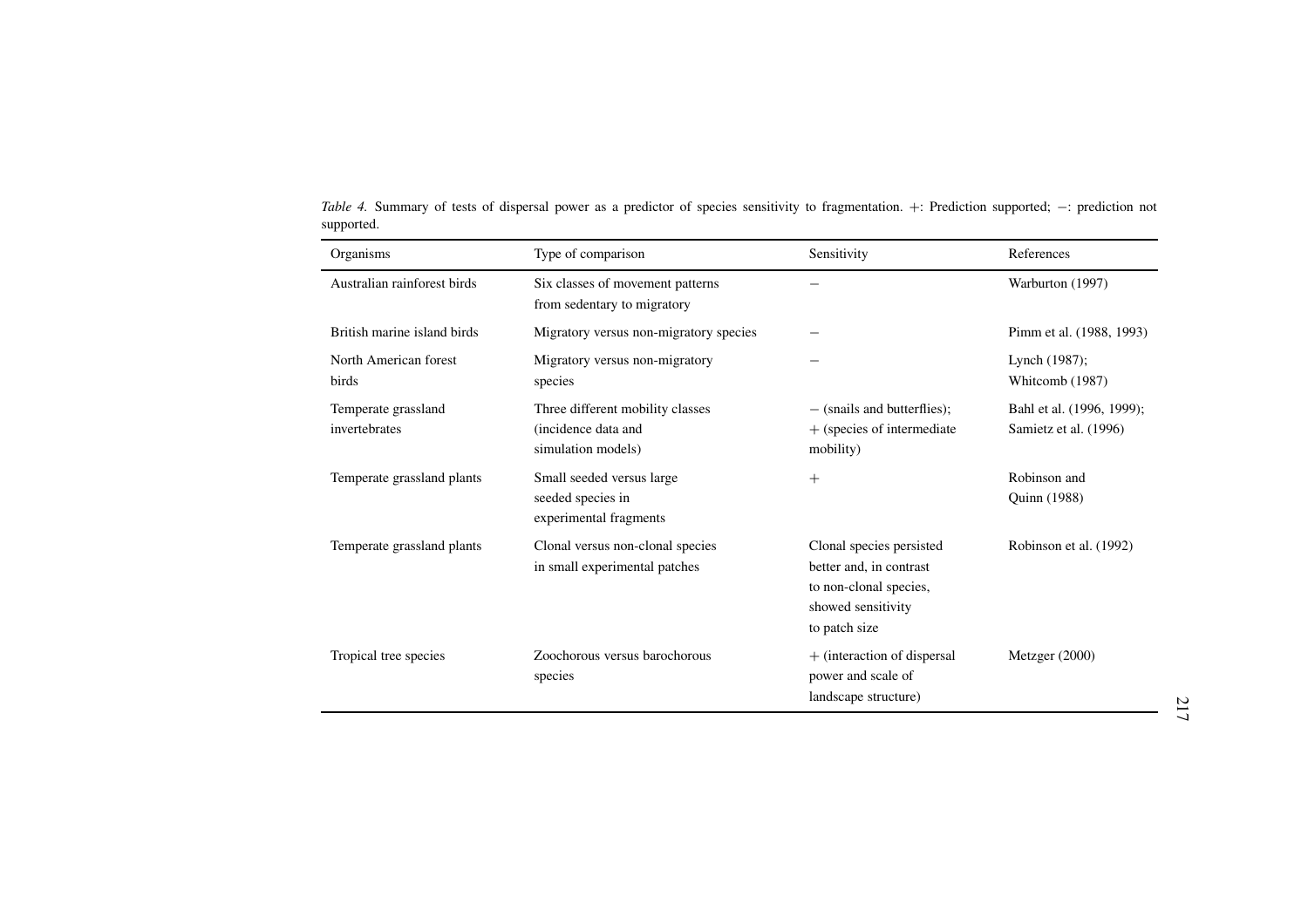*Table 4.* Summary of tests of dispersal power as a predictor of species sensitivity to fragmentation. +: Prediction supported; −: prediction not supported.

| Organisms | Type of comparison | Sensitivity | References |
|---|---|---|---|
| Australian rainforest birds | Six classes of movement patterns from sedentary to migratory | − | Warburton (1997) |
| British marine island birds | Migratory versus non-migratory species | − | Pimm et al. (1988, 1993) |
| North American forest birds | Migratory versus non-migratory species | − | Lynch (1987); Whitcomb (1987) |
| Temperate grassland invertebrates | Three different mobility classes (incidence data and simulation models) | − (snails and butterflies); + (species of intermediate mobility) | Bahl et al. (1996, 1999); Samietz et al. (1996) |
| Temperate grassland plants | Small seeded versus large seeded species in experimental fragments | + | Robinson and Quinn (1988) |
| Temperate grassland plants | Clonal versus non-clonal species in small experimental patches | Clonal species persisted better and, in contrast to non-clonal species, showed sensitivity to patch size | Robinson et al. (1992) |
| Tropical tree species | Zoochorous versus barochorous species | + (interaction of dispersal power and scale of landscape structure) | Metzger (2000) |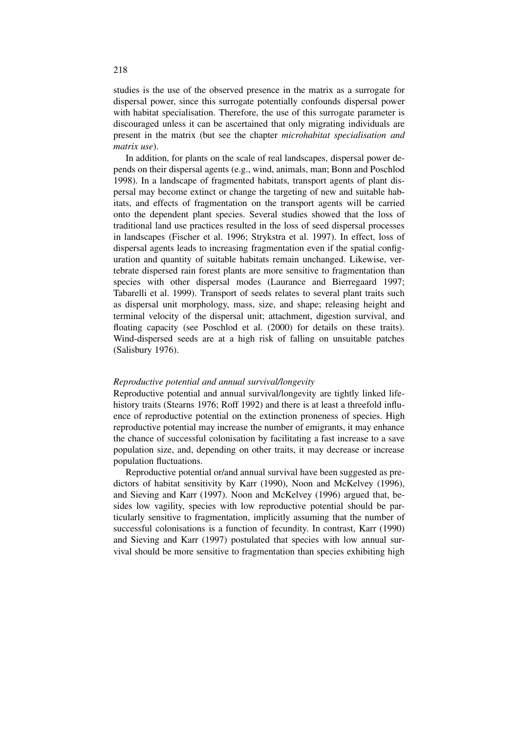studies is the use of the observed presence in the matrix as a surrogate for dispersal power, since this surrogate potentially confounds dispersal power with habitat specialisation. Therefore, the use of this surrogate parameter is discouraged unless it can be ascertained that only migrating individuals are present in the matrix (but see the chapter *microhabitat specialisation and matrix use*).

In addition, for plants on the scale of real landscapes, dispersal power depends on their dispersal agents (e.g., wind, animals, man; Bonn and Poschlod 1998). In a landscape of fragmented habitats, transport agents of plant dispersal may become extinct or change the targeting of new and suitable habitats, and effects of fragmentation on the transport agents will be carried onto the dependent plant species. Several studies showed that the loss of traditional land use practices resulted in the loss of seed dispersal processes in landscapes (Fischer et al. 1996; Strykstra et al. 1997). In effect, loss of dispersal agents leads to increasing fragmentation even if the spatial configuration and quantity of suitable habitats remain unchanged. Likewise, vertebrate dispersed rain forest plants are more sensitive to fragmentation than species with other dispersal modes (Laurance and Bierregaard 1997; Tabarelli et al. 1999). Transport of seeds relates to several plant traits such as dispersal unit morphology, mass, size, and shape; releasing height and terminal velocity of the dispersal unit; attachment, digestion survival, and floating capacity (see Poschlod et al. (2000) for details on these traits). Wind-dispersed seeds are at a high risk of falling on unsuitable patches (Salisbury 1976).

*Reproductive potential and annual survival/longevity*

Reproductive potential and annual survival/longevity are tightly linked life-history traits (Stearns 1976; Roff 1992) and there is at least a threefold influence of reproductive potential on the extinction proneness of species. High reproductive potential may increase the number of emigrants, it may enhance the chance of successful colonisation by facilitating a fast increase to a save population size, and, depending on other traits, it may decrease or increase population fluctuations.

Reproductive potential or/and annual survival have been suggested as predictors of habitat sensitivity by Karr (1990), Noon and McKelvey (1996), and Sieving and Karr (1997). Noon and McKelvey (1996) argued that, besides low vagility, species with low reproductive potential should be particularly sensitive to fragmentation, implicitly assuming that the number of successful colonisations is a function of fecundity. In contrast, Karr (1990) and Sieving and Karr (1997) postulated that species with low annual survival should be more sensitive to fragmentation than species exhibiting high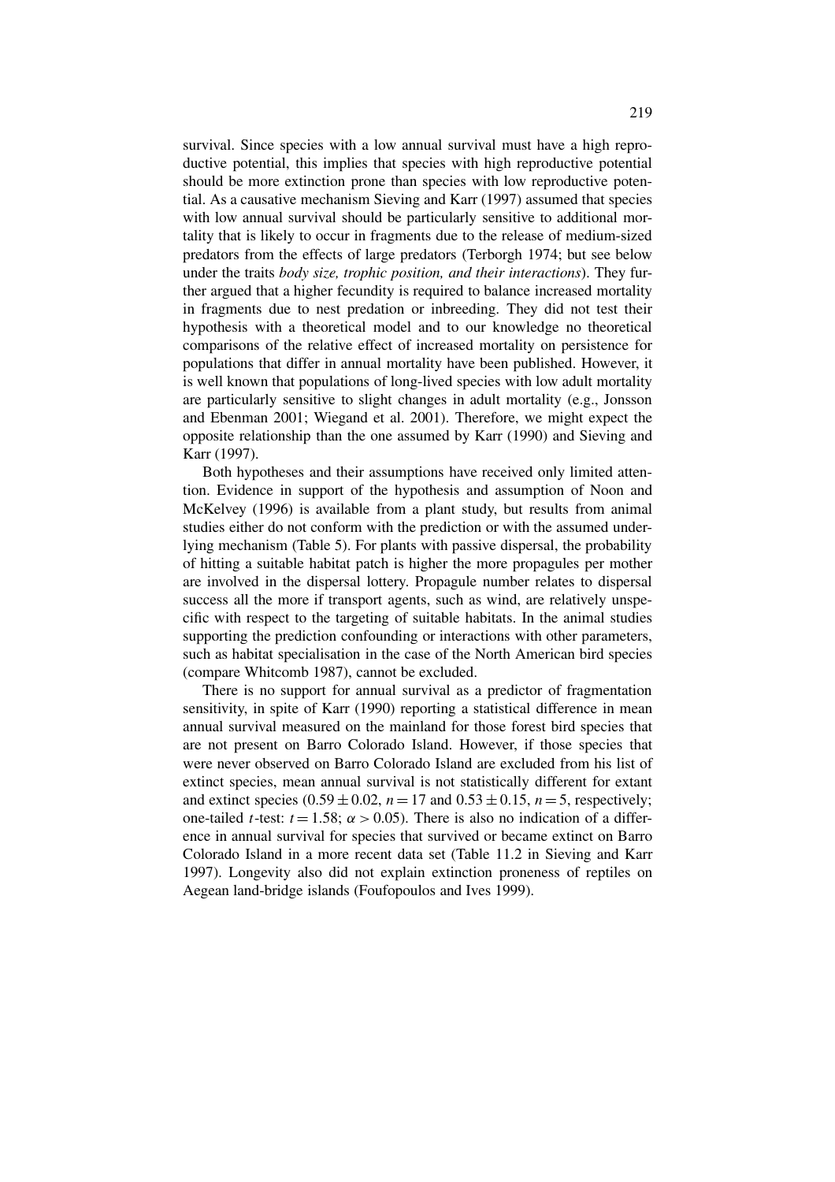survival. Since species with a low annual survival must have a high reproductive potential, this implies that species with high reproductive potential should be more extinction prone than species with low reproductive potential. As a causative mechanism Sieving and Karr (1997) assumed that species with low annual survival should be particularly sensitive to additional mortality that is likely to occur in fragments due to the release of medium-sized predators from the effects of large predators (Terborgh 1974; but see below under the traits *body size, trophic position, and their interactions*). They further argued that a higher fecundity is required to balance increased mortality in fragments due to nest predation or inbreeding. They did not test their hypothesis with a theoretical model and to our knowledge no theoretical comparisons of the relative effect of increased mortality on persistence for populations that differ in annual mortality have been published. However, it is well known that populations of long-lived species with low adult mortality are particularly sensitive to slight changes in adult mortality (e.g., Jonsson and Ebenman 2001; Wiegand et al. 2001). Therefore, we might expect the opposite relationship than the one assumed by Karr (1990) and Sieving and Karr (1997).

Both hypotheses and their assumptions have received only limited attention. Evidence in support of the hypothesis and assumption of Noon and McKelvey (1996) is available from a plant study, but results from animal studies either do not conform with the prediction or with the assumed underlying mechanism (Table 5). For plants with passive dispersal, the probability of hitting a suitable habitat patch is higher the more propagules per mother are involved in the dispersal lottery. Propagule number relates to dispersal success all the more if transport agents, such as wind, are relatively unspecific with respect to the targeting of suitable habitats. In the animal studies supporting the prediction confounding or interactions with other parameters, such as habitat specialisation in the case of the North American bird species (compare Whitcomb 1987), cannot be excluded.

There is no support for annual survival as a predictor of fragmentation sensitivity, in spite of Karr (1990) reporting a statistical difference in mean annual survival measured on the mainland for those forest bird species that are not present on Barro Colorado Island. However, if those species that were never observed on Barro Colorado Island are excluded from his list of extinct species, mean annual survival is not statistically different for extant and extinct species ($0.59 \pm 0.02$, $n = 17$ and $0.53 \pm 0.15$, $n = 5$, respectively; one-tailed $t$-test: $t = 1.58$; $\alpha > 0.05$). There is also no indication of a difference in annual survival for species that survived or became extinct on Barro Colorado Island in a more recent data set (Table 11.2 in Sieving and Karr 1997). Longevity also did not explain extinction proneness of reptiles on Aegean land-bridge islands (Foufopoulos and Ives 1999).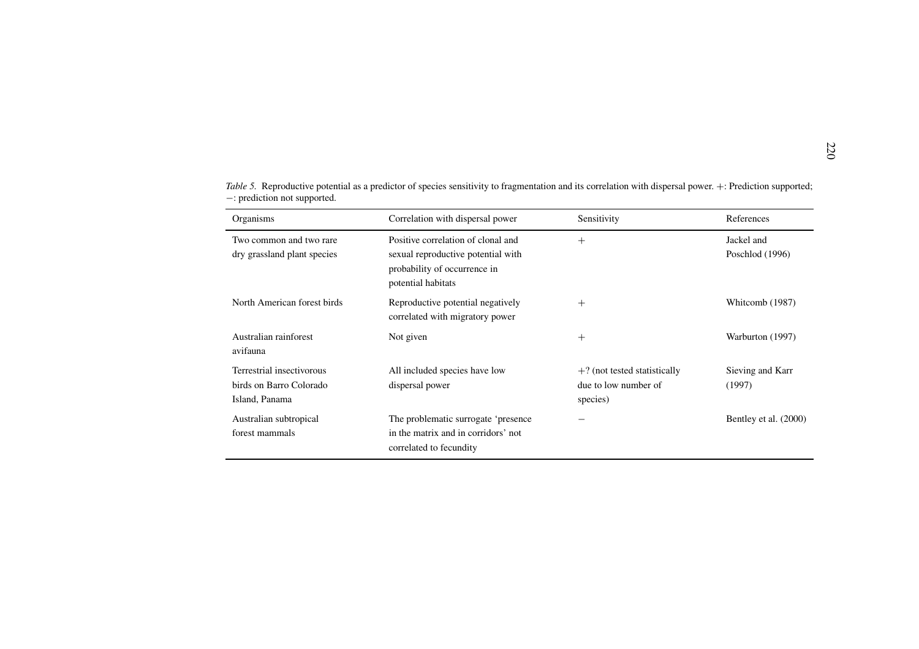*Table 5.* Reproductive potential as a predictor of species sensitivity to fragmentation and its correlation with dispersal power. +: Prediction supported; −: prediction not supported.

| Organisms | Correlation with dispersal power | Sensitivity | References |
|---|---|---|---|
| Two common and two rare dry grassland plant species | Positive correlation of clonal and sexual reproductive potential with probability of occurrence in potential habitats | + | Jackel and Poschlod (1996) |
| North American forest birds | Reproductive potential negatively correlated with migratory power | + | Whitcomb (1987) |
| Australian rainforest avifauna | Not given | + | Warburton (1997) |
| Terrestrial insectivorous birds on Barro Colorado Island, Panama | All included species have low dispersal power | +? (not tested statistically due to low number of species) | Sieving and Karr (1997) |
| Australian subtropical forest mammals | The problematic surrogate 'presence in the matrix and in corridors' not correlated to fecundity | − | Bentley et al. (2000) |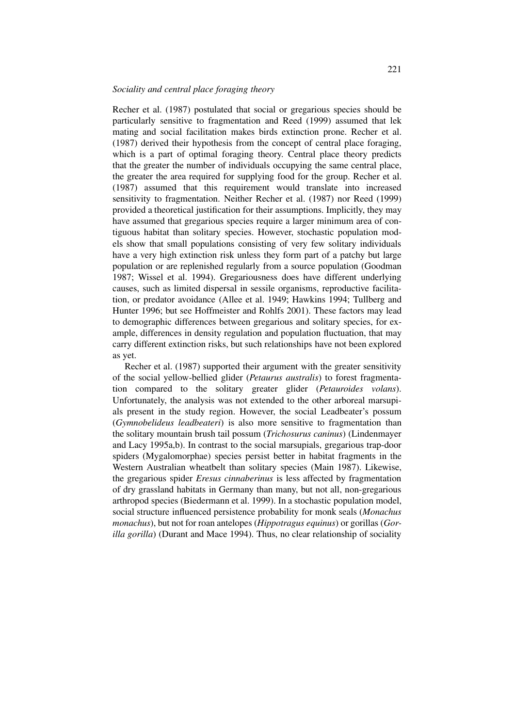*Sociality and central place foraging theory*

Recher et al. (1987) postulated that social or gregarious species should be particularly sensitive to fragmentation and Reed (1999) assumed that lek mating and social facilitation makes birds extinction prone. Recher et al. (1987) derived their hypothesis from the concept of central place foraging, which is a part of optimal foraging theory. Central place theory predicts that the greater the number of individuals occupying the same central place, the greater the area required for supplying food for the group. Recher et al. (1987) assumed that this requirement would translate into increased sensitivity to fragmentation. Neither Recher et al. (1987) nor Reed (1999) provided a theoretical justification for their assumptions. Implicitly, they may have assumed that gregarious species require a larger minimum area of contiguous habitat than solitary species. However, stochastic population models show that small populations consisting of very few solitary individuals have a very high extinction risk unless they form part of a patchy but large population or are replenished regularly from a source population (Goodman 1987; Wissel et al. 1994). Gregariousness does have different underlying causes, such as limited dispersal in sessile organisms, reproductive facilitation, or predator avoidance (Allee et al. 1949; Hawkins 1994; Tullberg and Hunter 1996; but see Hoffmeister and Rohlfs 2001). These factors may lead to demographic differences between gregarious and solitary species, for example, differences in density regulation and population fluctuation, that may carry different extinction risks, but such relationships have not been explored as yet.

Recher et al. (1987) supported their argument with the greater sensitivity of the social yellow-bellied glider (*Petaurus australis*) to forest fragmentation compared to the solitary greater glider (*Petauroides volans*). Unfortunately, the analysis was not extended to the other arboreal marsupials present in the study region. However, the social Leadbeater's possum (*Gymnobelideus leadbeateri*) is also more sensitive to fragmentation than the solitary mountain brush tail possum (*Trichosurus caninus*) (Lindenmayer and Lacy 1995a,b). In contrast to the social marsupials, gregarious trap-door spiders (Mygalomorphae) species persist better in habitat fragments in the Western Australian wheatbelt than solitary species (Main 1987). Likewise, the gregarious spider *Eresus cinnaberinus* is less affected by fragmentation of dry grassland habitats in Germany than many, but not all, non-gregarious arthropod species (Biedermann et al. 1999). In a stochastic population model, social structure influenced persistence probability for monk seals (*Monachus monachus*), but not for roan antelopes (*Hippotragus equinus*) or gorillas (*Gorilla gorilla*) (Durant and Mace 1994). Thus, no clear relationship of sociality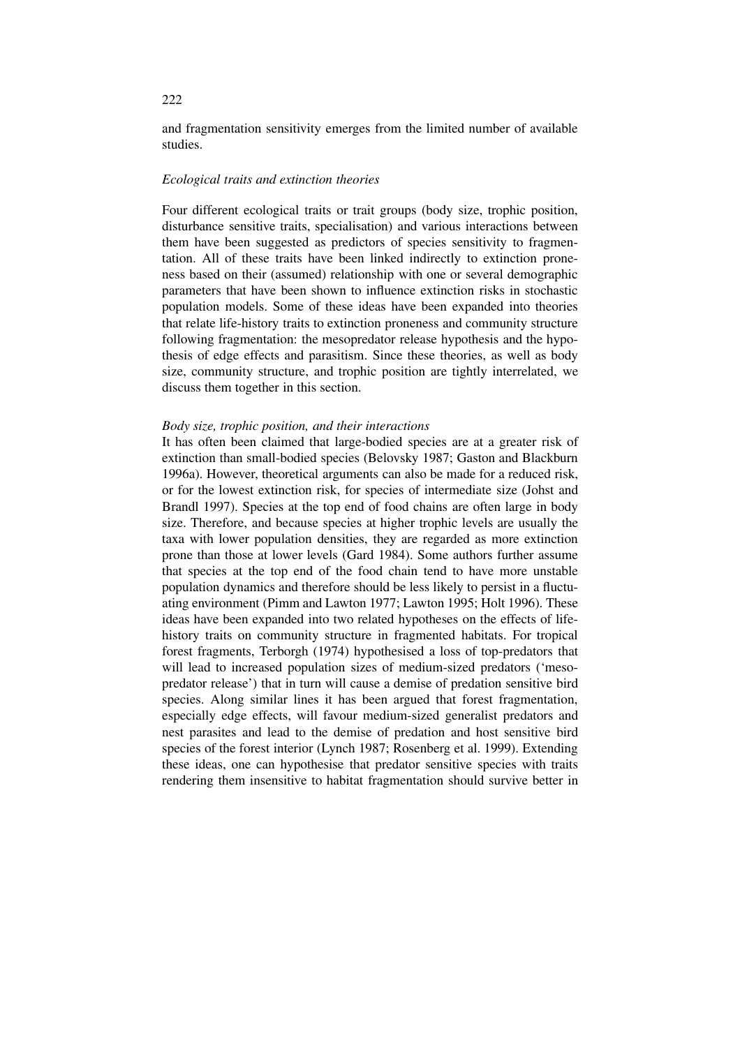and fragmentation sensitivity emerges from the limited number of available studies.

### *Ecological traits and extinction theories*

Four different ecological traits or trait groups (body size, trophic position, disturbance sensitive traits, specialisation) and various interactions between them have been suggested as predictors of species sensitivity to fragmentation. All of these traits have been linked indirectly to extinction proneness based on their (assumed) relationship with one or several demographic parameters that have been shown to influence extinction risks in stochastic population models. Some of these ideas have been expanded into theories that relate life-history traits to extinction proneness and community structure following fragmentation: the mesopredator release hypothesis and the hypothesis of edge effects and parasitism. Since these theories, as well as body size, community structure, and trophic position are tightly interrelated, we discuss them together in this section.

#### *Body size, trophic position, and their interactions*

It has often been claimed that large-bodied species are at a greater risk of extinction than small-bodied species (Belovsky 1987; Gaston and Blackburn 1996a). However, theoretical arguments can also be made for a reduced risk, or for the lowest extinction risk, for species of intermediate size (Johst and Brandl 1997). Species at the top end of food chains are often large in body size. Therefore, and because species at higher trophic levels are usually the taxa with lower population densities, they are regarded as more extinction prone than those at lower levels (Gard 1984). Some authors further assume that species at the top end of the food chain tend to have more unstable population dynamics and therefore should be less likely to persist in a fluctuating environment (Pimm and Lawton 1977; Lawton 1995; Holt 1996). These ideas have been expanded into two related hypotheses on the effects of life-history traits on community structure in fragmented habitats. For tropical forest fragments, Terborgh (1974) hypothesised a loss of top-predators that will lead to increased population sizes of medium-sized predators ('mesopredator release') that in turn will cause a demise of predation sensitive bird species. Along similar lines it has been argued that forest fragmentation, especially edge effects, will favour medium-sized generalist predators and nest parasites and lead to the demise of predation and host sensitive bird species of the forest interior (Lynch 1987; Rosenberg et al. 1999). Extending these ideas, one can hypothesise that predator sensitive species with traits rendering them insensitive to habitat fragmentation should survive better in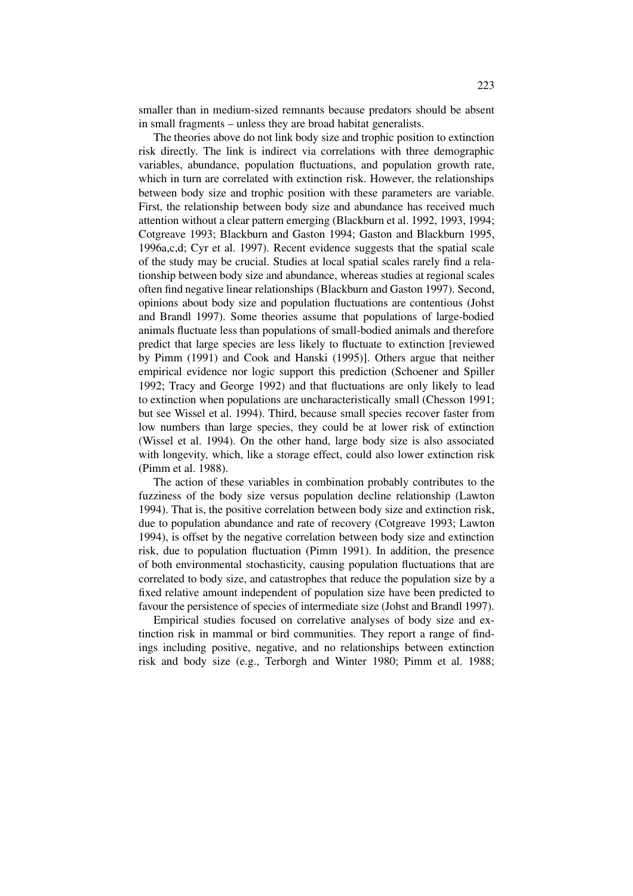smaller than in medium-sized remnants because predators should be absent in small fragments – unless they are broad habitat generalists.

The theories above do not link body size and trophic position to extinction risk directly. The link is indirect via correlations with three demographic variables, abundance, population fluctuations, and population growth rate, which in turn are correlated with extinction risk. However, the relationships between body size and trophic position with these parameters are variable. First, the relationship between body size and abundance has received much attention without a clear pattern emerging (Blackburn et al. 1992, 1993, 1994; Cotgreave 1993; Blackburn and Gaston 1994; Gaston and Blackburn 1995, 1996a,c,d; Cyr et al. 1997). Recent evidence suggests that the spatial scale of the study may be crucial. Studies at local spatial scales rarely find a relationship between body size and abundance, whereas studies at regional scales often find negative linear relationships (Blackburn and Gaston 1997). Second, opinions about body size and population fluctuations are contentious (Johst and Brandl 1997). Some theories assume that populations of large-bodied animals fluctuate less than populations of small-bodied animals and therefore predict that large species are less likely to fluctuate to extinction [reviewed by Pimm (1991) and Cook and Hanski (1995)]. Others argue that neither empirical evidence nor logic support this prediction (Schoener and Spiller 1992; Tracy and George 1992) and that fluctuations are only likely to lead to extinction when populations are uncharacteristically small (Chesson 1991; but see Wissel et al. 1994). Third, because small species recover faster from low numbers than large species, they could be at lower risk of extinction (Wissel et al. 1994). On the other hand, large body size is also associated with longevity, which, like a storage effect, could also lower extinction risk (Pimm et al. 1988).

The action of these variables in combination probably contributes to the fuzziness of the body size versus population decline relationship (Lawton 1994). That is, the positive correlation between body size and extinction risk, due to population abundance and rate of recovery (Cotgreave 1993; Lawton 1994), is offset by the negative correlation between body size and extinction risk, due to population fluctuation (Pimm 1991). In addition, the presence of both environmental stochasticity, causing population fluctuations that are correlated to body size, and catastrophes that reduce the population size by a fixed relative amount independent of population size have been predicted to favour the persistence of species of intermediate size (Johst and Brandl 1997).

Empirical studies focused on correlative analyses of body size and extinction risk in mammal or bird communities. They report a range of findings including positive, negative, and no relationships between extinction risk and body size (e.g., Terborgh and Winter 1980; Pimm et al. 1988;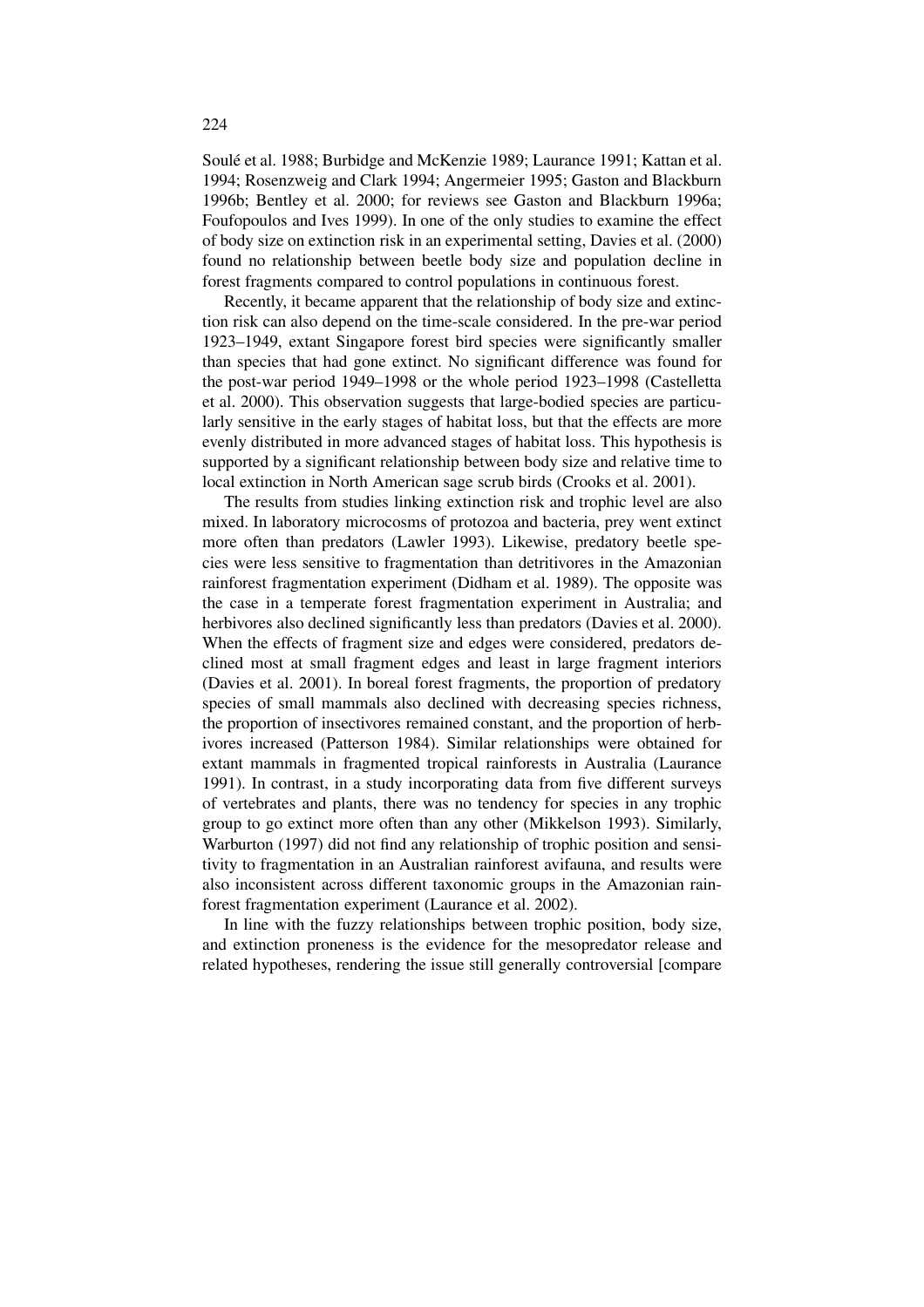Soulé et al. 1988; Burbidge and McKenzie 1989; Laurance 1991; Kattan et al. 1994; Rosenzweig and Clark 1994; Angermeier 1995; Gaston and Blackburn 1996b; Bentley et al. 2000; for reviews see Gaston and Blackburn 1996a; Foufopoulos and Ives 1999). In one of the only studies to examine the effect of body size on extinction risk in an experimental setting, Davies et al. (2000) found no relationship between beetle body size and population decline in forest fragments compared to control populations in continuous forest.

Recently, it became apparent that the relationship of body size and extinction risk can also depend on the time-scale considered. In the pre-war period 1923–1949, extant Singapore forest bird species were significantly smaller than species that had gone extinct. No significant difference was found for the post-war period 1949–1998 or the whole period 1923–1998 (Castelletta et al. 2000). This observation suggests that large-bodied species are particularly sensitive in the early stages of habitat loss, but that the effects are more evenly distributed in more advanced stages of habitat loss. This hypothesis is supported by a significant relationship between body size and relative time to local extinction in North American sage scrub birds (Crooks et al. 2001).

The results from studies linking extinction risk and trophic level are also mixed. In laboratory microcosms of protozoa and bacteria, prey went extinct more often than predators (Lawler 1993). Likewise, predatory beetle species were less sensitive to fragmentation than detritivores in the Amazonian rainforest fragmentation experiment (Didham et al. 1989). The opposite was the case in a temperate forest fragmentation experiment in Australia; and herbivores also declined significantly less than predators (Davies et al. 2000). When the effects of fragment size and edges were considered, predators declined most at small fragment edges and least in large fragment interiors (Davies et al. 2001). In boreal forest fragments, the proportion of predatory species of small mammals also declined with decreasing species richness, the proportion of insectivores remained constant, and the proportion of herbivores increased (Patterson 1984). Similar relationships were obtained for extant mammals in fragmented tropical rainforests in Australia (Laurance 1991). In contrast, in a study incorporating data from five different surveys of vertebrates and plants, there was no tendency for species in any trophic group to go extinct more often than any other (Mikkelson 1993). Similarly, Warburton (1997) did not find any relationship of trophic position and sensitivity to fragmentation in an Australian rainforest avifauna, and results were also inconsistent across different taxonomic groups in the Amazonian rainforest fragmentation experiment (Laurance et al. 2002).

In line with the fuzzy relationships between trophic position, body size, and extinction proneness is the evidence for the mesopredator release and related hypotheses, rendering the issue still generally controversial [compare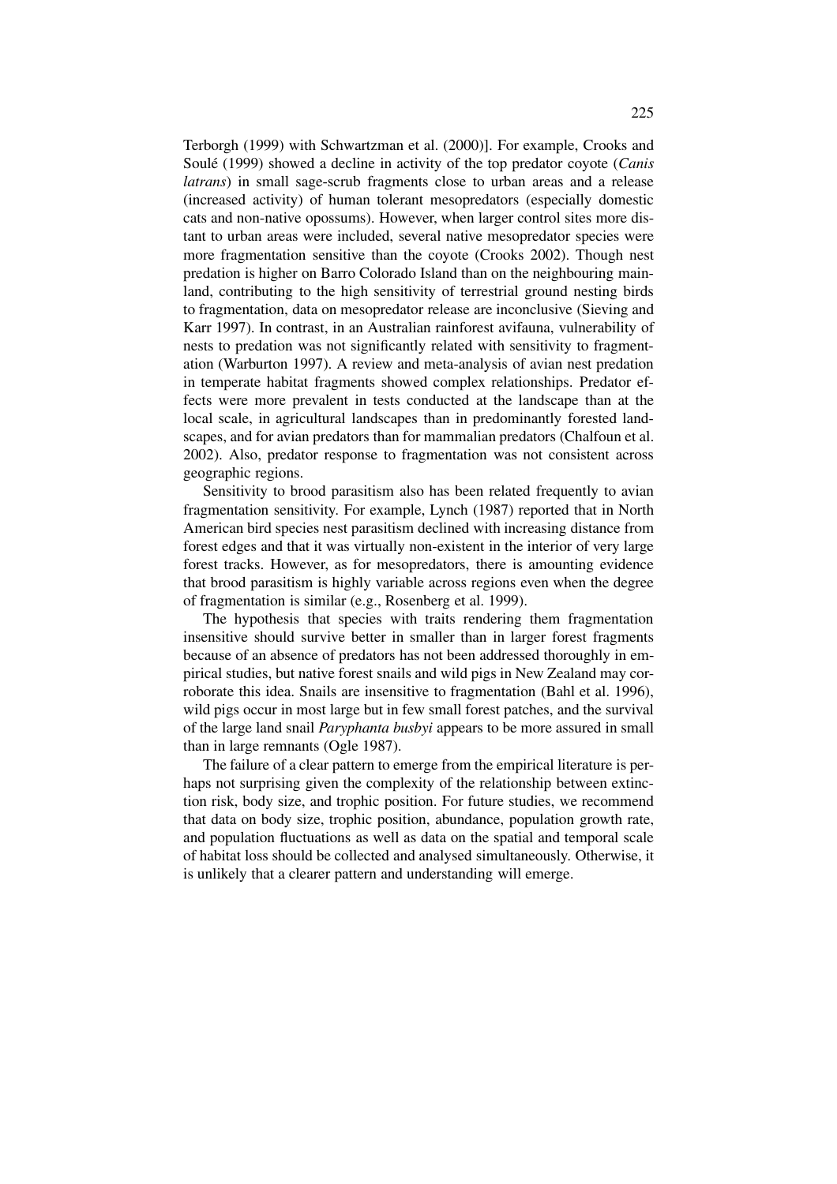Terborgh (1999) with Schwartzman et al. (2000)]. For example, Crooks and Soulé (1999) showed a decline in activity of the top predator coyote (*Canis latrans*) in small sage-scrub fragments close to urban areas and a release (increased activity) of human tolerant mesopredators (especially domestic cats and non-native opossums). However, when larger control sites more distant to urban areas were included, several native mesopredator species were more fragmentation sensitive than the coyote (Crooks 2002). Though nest predation is higher on Barro Colorado Island than on the neighbouring mainland, contributing to the high sensitivity of terrestrial ground nesting birds to fragmentation, data on mesopredator release are inconclusive (Sieving and Karr 1997). In contrast, in an Australian rainforest avifauna, vulnerability of nests to predation was not significantly related with sensitivity to fragmentation (Warburton 1997). A review and meta-analysis of avian nest predation in temperate habitat fragments showed complex relationships. Predator effects were more prevalent in tests conducted at the landscape than at the local scale, in agricultural landscapes than in predominantly forested landscapes, and for avian predators than for mammalian predators (Chalfoun et al. 2002). Also, predator response to fragmentation was not consistent across geographic regions.

Sensitivity to brood parasitism also has been related frequently to avian fragmentation sensitivity. For example, Lynch (1987) reported that in North American bird species nest parasitism declined with increasing distance from forest edges and that it was virtually non-existent in the interior of very large forest tracks. However, as for mesopredators, there is amounting evidence that brood parasitism is highly variable across regions even when the degree of fragmentation is similar (e.g., Rosenberg et al. 1999).

The hypothesis that species with traits rendering them fragmentation insensitive should survive better in smaller than in larger forest fragments because of an absence of predators has not been addressed thoroughly in empirical studies, but native forest snails and wild pigs in New Zealand may corroborate this idea. Snails are insensitive to fragmentation (Bahl et al. 1996), wild pigs occur in most large but in few small forest patches, and the survival of the large land snail *Paryphanta busbyi* appears to be more assured in small than in large remnants (Ogle 1987).

The failure of a clear pattern to emerge from the empirical literature is perhaps not surprising given the complexity of the relationship between extinction risk, body size, and trophic position. For future studies, we recommend that data on body size, trophic position, abundance, population growth rate, and population fluctuations as well as data on the spatial and temporal scale of habitat loss should be collected and analysed simultaneously. Otherwise, it is unlikely that a clearer pattern and understanding will emerge.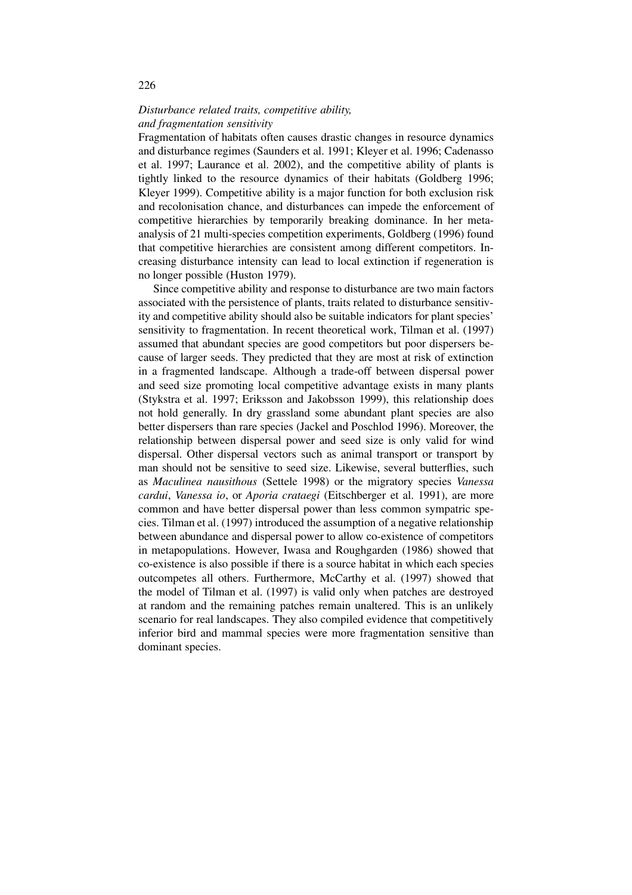### *Disturbance related traits, competitive ability, and fragmentation sensitivity*

Fragmentation of habitats often causes drastic changes in resource dynamics and disturbance regimes (Saunders et al. 1991; Kleyer et al. 1996; Cadenasso et al. 1997; Laurance et al. 2002), and the competitive ability of plants is tightly linked to the resource dynamics of their habitats (Goldberg 1996; Kleyer 1999). Competitive ability is a major function for both exclusion risk and recolonisation chance, and disturbances can impede the enforcement of competitive hierarchies by temporarily breaking dominance. In her meta-analysis of 21 multi-species competition experiments, Goldberg (1996) found that competitive hierarchies are consistent among different competitors. Increasing disturbance intensity can lead to local extinction if regeneration is no longer possible (Huston 1979).

Since competitive ability and response to disturbance are two main factors associated with the persistence of plants, traits related to disturbance sensitivity and competitive ability should also be suitable indicators for plant species' sensitivity to fragmentation. In recent theoretical work, Tilman et al. (1997) assumed that abundant species are good competitors but poor dispersers because of larger seeds. They predicted that they are most at risk of extinction in a fragmented landscape. Although a trade-off between dispersal power and seed size promoting local competitive advantage exists in many plants (Stykstra et al. 1997; Eriksson and Jakobsson 1999), this relationship does not hold generally. In dry grassland some abundant plant species are also better dispersers than rare species (Jackel and Poschlod 1996). Moreover, the relationship between dispersal power and seed size is only valid for wind dispersal. Other dispersal vectors such as animal transport or transport by man should not be sensitive to seed size. Likewise, several butterflies, such as *Maculinea nausithous* (Settele 1998) or the migratory species *Vanessa cardui*, *Vanessa io*, or *Aporia crataegi* (Eitschberger et al. 1991), are more common and have better dispersal power than less common sympatric species. Tilman et al. (1997) introduced the assumption of a negative relationship between abundance and dispersal power to allow co-existence of competitors in metapopulations. However, Iwasa and Roughgarden (1986) showed that co-existence is also possible if there is a source habitat in which each species outcompetes all others. Furthermore, McCarthy et al. (1997) showed that the model of Tilman et al. (1997) is valid only when patches are destroyed at random and the remaining patches remain unaltered. This is an unlikely scenario for real landscapes. They also compiled evidence that competitively inferior bird and mammal species were more fragmentation sensitive than dominant species.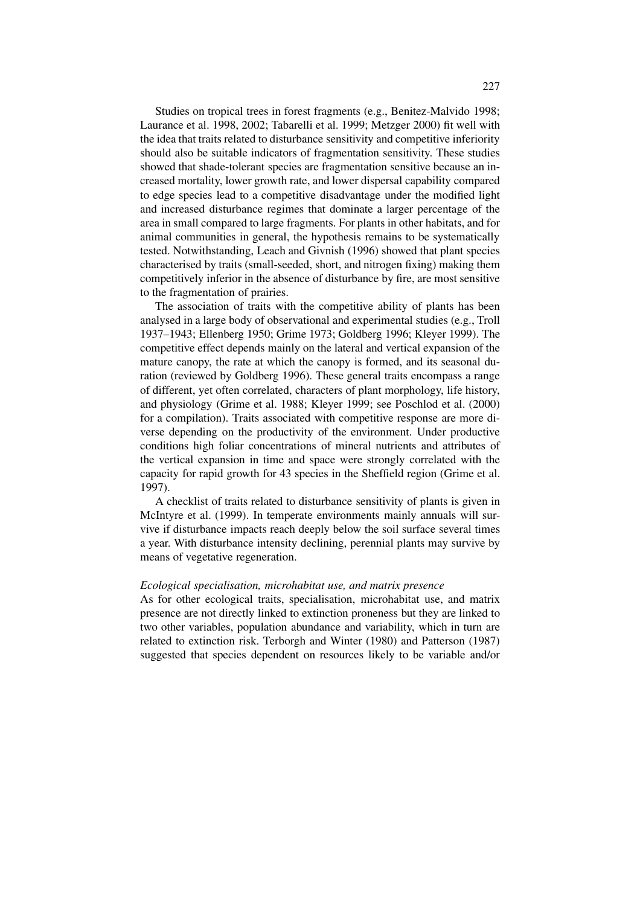Studies on tropical trees in forest fragments (e.g., Benitez-Malvido 1998; Laurance et al. 1998, 2002; Tabarelli et al. 1999; Metzger 2000) fit well with the idea that traits related to disturbance sensitivity and competitive inferiority should also be suitable indicators of fragmentation sensitivity. These studies showed that shade-tolerant species are fragmentation sensitive because an increased mortality, lower growth rate, and lower dispersal capability compared to edge species lead to a competitive disadvantage under the modified light and increased disturbance regimes that dominate a larger percentage of the area in small compared to large fragments. For plants in other habitats, and for animal communities in general, the hypothesis remains to be systematically tested. Notwithstanding, Leach and Givnish (1996) showed that plant species characterised by traits (small-seeded, short, and nitrogen fixing) making them competitively inferior in the absence of disturbance by fire, are most sensitive to the fragmentation of prairies.

The association of traits with the competitive ability of plants has been analysed in a large body of observational and experimental studies (e.g., Troll 1937–1943; Ellenberg 1950; Grime 1973; Goldberg 1996; Kleyer 1999). The competitive effect depends mainly on the lateral and vertical expansion of the mature canopy, the rate at which the canopy is formed, and its seasonal duration (reviewed by Goldberg 1996). These general traits encompass a range of different, yet often correlated, characters of plant morphology, life history, and physiology (Grime et al. 1988; Kleyer 1999; see Poschlod et al. (2000) for a compilation). Traits associated with competitive response are more diverse depending on the productivity of the environment. Under productive conditions high foliar concentrations of mineral nutrients and attributes of the vertical expansion in time and space were strongly correlated with the capacity for rapid growth for 43 species in the Sheffield region (Grime et al. 1997).

A checklist of traits related to disturbance sensitivity of plants is given in McIntyre et al. (1999). In temperate environments mainly annuals will survive if disturbance impacts reach deeply below the soil surface several times a year. With disturbance intensity declining, perennial plants may survive by means of vegetative regeneration.

*Ecological specialisation, microhabitat use, and matrix presence*

As for other ecological traits, specialisation, microhabitat use, and matrix presence are not directly linked to extinction proneness but they are linked to two other variables, population abundance and variability, which in turn are related to extinction risk. Terborgh and Winter (1980) and Patterson (1987) suggested that species dependent on resources likely to be variable and/or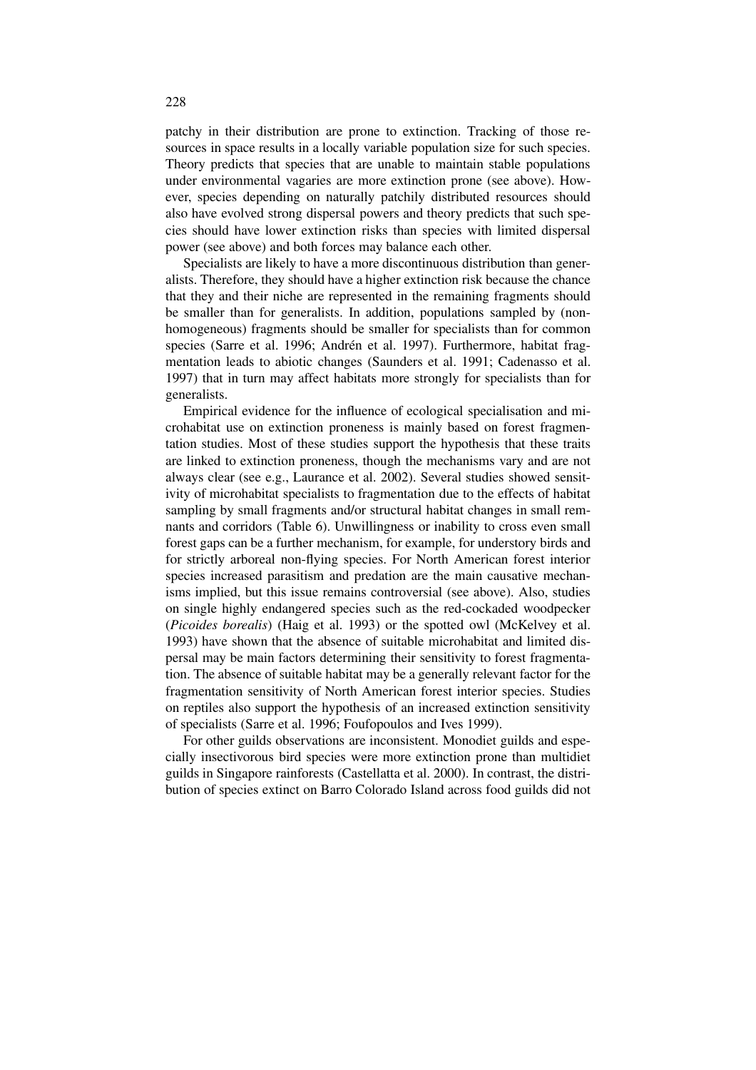patchy in their distribution are prone to extinction. Tracking of those resources in space results in a locally variable population size for such species. Theory predicts that species that are unable to maintain stable populations under environmental vagaries are more extinction prone (see above). However, species depending on naturally patchily distributed resources should also have evolved strong dispersal powers and theory predicts that such species should have lower extinction risks than species with limited dispersal power (see above) and both forces may balance each other.

Specialists are likely to have a more discontinuous distribution than generalists. Therefore, they should have a higher extinction risk because the chance that they and their niche are represented in the remaining fragments should be smaller than for generalists. In addition, populations sampled by (nonhomogeneous) fragments should be smaller for specialists than for common species (Sarre et al. 1996; Andrén et al. 1997). Furthermore, habitat fragmentation leads to abiotic changes (Saunders et al. 1991; Cadenasso et al. 1997) that in turn may affect habitats more strongly for specialists than for generalists.

Empirical evidence for the influence of ecological specialisation and microhabitat use on extinction proneness is mainly based on forest fragmentation studies. Most of these studies support the hypothesis that these traits are linked to extinction proneness, though the mechanisms vary and are not always clear (see e.g., Laurance et al. 2002). Several studies showed sensitivity of microhabitat specialists to fragmentation due to the effects of habitat sampling by small fragments and/or structural habitat changes in small remnants and corridors (Table 6). Unwillingness or inability to cross even small forest gaps can be a further mechanism, for example, for understory birds and for strictly arboreal non-flying species. For North American forest interior species increased parasitism and predation are the main causative mechanisms implied, but this issue remains controversial (see above). Also, studies on single highly endangered species such as the red-cockaded woodpecker (*Picoides borealis*) (Haig et al. 1993) or the spotted owl (McKelvey et al. 1993) have shown that the absence of suitable microhabitat and limited dispersal may be main factors determining their sensitivity to forest fragmentation. The absence of suitable habitat may be a generally relevant factor for the fragmentation sensitivity of North American forest interior species. Studies on reptiles also support the hypothesis of an increased extinction sensitivity of specialists (Sarre et al. 1996; Foufopoulos and Ives 1999).

For other guilds observations are inconsistent. Monodiet guilds and especially insectivorous bird species were more extinction prone than multidiet guilds in Singapore rainforests (Castellatta et al. 2000). In contrast, the distribution of species extinct on Barro Colorado Island across food guilds did not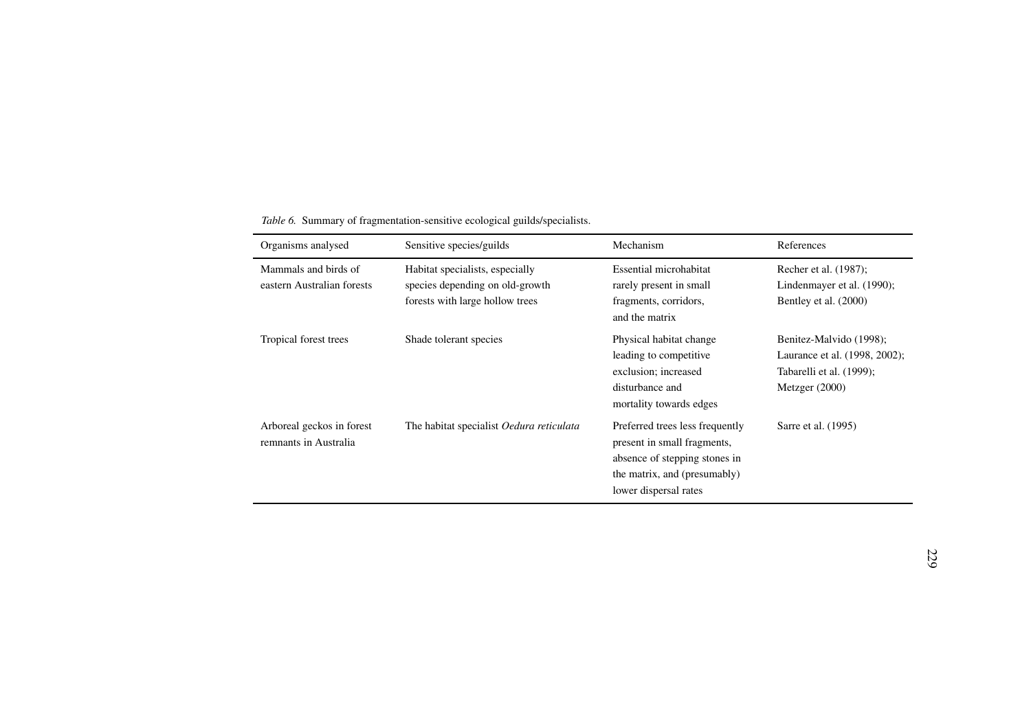*Table 6.* Summary of fragmentation-sensitive ecological guilds/specialists.

| Organisms analysed | Sensitive species/guilds | Mechanism | References |
|---|---|---|---|
| Mammals and birds of eastern Australian forests | Habitat specialists, especially species depending on old-growth forests with large hollow trees | Essential microhabitat rarely present in small fragments, corridors, and the matrix | Recher et al. (1987); Lindenmayer et al. (1990); Bentley et al. (2000) |
| Tropical forest trees | Shade tolerant species | Physical habitat change leading to competitive exclusion; increased disturbance and mortality towards edges | Benitez-Malvido (1998); Laurance et al. (1998, 2002); Tabarelli et al. (1999); Metzger (2000) |
| Arboreal geckos in forest remnants in Australia | The habitat specialist *Oedura reticulata* | Preferred trees less frequently present in small fragments, absence of stepping stones in the matrix, and (presumably) lower dispersal rates | Sarre et al. (1995) |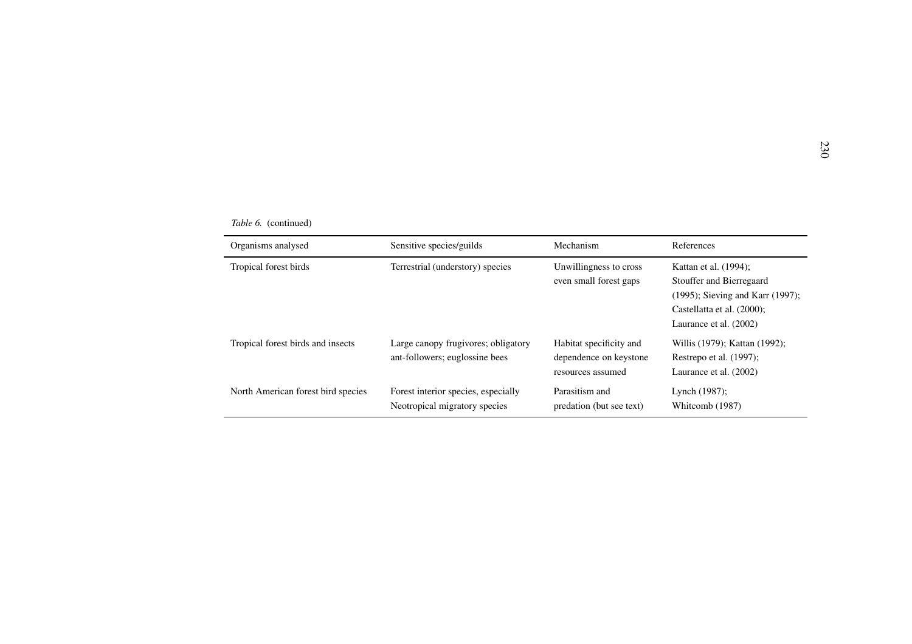*Table 6.* (continued)

| Organisms analysed | Sensitive species/guilds | Mechanism | References |
|---|---|---|---|
| Tropical forest birds | Terrestrial (understory) species | Unwillingness to cross even small forest gaps | Kattan et al. (1994); Stouffer and Bierregaard (1995); Sieving and Karr (1997); Castellatta et al. (2000); Laurance et al. (2002) |
| Tropical forest birds and insects | Large canopy frugivores; obligatory ant-followers; euglossine bees | Habitat specificity and dependence on keystone resources assumed | Willis (1979); Kattan (1992); Restrepo et al. (1997); Laurance et al. (2002) |
| North American forest bird species | Forest interior species, especially Neotropical migratory species | Parasitism and predation (but see text) | Lynch (1987); Whitcomb (1987) |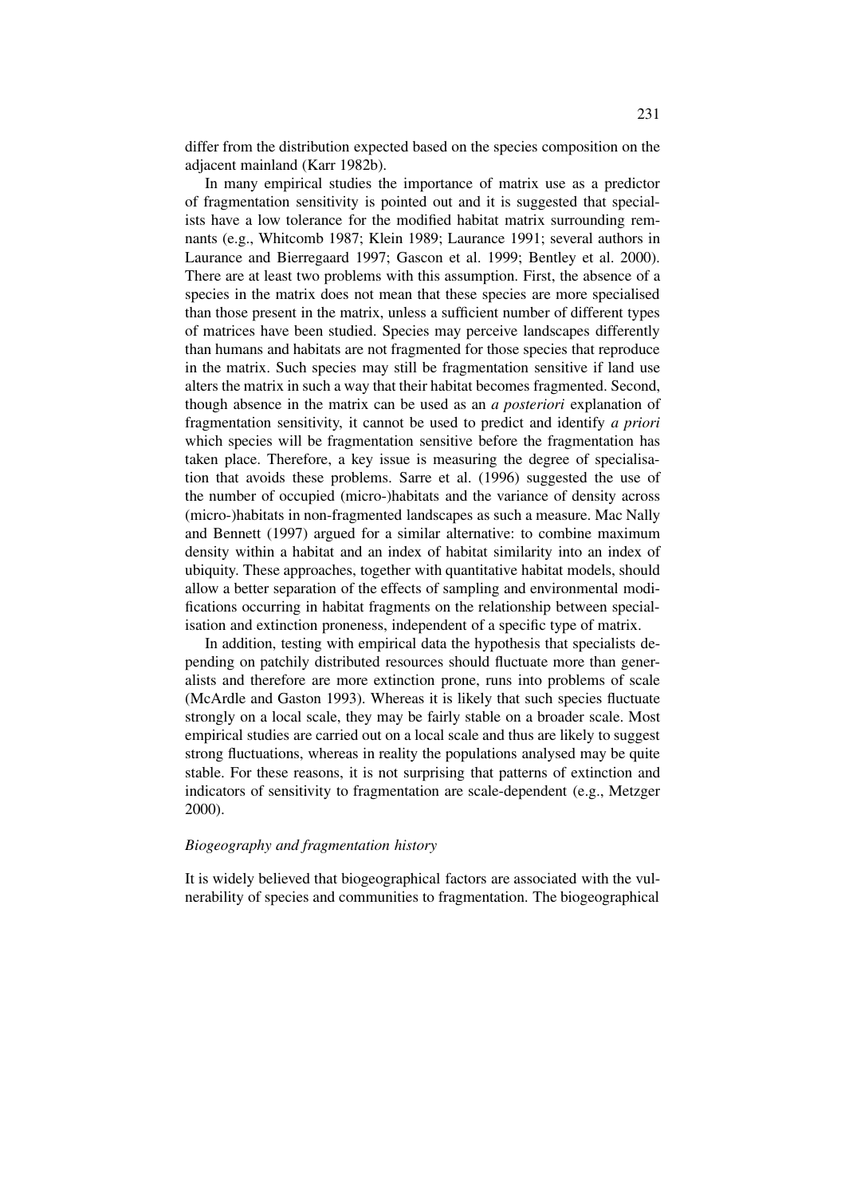differ from the distribution expected based on the species composition on the adjacent mainland (Karr 1982b).

In many empirical studies the importance of matrix use as a predictor of fragmentation sensitivity is pointed out and it is suggested that specialists have a low tolerance for the modified habitat matrix surrounding remnants (e.g., Whitcomb 1987; Klein 1989; Laurance 1991; several authors in Laurance and Bierregaard 1997; Gascon et al. 1999; Bentley et al. 2000). There are at least two problems with this assumption. First, the absence of a species in the matrix does not mean that these species are more specialised than those present in the matrix, unless a sufficient number of different types of matrices have been studied. Species may perceive landscapes differently than humans and habitats are not fragmented for those species that reproduce in the matrix. Such species may still be fragmentation sensitive if land use alters the matrix in such a way that their habitat becomes fragmented. Second, though absence in the matrix can be used as an *a posteriori* explanation of fragmentation sensitivity, it cannot be used to predict and identify *a priori* which species will be fragmentation sensitive before the fragmentation has taken place. Therefore, a key issue is measuring the degree of specialisation that avoids these problems. Sarre et al. (1996) suggested the use of the number of occupied (micro-)habitats and the variance of density across (micro-)habitats in non-fragmented landscapes as such a measure. Mac Nally and Bennett (1997) argued for a similar alternative: to combine maximum density within a habitat and an index of habitat similarity into an index of ubiquity. These approaches, together with quantitative habitat models, should allow a better separation of the effects of sampling and environmental modifications occurring in habitat fragments on the relationship between specialisation and extinction proneness, independent of a specific type of matrix.

In addition, testing with empirical data the hypothesis that specialists depending on patchily distributed resources should fluctuate more than generalists and therefore are more extinction prone, runs into problems of scale (McArdle and Gaston 1993). Whereas it is likely that such species fluctuate strongly on a local scale, they may be fairly stable on a broader scale. Most empirical studies are carried out on a local scale and thus are likely to suggest strong fluctuations, whereas in reality the populations analysed may be quite stable. For these reasons, it is not surprising that patterns of extinction and indicators of sensitivity to fragmentation are scale-dependent (e.g., Metzger 2000).

### *Biogeography and fragmentation history*

It is widely believed that biogeographical factors are associated with the vulnerability of species and communities to fragmentation. The biogeographical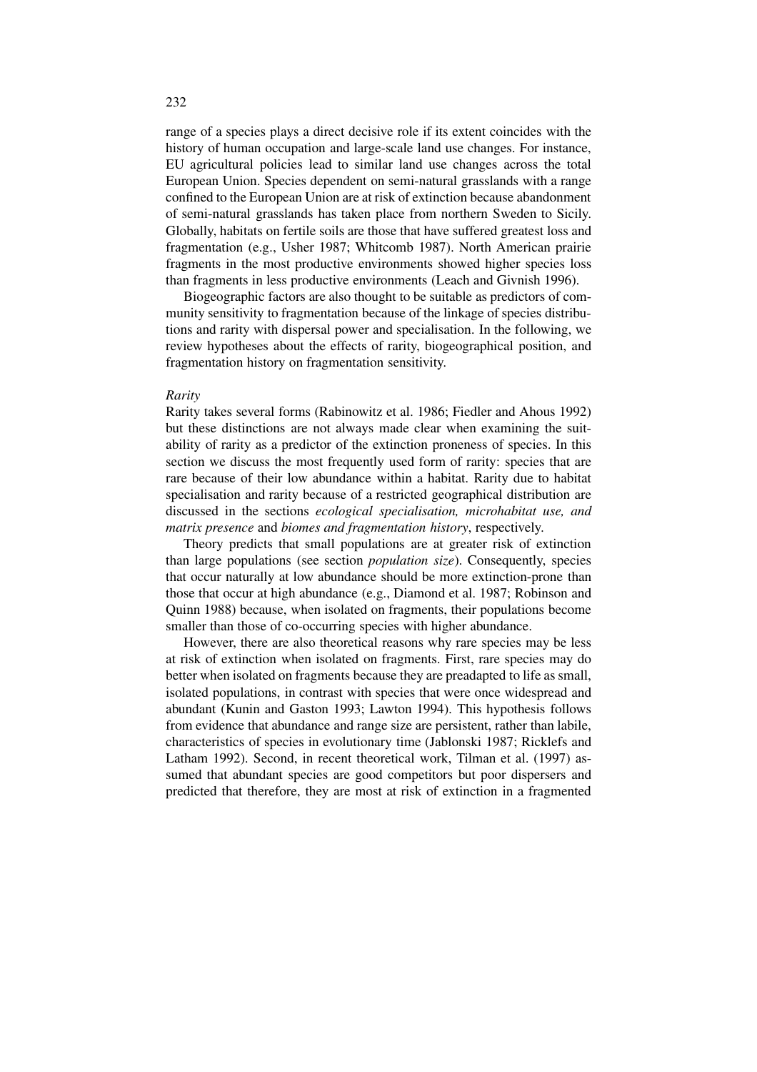range of a species plays a direct decisive role if its extent coincides with the history of human occupation and large-scale land use changes. For instance, EU agricultural policies lead to similar land use changes across the total European Union. Species dependent on semi-natural grasslands with a range confined to the European Union are at risk of extinction because abandonment of semi-natural grasslands has taken place from northern Sweden to Sicily. Globally, habitats on fertile soils are those that have suffered greatest loss and fragmentation (e.g., Usher 1987; Whitcomb 1987). North American prairie fragments in the most productive environments showed higher species loss than fragments in less productive environments (Leach and Givnish 1996).

Biogeographic factors are also thought to be suitable as predictors of community sensitivity to fragmentation because of the linkage of species distributions and rarity with dispersal power and specialisation. In the following, we review hypotheses about the effects of rarity, biogeographical position, and fragmentation history on fragmentation sensitivity.

*Rarity*

Rarity takes several forms (Rabinowitz et al. 1986; Fiedler and Ahous 1992) but these distinctions are not always made clear when examining the suitability of rarity as a predictor of the extinction proneness of species. In this section we discuss the most frequently used form of rarity: species that are rare because of their low abundance within a habitat. Rarity due to habitat specialisation and rarity because of a restricted geographical distribution are discussed in the sections *ecological specialisation, microhabitat use, and matrix presence* and *biomes and fragmentation history*, respectively.

Theory predicts that small populations are at greater risk of extinction than large populations (see section *population size*). Consequently, species that occur naturally at low abundance should be more extinction-prone than those that occur at high abundance (e.g., Diamond et al. 1987; Robinson and Quinn 1988) because, when isolated on fragments, their populations become smaller than those of co-occurring species with higher abundance.

However, there are also theoretical reasons why rare species may be less at risk of extinction when isolated on fragments. First, rare species may do better when isolated on fragments because they are preadapted to life as small, isolated populations, in contrast with species that were once widespread and abundant (Kunin and Gaston 1993; Lawton 1994). This hypothesis follows from evidence that abundance and range size are persistent, rather than labile, characteristics of species in evolutionary time (Jablonski 1987; Ricklefs and Latham 1992). Second, in recent theoretical work, Tilman et al. (1997) assumed that abundant species are good competitors but poor dispersers and predicted that therefore, they are most at risk of extinction in a fragmented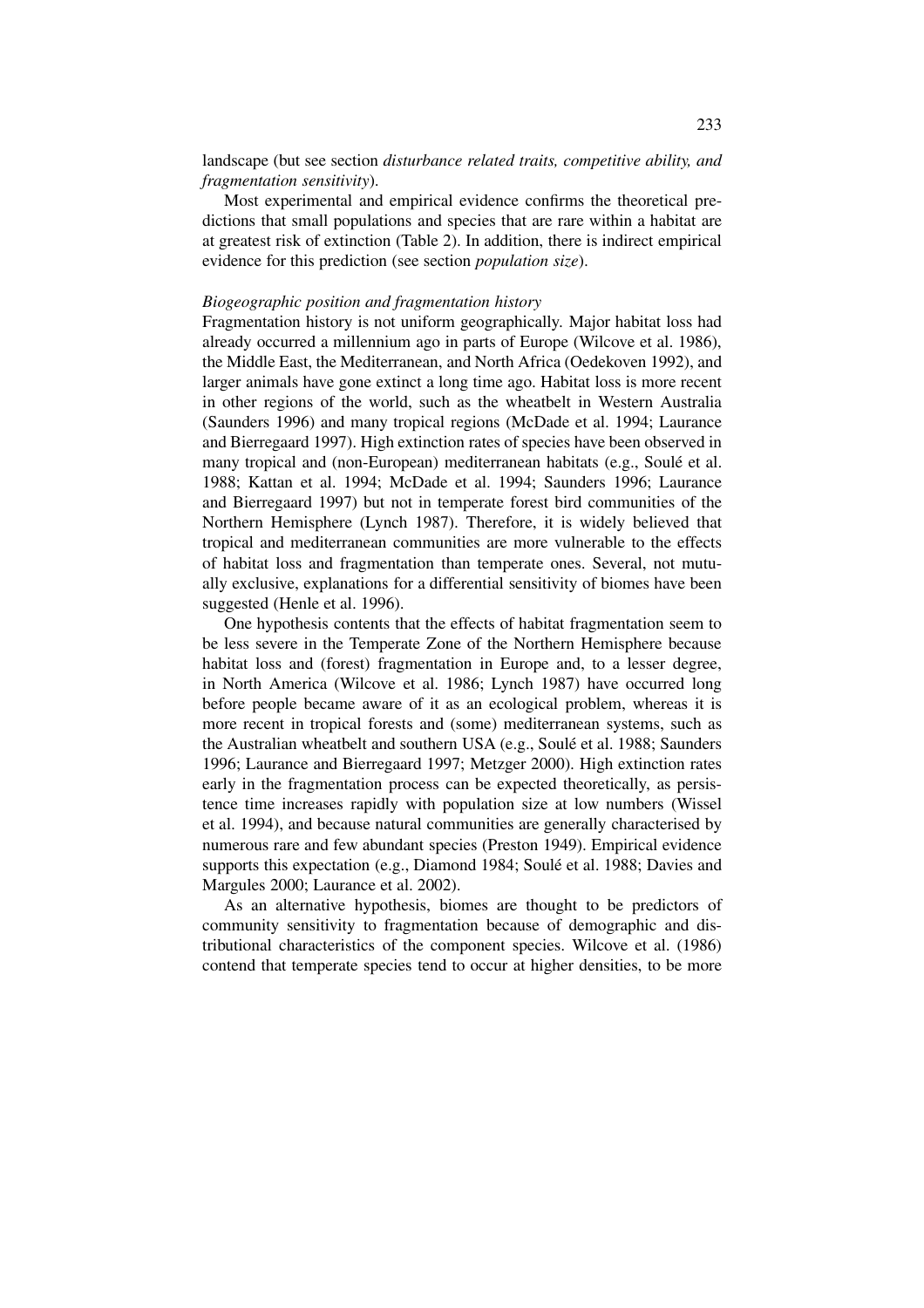landscape (but see section *disturbance related traits, competitive ability, and fragmentation sensitivity*).

Most experimental and empirical evidence confirms the theoretical predictions that small populations and species that are rare within a habitat are at greatest risk of extinction (Table 2). In addition, there is indirect empirical evidence for this prediction (see section *population size*).

*Biogeographic position and fragmentation history*

Fragmentation history is not uniform geographically. Major habitat loss had already occurred a millennium ago in parts of Europe (Wilcove et al. 1986), the Middle East, the Mediterranean, and North Africa (Oedekoven 1992), and larger animals have gone extinct a long time ago. Habitat loss is more recent in other regions of the world, such as the wheatbelt in Western Australia (Saunders 1996) and many tropical regions (McDade et al. 1994; Laurance and Bierregaard 1997). High extinction rates of species have been observed in many tropical and (non-European) mediterranean habitats (e.g., Soulé et al. 1988; Kattan et al. 1994; McDade et al. 1994; Saunders 1996; Laurance and Bierregaard 1997) but not in temperate forest bird communities of the Northern Hemisphere (Lynch 1987). Therefore, it is widely believed that tropical and mediterranean communities are more vulnerable to the effects of habitat loss and fragmentation than temperate ones. Several, not mutually exclusive, explanations for a differential sensitivity of biomes have been suggested (Henle et al. 1996).

One hypothesis contents that the effects of habitat fragmentation seem to be less severe in the Temperate Zone of the Northern Hemisphere because habitat loss and (forest) fragmentation in Europe and, to a lesser degree, in North America (Wilcove et al. 1986; Lynch 1987) have occurred long before people became aware of it as an ecological problem, whereas it is more recent in tropical forests and (some) mediterranean systems, such as the Australian wheatbelt and southern USA (e.g., Soulé et al. 1988; Saunders 1996; Laurance and Bierregaard 1997; Metzger 2000). High extinction rates early in the fragmentation process can be expected theoretically, as persistence time increases rapidly with population size at low numbers (Wissel et al. 1994), and because natural communities are generally characterised by numerous rare and few abundant species (Preston 1949). Empirical evidence supports this expectation (e.g., Diamond 1984; Soulé et al. 1988; Davies and Margules 2000; Laurance et al. 2002).

As an alternative hypothesis, biomes are thought to be predictors of community sensitivity to fragmentation because of demographic and distributional characteristics of the component species. Wilcove et al. (1986) contend that temperate species tend to occur at higher densities, to be more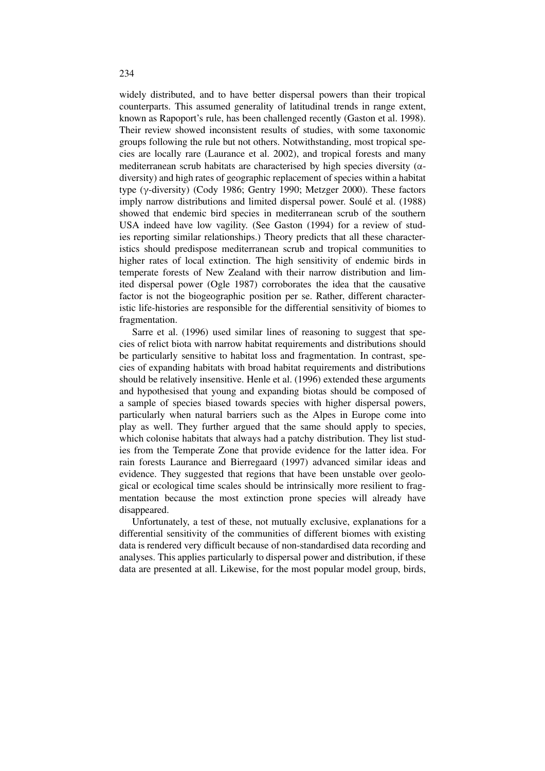widely distributed, and to have better dispersal powers than their tropical counterparts. This assumed generality of latitudinal trends in range extent, known as Rapoport's rule, has been challenged recently (Gaston et al. 1998). Their review showed inconsistent results of studies, with some taxonomic groups following the rule but not others. Notwithstanding, most tropical species are locally rare (Laurance et al. 2002), and tropical forests and many mediterranean scrub habitats are characterised by high species diversity ($\alpha$-diversity) and high rates of geographic replacement of species within a habitat type ($\gamma$-diversity) (Cody 1986; Gentry 1990; Metzger 2000). These factors imply narrow distributions and limited dispersal power. Soulé et al. (1988) showed that endemic bird species in mediterranean scrub of the southern USA indeed have low vagility. (See Gaston (1994) for a review of studies reporting similar relationships.) Theory predicts that all these characteristics should predispose mediterranean scrub and tropical communities to higher rates of local extinction. The high sensitivity of endemic birds in temperate forests of New Zealand with their narrow distribution and limited dispersal power (Ogle 1987) corroborates the idea that the causative factor is not the biogeographic position per se. Rather, different characteristic life-histories are responsible for the differential sensitivity of biomes to fragmentation.

Sarre et al. (1996) used similar lines of reasoning to suggest that species of relict biota with narrow habitat requirements and distributions should be particularly sensitive to habitat loss and fragmentation. In contrast, species of expanding habitats with broad habitat requirements and distributions should be relatively insensitive. Henle et al. (1996) extended these arguments and hypothesised that young and expanding biotas should be composed of a sample of species biased towards species with higher dispersal powers, particularly when natural barriers such as the Alpes in Europe come into play as well. They further argued that the same should apply to species, which colonise habitats that always had a patchy distribution. They list studies from the Temperate Zone that provide evidence for the latter idea. For rain forests Laurance and Bierregaard (1997) advanced similar ideas and evidence. They suggested that regions that have been unstable over geological or ecological time scales should be intrinsically more resilient to fragmentation because the most extinction prone species will already have disappeared.

Unfortunately, a test of these, not mutually exclusive, explanations for a differential sensitivity of the communities of different biomes with existing data is rendered very difficult because of non-standardised data recording and analyses. This applies particularly to dispersal power and distribution, if these data are presented at all. Likewise, for the most popular model group, birds,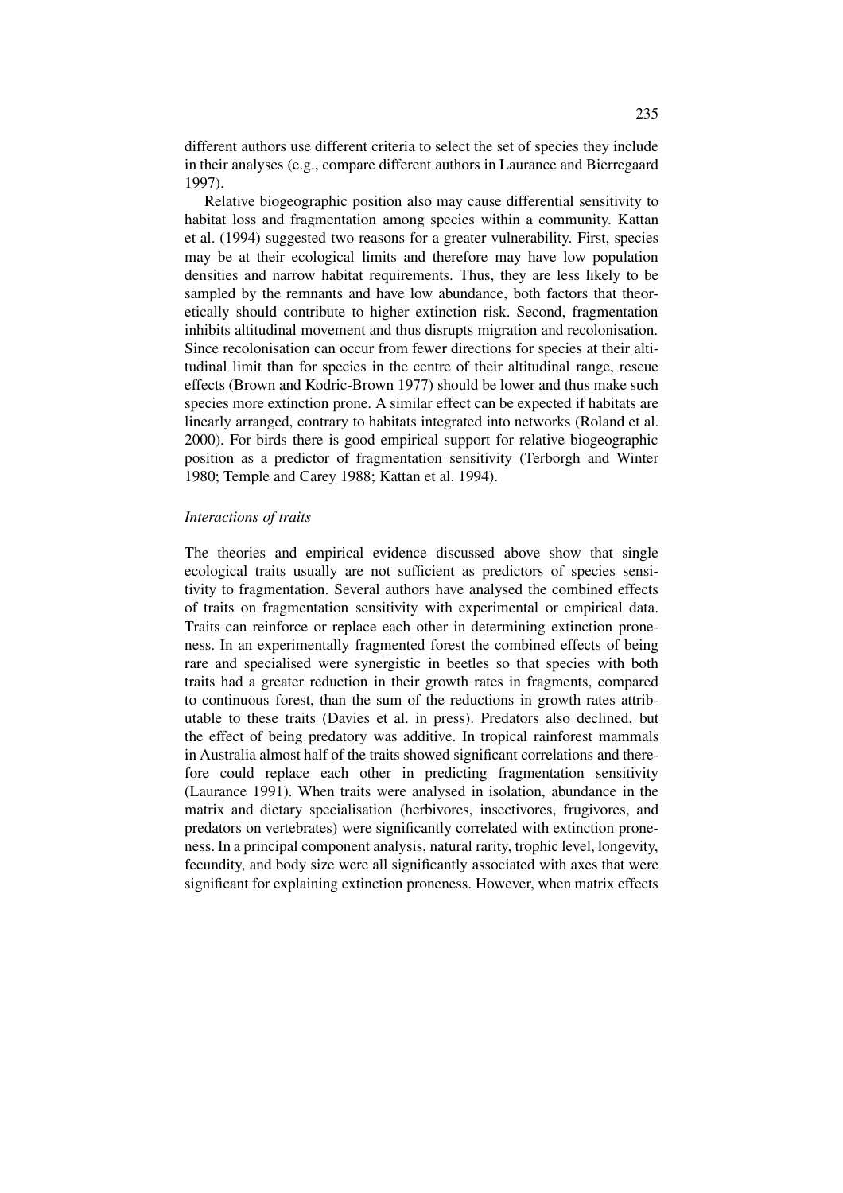different authors use different criteria to select the set of species they include in their analyses (e.g., compare different authors in Laurance and Bierregaard 1997).

Relative biogeographic position also may cause differential sensitivity to habitat loss and fragmentation among species within a community. Kattan et al. (1994) suggested two reasons for a greater vulnerability. First, species may be at their ecological limits and therefore may have low population densities and narrow habitat requirements. Thus, they are less likely to be sampled by the remnants and have low abundance, both factors that theoretically should contribute to higher extinction risk. Second, fragmentation inhibits altitudinal movement and thus disrupts migration and recolonisation. Since recolonisation can occur from fewer directions for species at their altitudinal limit than for species in the centre of their altitudinal range, rescue effects (Brown and Kodric-Brown 1977) should be lower and thus make such species more extinction prone. A similar effect can be expected if habitats are linearly arranged, contrary to habitats integrated into networks (Roland et al. 2000). For birds there is good empirical support for relative biogeographic position as a predictor of fragmentation sensitivity (Terborgh and Winter 1980; Temple and Carey 1988; Kattan et al. 1994).

*Interactions of traits*

The theories and empirical evidence discussed above show that single ecological traits usually are not sufficient as predictors of species sensitivity to fragmentation. Several authors have analysed the combined effects of traits on fragmentation sensitivity with experimental or empirical data. Traits can reinforce or replace each other in determining extinction proneness. In an experimentally fragmented forest the combined effects of being rare and specialised were synergistic in beetles so that species with both traits had a greater reduction in their growth rates in fragments, compared to continuous forest, than the sum of the reductions in growth rates attributable to these traits (Davies et al. in press). Predators also declined, but the effect of being predatory was additive. In tropical rainforest mammals in Australia almost half of the traits showed significant correlations and therefore could replace each other in predicting fragmentation sensitivity (Laurance 1991). When traits were analysed in isolation, abundance in the matrix and dietary specialisation (herbivores, insectivores, frugivores, and predators on vertebrates) were significantly correlated with extinction proneness. In a principal component analysis, natural rarity, trophic level, longevity, fecundity, and body size were all significantly associated with axes that were significant for explaining extinction proneness. However, when matrix effects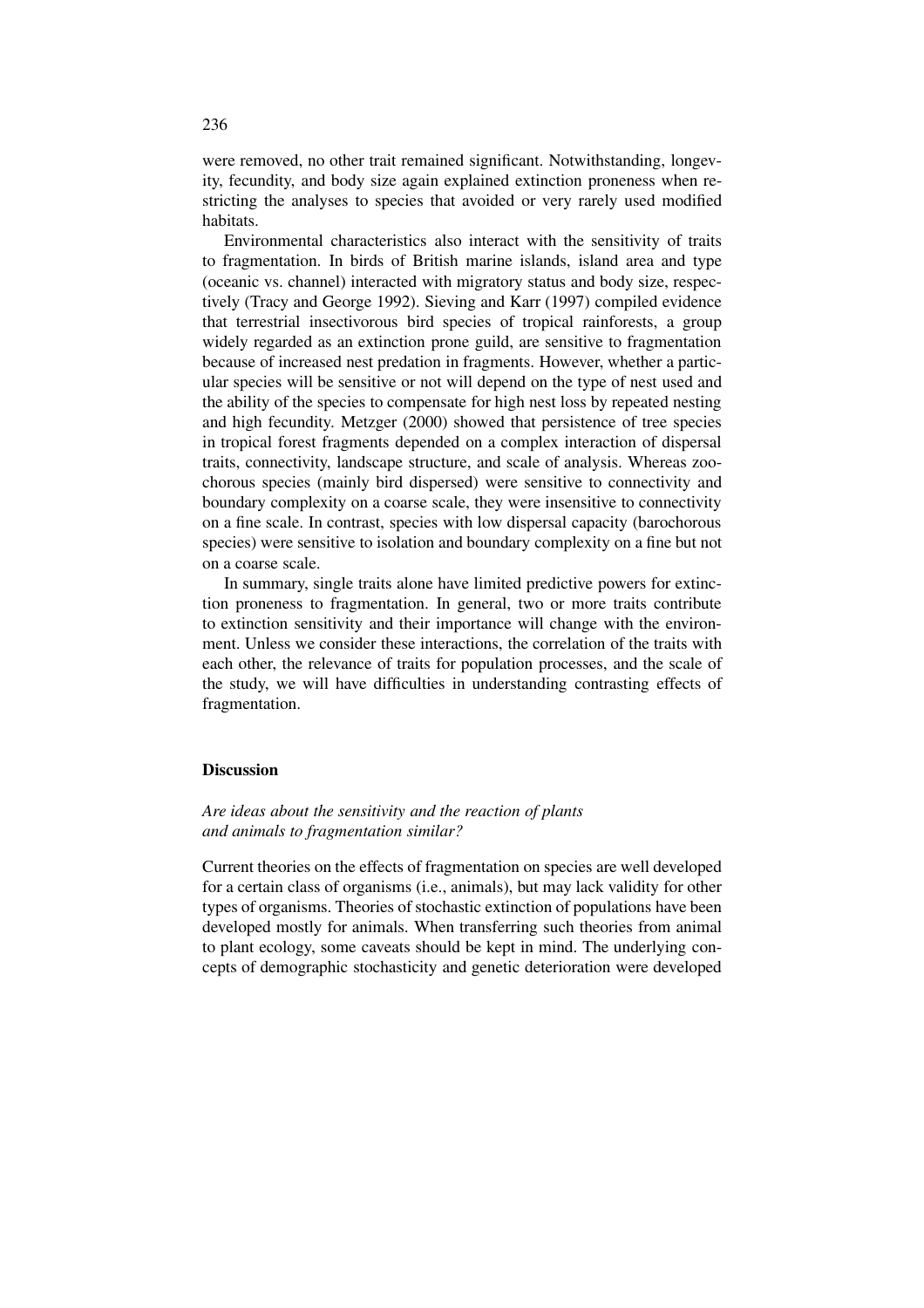were removed, no other trait remained significant. Notwithstanding, longevity, fecundity, and body size again explained extinction proneness when restricting the analyses to species that avoided or very rarely used modified habitats.

Environmental characteristics also interact with the sensitivity of traits to fragmentation. In birds of British marine islands, island area and type (oceanic vs. channel) interacted with migratory status and body size, respectively (Tracy and George 1992). Sieving and Karr (1997) compiled evidence that terrestrial insectivorous bird species of tropical rainforests, a group widely regarded as an extinction prone guild, are sensitive to fragmentation because of increased nest predation in fragments. However, whether a particular species will be sensitive or not will depend on the type of nest used and the ability of the species to compensate for high nest loss by repeated nesting and high fecundity. Metzger (2000) showed that persistence of tree species in tropical forest fragments depended on a complex interaction of dispersal traits, connectivity, landscape structure, and scale of analysis. Whereas zoochorous species (mainly bird dispersed) were sensitive to connectivity and boundary complexity on a coarse scale, they were insensitive to connectivity on a fine scale. In contrast, species with low dispersal capacity (barochorous species) were sensitive to isolation and boundary complexity on a fine but not on a coarse scale.

In summary, single traits alone have limited predictive powers for extinction proneness to fragmentation. In general, two or more traits contribute to extinction sensitivity and their importance will change with the environment. Unless we consider these interactions, the correlation of the traits with each other, the relevance of traits for population processes, and the scale of the study, we will have difficulties in understanding contrasting effects of fragmentation.

## Discussion

### *Are ideas about the sensitivity and the reaction of plants and animals to fragmentation similar?*

Current theories on the effects of fragmentation on species are well developed for a certain class of organisms (i.e., animals), but may lack validity for other types of organisms. Theories of stochastic extinction of populations have been developed mostly for animals. When transferring such theories from animal to plant ecology, some caveats should be kept in mind. The underlying concepts of demographic stochasticity and genetic deterioration were developed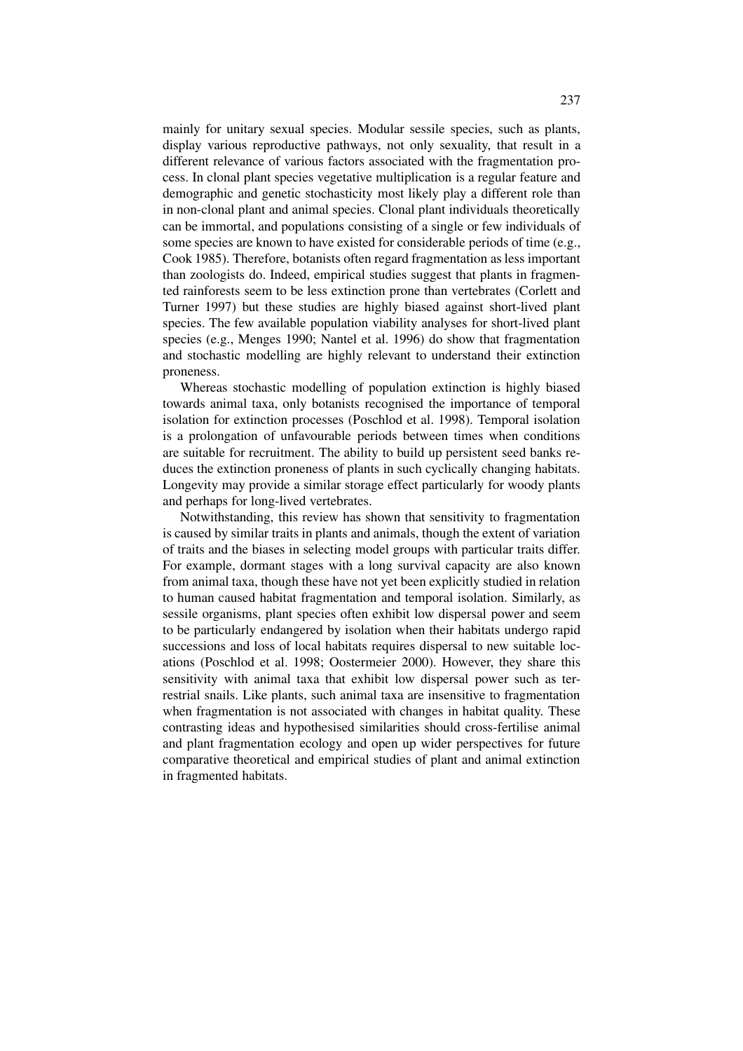mainly for unitary sexual species. Modular sessile species, such as plants, display various reproductive pathways, not only sexuality, that result in a different relevance of various factors associated with the fragmentation process. In clonal plant species vegetative multiplication is a regular feature and demographic and genetic stochasticity most likely play a different role than in non-clonal plant and animal species. Clonal plant individuals theoretically can be immortal, and populations consisting of a single or few individuals of some species are known to have existed for considerable periods of time (e.g., Cook 1985). Therefore, botanists often regard fragmentation as less important than zoologists do. Indeed, empirical studies suggest that plants in fragmented rainforests seem to be less extinction prone than vertebrates (Corlett and Turner 1997) but these studies are highly biased against short-lived plant species. The few available population viability analyses for short-lived plant species (e.g., Menges 1990; Nantel et al. 1996) do show that fragmentation and stochastic modelling are highly relevant to understand their extinction proneness.

Whereas stochastic modelling of population extinction is highly biased towards animal taxa, only botanists recognised the importance of temporal isolation for extinction processes (Poschlod et al. 1998). Temporal isolation is a prolongation of unfavourable periods between times when conditions are suitable for recruitment. The ability to build up persistent seed banks reduces the extinction proneness of plants in such cyclically changing habitats. Longevity may provide a similar storage effect particularly for woody plants and perhaps for long-lived vertebrates.

Notwithstanding, this review has shown that sensitivity to fragmentation is caused by similar traits in plants and animals, though the extent of variation of traits and the biases in selecting model groups with particular traits differ. For example, dormant stages with a long survival capacity are also known from animal taxa, though these have not yet been explicitly studied in relation to human caused habitat fragmentation and temporal isolation. Similarly, as sessile organisms, plant species often exhibit low dispersal power and seem to be particularly endangered by isolation when their habitats undergo rapid successions and loss of local habitats requires dispersal to new suitable locations (Poschlod et al. 1998; Oostermeier 2000). However, they share this sensitivity with animal taxa that exhibit low dispersal power such as terrestrial snails. Like plants, such animal taxa are insensitive to fragmentation when fragmentation is not associated with changes in habitat quality. These contrasting ideas and hypothesised similarities should cross-fertilise animal and plant fragmentation ecology and open up wider perspectives for future comparative theoretical and empirical studies of plant and animal extinction in fragmented habitats.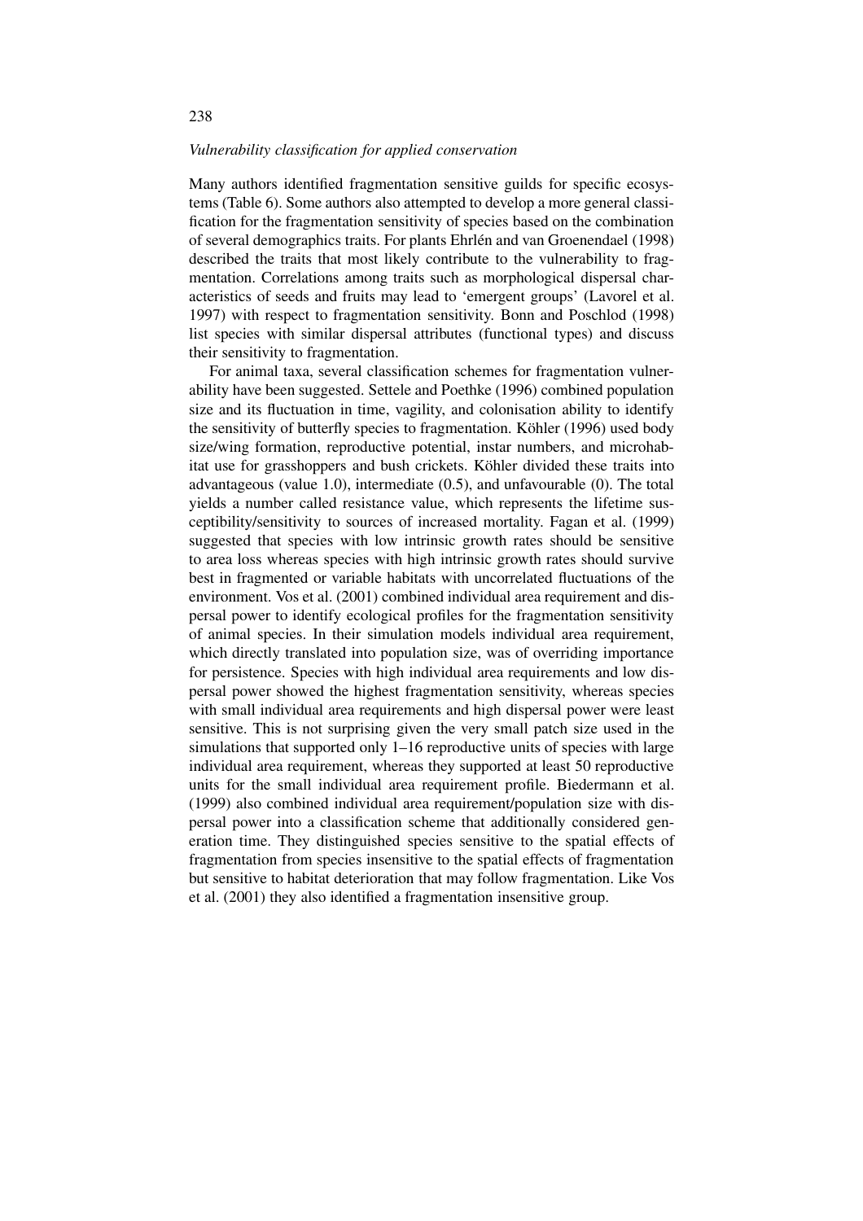### *Vulnerability classification for applied conservation*

Many authors identified fragmentation sensitive guilds for specific ecosystems (Table 6). Some authors also attempted to develop a more general classification for the fragmentation sensitivity of species based on the combination of several demographics traits. For plants Ehrlén and van Groenendael (1998) described the traits that most likely contribute to the vulnerability to fragmentation. Correlations among traits such as morphological dispersal characteristics of seeds and fruits may lead to 'emergent groups' (Lavorel et al. 1997) with respect to fragmentation sensitivity. Bonn and Poschlod (1998) list species with similar dispersal attributes (functional types) and discuss their sensitivity to fragmentation.

For animal taxa, several classification schemes for fragmentation vulnerability have been suggested. Settele and Poethke (1996) combined population size and its fluctuation in time, vagility, and colonisation ability to identify the sensitivity of butterfly species to fragmentation. Köhler (1996) used body size/wing formation, reproductive potential, instar numbers, and microhabitat use for grasshoppers and bush crickets. Köhler divided these traits into advantageous (value 1.0), intermediate (0.5), and unfavourable (0). The total yields a number called resistance value, which represents the lifetime susceptibility/sensitivity to sources of increased mortality. Fagan et al. (1999) suggested that species with low intrinsic growth rates should be sensitive to area loss whereas species with high intrinsic growth rates should survive best in fragmented or variable habitats with uncorrelated fluctuations of the environment. Vos et al. (2001) combined individual area requirement and dispersal power to identify ecological profiles for the fragmentation sensitivity of animal species. In their simulation models individual area requirement, which directly translated into population size, was of overriding importance for persistence. Species with high individual area requirements and low dispersal power showed the highest fragmentation sensitivity, whereas species with small individual area requirements and high dispersal power were least sensitive. This is not surprising given the very small patch size used in the simulations that supported only 1–16 reproductive units of species with large individual area requirement, whereas they supported at least 50 reproductive units for the small individual area requirement profile. Biedermann et al. (1999) also combined individual area requirement/population size with dispersal power into a classification scheme that additionally considered generation time. They distinguished species sensitive to the spatial effects of fragmentation from species insensitive to the spatial effects of fragmentation but sensitive to habitat deterioration that may follow fragmentation. Like Vos et al. (2001) they also identified a fragmentation insensitive group.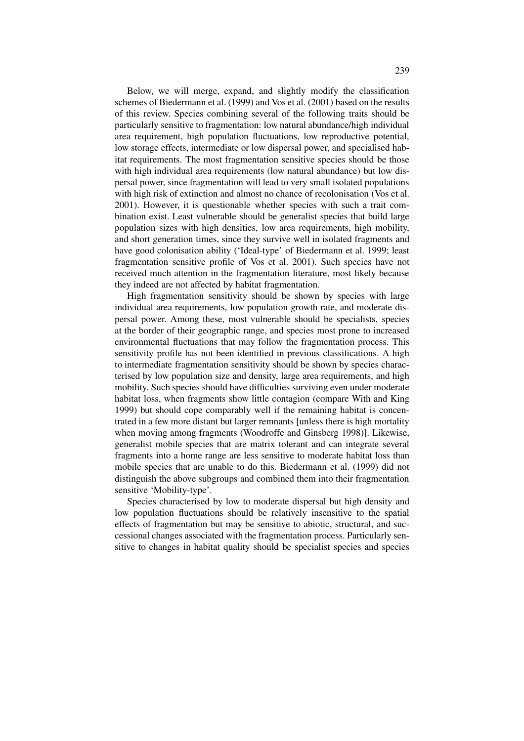Below, we will merge, expand, and slightly modify the classification schemes of Biedermann et al. (1999) and Vos et al. (2001) based on the results of this review. Species combining several of the following traits should be particularly sensitive to fragmentation: low natural abundance/high individual area requirement, high population fluctuations, low reproductive potential, low storage effects, intermediate or low dispersal power, and specialised habitat requirements. The most fragmentation sensitive species should be those with high individual area requirements (low natural abundance) but low dispersal power, since fragmentation will lead to very small isolated populations with high risk of extinction and almost no chance of recolonisation (Vos et al. 2001). However, it is questionable whether species with such a trait combination exist. Least vulnerable should be generalist species that build large population sizes with high densities, low area requirements, high mobility, and short generation times, since they survive well in isolated fragments and have good colonisation ability ('Ideal-type' of Biedermann et al. 1999; least fragmentation sensitive profile of Vos et al. 2001). Such species have not received much attention in the fragmentation literature, most likely because they indeed are not affected by habitat fragmentation.

High fragmentation sensitivity should be shown by species with large individual area requirements, low population growth rate, and moderate dispersal power. Among these, most vulnerable should be specialists, species at the border of their geographic range, and species most prone to increased environmental fluctuations that may follow the fragmentation process. This sensitivity profile has not been identified in previous classifications. A high to intermediate fragmentation sensitivity should be shown by species characterised by low population size and density, large area requirements, and high mobility. Such species should have difficulties surviving even under moderate habitat loss, when fragments show little contagion (compare With and King 1999) but should cope comparably well if the remaining habitat is concentrated in a few more distant but larger remnants [unless there is high mortality when moving among fragments (Woodroffe and Ginsberg 1998)]. Likewise, generalist mobile species that are matrix tolerant and can integrate several fragments into a home range are less sensitive to moderate habitat loss than mobile species that are unable to do this. Biedermann et al. (1999) did not distinguish the above subgroups and combined them into their fragmentation sensitive 'Mobility-type'.

Species characterised by low to moderate dispersal but high density and low population fluctuations should be relatively insensitive to the spatial effects of fragmentation but may be sensitive to abiotic, structural, and successional changes associated with the fragmentation process. Particularly sensitive to changes in habitat quality should be specialist species and species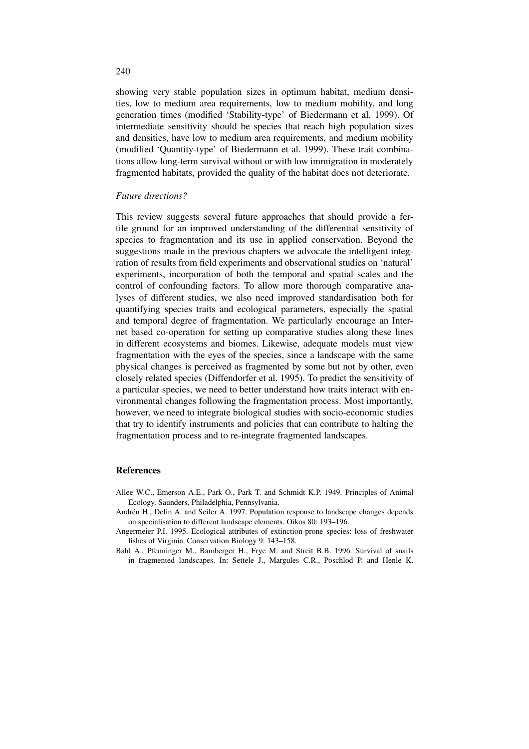showing very stable population sizes in optimum habitat, medium densities, low to medium area requirements, low to medium mobility, and long generation times (modified 'Stability-type' of Biedermann et al. 1999). Of intermediate sensitivity should be species that reach high population sizes and densities, have low to medium area requirements, and medium mobility (modified 'Quantity-type' of Biedermann et al. 1999). These trait combinations allow long-term survival without or with low immigration in moderately fragmented habitats, provided the quality of the habitat does not deteriorate.

*Future directions?*

This review suggests several future approaches that should provide a fertile ground for an improved understanding of the differential sensitivity of species to fragmentation and its use in applied conservation. Beyond the suggestions made in the previous chapters we advocate the intelligent integration of results from field experiments and observational studies on 'natural' experiments, incorporation of both the temporal and spatial scales and the control of confounding factors. To allow more thorough comparative analyses of different studies, we also need improved standardisation both for quantifying species traits and ecological parameters, especially the spatial and temporal degree of fragmentation. We particularly encourage an Internet based co-operation for setting up comparative studies along these lines in different ecosystems and biomes. Likewise, adequate models must view fragmentation with the eyes of the species, since a landscape with the same physical changes is perceived as fragmented by some but not by other, even closely related species (Diffendorfer et al. 1995). To predict the sensitivity of a particular species, we need to better understand how traits interact with environmental changes following the fragmentation process. Most importantly, however, we need to integrate biological studies with socio-economic studies that try to identify instruments and policies that can contribute to halting the fragmentation process and to re-integrate fragmented landscapes.

## References

Allee W.C., Emerson A.E., Park O., Park T. and Schmidt K.P. 1949. Principles of Animal Ecology. Saunders, Philadelphia, Pennsylvania.

Andrén H., Delin A. and Seiler A. 1997. Population response to landscape changes depends on specialisation to different landscape elements. Oikos 80: 193–196.

Angermeier P.I. 1995. Ecological attributes of extinction-prone species: loss of freshwater fishes of Virginia. Conservation Biology 9: 143–158.

Bahl A., Pfenninger M., Bamberger H., Frye M. and Streit B.B. 1996. Survival of snails in fragmented landscapes. In: Settele J., Margules C.R., Poschlod P. and Henle K.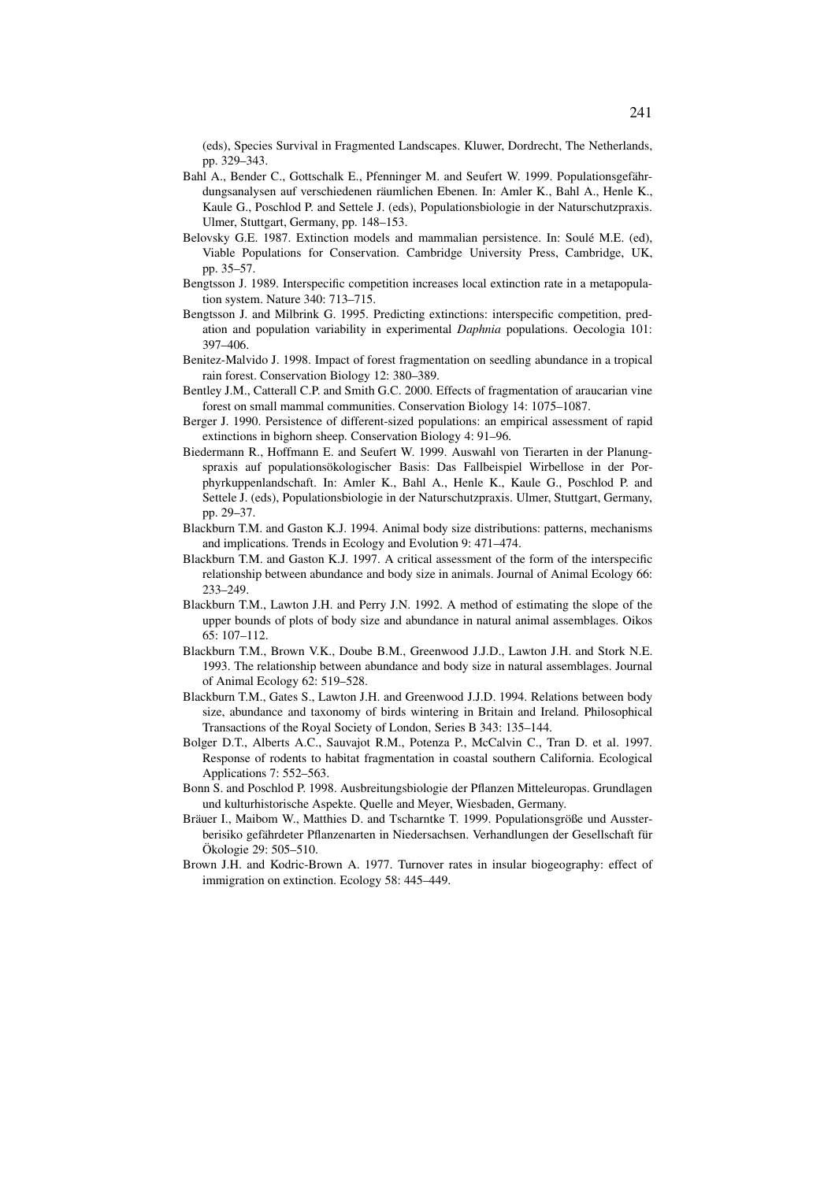(eds), Species Survival in Fragmented Landscapes. Kluwer, Dordrecht, The Netherlands, pp. 329–343.

Bahl A., Bender C., Gottschalk E., Pfenninger M. and Seufert W. 1999. Populationsgefährdungsanalysen auf verschiedenen räumlichen Ebenen. In: Amler K., Bahl A., Henle K., Kaule G., Poschlod P. and Settele J. (eds), Populationsbiologie in der Naturschutzpraxis. Ulmer, Stuttgart, Germany, pp. 148–153.

Belovsky G.E. 1987. Extinction models and mammalian persistence. In: Soulé M.E. (ed), Viable Populations for Conservation. Cambridge University Press, Cambridge, UK, pp. 35–57.

Bengtsson J. 1989. Interspecific competition increases local extinction rate in a metapopulation system. Nature 340: 713–715.

Bengtsson J. and Milbrink G. 1995. Predicting extinctions: interspecific competition, predation and population variability in experimental *Daphnia* populations. Oecologia 101: 397–406.

Benitez-Malvido J. 1998. Impact of forest fragmentation on seedling abundance in a tropical rain forest. Conservation Biology 12: 380–389.

Bentley J.M., Catterall C.P. and Smith G.C. 2000. Effects of fragmentation of araucarian vine forest on small mammal communities. Conservation Biology 14: 1075–1087.

Berger J. 1990. Persistence of different-sized populations: an empirical assessment of rapid extinctions in bighorn sheep. Conservation Biology 4: 91–96.

Biedermann R., Hoffmann E. and Seufert W. 1999. Auswahl von Tierarten in der Planungspraxis auf populationsökologischer Basis: Das Fallbeispiel Wirbellose in der Porphyrkuppenlandschaft. In: Amler K., Bahl A., Henle K., Kaule G., Poschlod P. and Settele J. (eds), Populationsbiologie in der Naturschutzpraxis. Ulmer, Stuttgart, Germany, pp. 29–37.

Blackburn T.M. and Gaston K.J. 1994. Animal body size distributions: patterns, mechanisms and implications. Trends in Ecology and Evolution 9: 471–474.

Blackburn T.M. and Gaston K.J. 1997. A critical assessment of the form of the interspecific relationship between abundance and body size in animals. Journal of Animal Ecology 66: 233–249.

Blackburn T.M., Lawton J.H. and Perry J.N. 1992. A method of estimating the slope of the upper bounds of plots of body size and abundance in natural animal assemblages. Oikos 65: 107–112.

Blackburn T.M., Brown V.K., Doube B.M., Greenwood J.J.D., Lawton J.H. and Stork N.E. 1993. The relationship between abundance and body size in natural assemblages. Journal of Animal Ecology 62: 519–528.

Blackburn T.M., Gates S., Lawton J.H. and Greenwood J.J.D. 1994. Relations between body size, abundance and taxonomy of birds wintering in Britain and Ireland. Philosophical Transactions of the Royal Society of London, Series B 343: 135–144.

Bolger D.T., Alberts A.C., Sauvajot R.M., Potenza P., McCalvin C., Tran D. et al. 1997. Response of rodents to habitat fragmentation in coastal southern California. Ecological Applications 7: 552–563.

Bonn S. and Poschlod P. 1998. Ausbreitungsbiologie der Pflanzen Mitteleuropas. Grundlagen und kulturhistorische Aspekte. Quelle and Meyer, Wiesbaden, Germany.

Bräuer I., Maibom W., Matthies D. and Tscharntke T. 1999. Populationsgröße und Aussterberisiko gefährdeter Pflanzenarten in Niedersachsen. Verhandlungen der Gesellschaft für Ökologie 29: 505–510.

Brown J.H. and Kodric-Brown A. 1977. Turnover rates in insular biogeography: effect of immigration on extinction. Ecology 58: 445–449.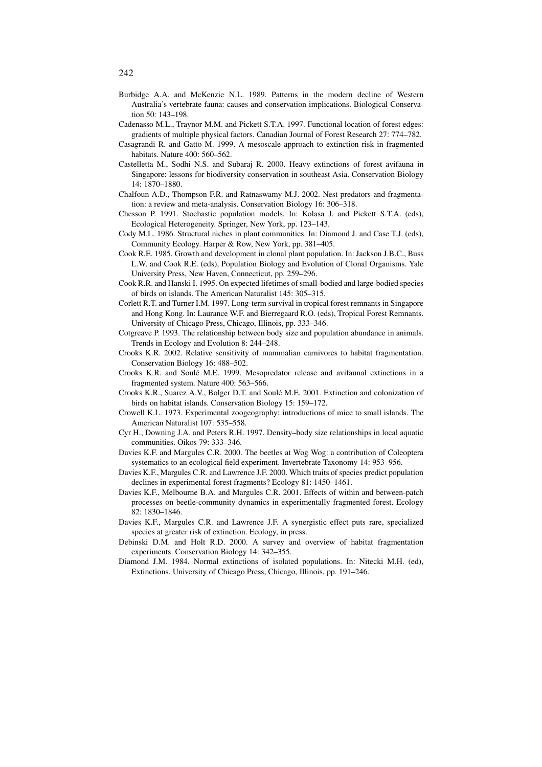Burbidge A.A. and McKenzie N.L. 1989. Patterns in the modern decline of Western Australia's vertebrate fauna: causes and conservation implications. Biological Conservation 50: 143–198.

Cadenasso M.L., Traynor M.M. and Pickett S.T.A. 1997. Functional location of forest edges: gradients of multiple physical factors. Canadian Journal of Forest Research 27: 774–782.

Casagrandi R. and Gatto M. 1999. A mesoscale approach to extinction risk in fragmented habitats. Nature 400: 560–562.

Castelletta M., Sodhi N.S. and Subaraj R. 2000. Heavy extinctions of forest avifauna in Singapore: lessons for biodiversity conservation in southeast Asia. Conservation Biology 14: 1870–1880.

Chalfoun A.D., Thompson F.R. and Ratnaswamy M.J. 2002. Nest predators and fragmentation: a review and meta-analysis. Conservation Biology 16: 306–318.

Chesson P. 1991. Stochastic population models. In: Kolasa J. and Pickett S.T.A. (eds), Ecological Heterogeneity. Springer, New York, pp. 123–143.

Cody M.L. 1986. Structural niches in plant communities. In: Diamond J. and Case T.J. (eds), Community Ecology. Harper & Row, New York, pp. 381–405.

Cook R.E. 1985. Growth and development in clonal plant population. In: Jackson J.B.C., Buss L.W. and Cook R.E. (eds), Population Biology and Evolution of Clonal Organisms. Yale University Press, New Haven, Connecticut, pp. 259–296.

Cook R.R. and Hanski I. 1995. On expected lifetimes of small-bodied and large-bodied species of birds on islands. The American Naturalist 145: 305–315.

Corlett R.T. and Turner I.M. 1997. Long-term survival in tropical forest remnants in Singapore and Hong Kong. In: Laurance W.F. and Bierregaard R.O. (eds), Tropical Forest Remnants. University of Chicago Press, Chicago, Illinois, pp. 333–346.

Cotgreave P. 1993. The relationship between body size and population abundance in animals. Trends in Ecology and Evolution 8: 244–248.

Crooks K.R. 2002. Relative sensitivity of mammalian carnivores to habitat fragmentation. Conservation Biology 16: 488–502.

Crooks K.R. and Soulé M.E. 1999. Mesopredator release and avifaunal extinctions in a fragmented system. Nature 400: 563–566.

Crooks K.R., Suarez A.V., Bolger D.T. and Soulé M.E. 2001. Extinction and colonization of birds on habitat islands. Conservation Biology 15: 159–172.

Crowell K.L. 1973. Experimental zoogeography: introductions of mice to small islands. The American Naturalist 107: 535–558.

Cyr H., Downing J.A. and Peters R.H. 1997. Density–body size relationships in local aquatic communities. Oikos 79: 333–346.

Davies K.F. and Margules C.R. 2000. The beetles at Wog Wog: a contribution of Coleoptera systematics to an ecological field experiment. Invertebrate Taxonomy 14: 953–956.

Davies K.F., Margules C.R. and Lawrence J.F. 2000. Which traits of species predict population declines in experimental forest fragments? Ecology 81: 1450–1461.

Davies K.F., Melbourne B.A. and Margules C.R. 2001. Effects of within and between-patch processes on beetle-community dynamics in experimentally fragmented forest. Ecology 82: 1830–1846.

Davies K.F., Margules C.R. and Lawrence J.F. A synergistic effect puts rare, specialized species at greater risk of extinction. Ecology, in press.

Debinski D.M. and Holt R.D. 2000. A survey and overview of habitat fragmentation experiments. Conservation Biology 14: 342–355.

Diamond J.M. 1984. Normal extinctions of isolated populations. In: Nitecki M.H. (ed), Extinctions. University of Chicago Press, Chicago, Illinois, pp. 191–246.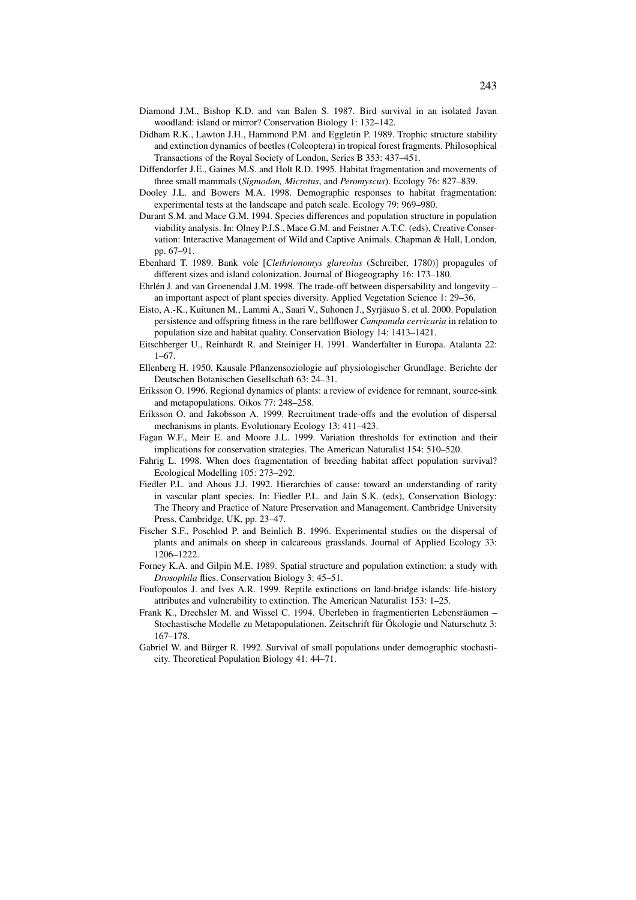Diamond J.M., Bishop K.D. and van Balen S. 1987. Bird survival in an isolated Javan woodland: island or mirror? Conservation Biology 1: 132–142.

Didham R.K., Lawton J.H., Hammond P.M. and Eggletin P. 1989. Trophic structure stability and extinction dynamics of beetles (Coleoptera) in tropical forest fragments. Philosophical Transactions of the Royal Society of London, Series B 353: 437–451.

Diffendorfer J.E., Gaines M.S. and Holt R.D. 1995. Habitat fragmentation and movements of three small mammals (*Sigmodon, Microtus*, and *Peromyscus*). Ecology 76: 827–839.

Dooley J.L. and Bowers M.A. 1998. Demographic responses to habitat fragmentation: experimental tests at the landscape and patch scale. Ecology 79: 969–980.

Durant S.M. and Mace G.M. 1994. Species differences and population structure in population viability analysis. In: Olney P.J.S., Mace G.M. and Feistner A.T.C. (eds), Creative Conservation: Interactive Management of Wild and Captive Animals. Chapman & Hall, London, pp. 67–91.

Ebenhard T. 1989. Bank vole [*Clethrionomys glareolus* (Schreiber, 1780)] propagules of different sizes and island colonization. Journal of Biogeography 16: 173–180.

Ehrlén J. and van Groenendal J.M. 1998. The trade-off between dispersability and longevity – an important aspect of plant species diversity. Applied Vegetation Science 1: 29–36.

Eisto, A.-K., Kuitunen M., Lammi A., Saari V., Suhonen J., Syrjäsuo S. et al. 2000. Population persistence and offspring fitness in the rare bellflower *Campanula cervicaria* in relation to population size and habitat quality. Conservation Biology 14: 1413–1421.

Eitschberger U., Reinhardt R. and Steiniger H. 1991. Wanderfalter in Europa. Atalanta 22: 1–67.

Ellenberg H. 1950. Kausale Pflanzensoziologie auf physiologischer Grundlage. Berichte der Deutschen Botanischen Gesellschaft 63: 24–31.

Eriksson O. 1996. Regional dynamics of plants: a review of evidence for remnant, source-sink and metapopulations. Oikos 77: 248–258.

Eriksson O. and Jakobsson A. 1999. Recruitment trade-offs and the evolution of dispersal mechanisms in plants. Evolutionary Ecology 13: 411–423.

Fagan W.F., Meir E. and Moore J.L. 1999. Variation thresholds for extinction and their implications for conservation strategies. The American Naturalist 154: 510–520.

Fahrig L. 1998. When does fragmentation of breeding habitat affect population survival? Ecological Modelling 105: 273–292.

Fiedler P.L. and Ahous J.J. 1992. Hierarchies of cause: toward an understanding of rarity in vascular plant species. In: Fiedler P.L. and Jain S.K. (eds), Conservation Biology: The Theory and Practice of Nature Preservation and Management. Cambridge University Press, Cambridge, UK, pp. 23–47.

Fischer S.F., Poschlod P. and Beinlich B. 1996. Experimental studies on the dispersal of plants and animals on sheep in calcareous grasslands. Journal of Applied Ecology 33: 1206–1222.

Forney K.A. and Gilpin M.E. 1989. Spatial structure and population extinction: a study with *Drosophila* flies. Conservation Biology 3: 45–51.

Foufopoulos J. and Ives A.R. 1999. Reptile extinctions on land-bridge islands: life-history attributes and vulnerability to extinction. The American Naturalist 153: 1–25.

Frank K., Drechsler M. and Wissel C. 1994. Überleben in fragmentierten Lebensräumen – Stochastische Modelle zu Metapopulationen. Zeitschrift für Ökologie und Naturschutz 3: 167–178.

Gabriel W. and Bürger R. 1992. Survival of small populations under demographic stochasticity. Theoretical Population Biology 41: 44–71.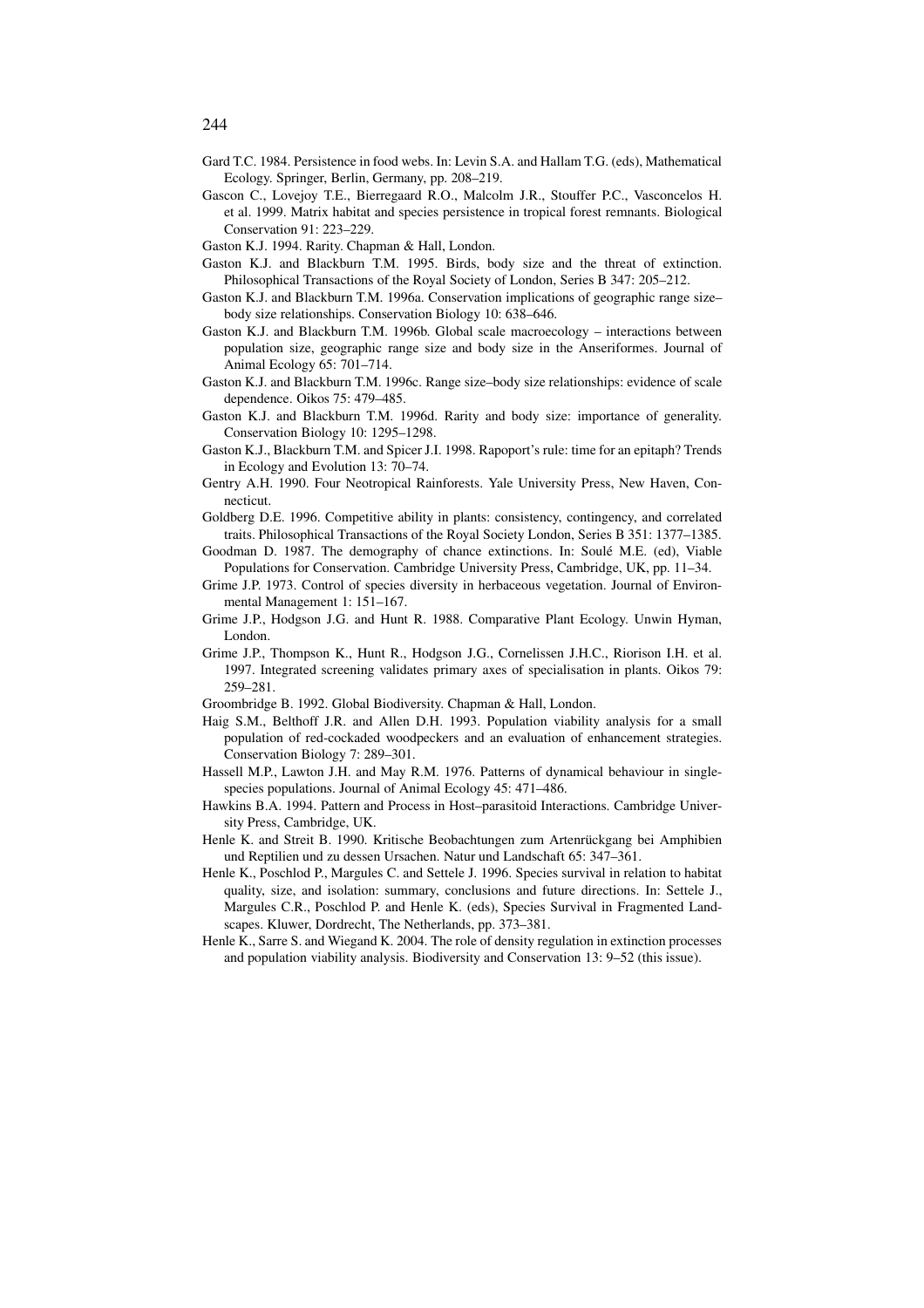Gard T.C. 1984. Persistence in food webs. In: Levin S.A. and Hallam T.G. (eds), Mathematical Ecology. Springer, Berlin, Germany, pp. 208–219.

Gascon C., Lovejoy T.E., Bierregaard R.O., Malcolm J.R., Stouffer P.C., Vasconcelos H. et al. 1999. Matrix habitat and species persistence in tropical forest remnants. Biological Conservation 91: 223–229.

Gaston K.J. 1994. Rarity. Chapman & Hall, London.

Gaston K.J. and Blackburn T.M. 1995. Birds, body size and the threat of extinction. Philosophical Transactions of the Royal Society of London, Series B 347: 205–212.

Gaston K.J. and Blackburn T.M. 1996a. Conservation implications of geographic range size–body size relationships. Conservation Biology 10: 638–646.

Gaston K.J. and Blackburn T.M. 1996b. Global scale macroecology – interactions between population size, geographic range size and body size in the Anseriformes. Journal of Animal Ecology 65: 701–714.

Gaston K.J. and Blackburn T.M. 1996c. Range size–body size relationships: evidence of scale dependence. Oikos 75: 479–485.

Gaston K.J. and Blackburn T.M. 1996d. Rarity and body size: importance of generality. Conservation Biology 10: 1295–1298.

Gaston K.J., Blackburn T.M. and Spicer J.I. 1998. Rapoport's rule: time for an epitaph? Trends in Ecology and Evolution 13: 70–74.

Gentry A.H. 1990. Four Neotropical Rainforests. Yale University Press, New Haven, Connecticut.

Goldberg D.E. 1996. Competitive ability in plants: consistency, contingency, and correlated traits. Philosophical Transactions of the Royal Society London, Series B 351: 1377–1385.

Goodman D. 1987. The demography of chance extinctions. In: Soulé M.E. (ed), Viable Populations for Conservation. Cambridge University Press, Cambridge, UK, pp. 11–34.

Grime J.P. 1973. Control of species diversity in herbaceous vegetation. Journal of Environmental Management 1: 151–167.

Grime J.P., Hodgson J.G. and Hunt R. 1988. Comparative Plant Ecology. Unwin Hyman, London.

Grime J.P., Thompson K., Hunt R., Hodgson J.G., Cornelissen J.H.C., Riorison I.H. et al. 1997. Integrated screening validates primary axes of specialisation in plants. Oikos 79: 259–281.

Groombridge B. 1992. Global Biodiversity. Chapman & Hall, London.

Haig S.M., Belthoff J.R. and Allen D.H. 1993. Population viability analysis for a small population of red-cockaded woodpeckers and an evaluation of enhancement strategies. Conservation Biology 7: 289–301.

Hassell M.P., Lawton J.H. and May R.M. 1976. Patterns of dynamical behaviour in single-species populations. Journal of Animal Ecology 45: 471–486.

Hawkins B.A. 1994. Pattern and Process in Host–parasitoid Interactions. Cambridge University Press, Cambridge, UK.

Henle K. and Streit B. 1990. Kritische Beobachtungen zum Artenrückgang bei Amphibien und Reptilien und zu dessen Ursachen. Natur und Landschaft 65: 347–361.

Henle K., Poschlod P., Margules C. and Settele J. 1996. Species survival in relation to habitat quality, size, and isolation: summary, conclusions and future directions. In: Settele J., Margules C.R., Poschlod P. and Henle K. (eds), Species Survival in Fragmented Landscapes. Kluwer, Dordrecht, The Netherlands, pp. 373–381.

Henle K., Sarre S. and Wiegand K. 2004. The role of density regulation in extinction processes and population viability analysis. Biodiversity and Conservation 13: 9–52 (this issue).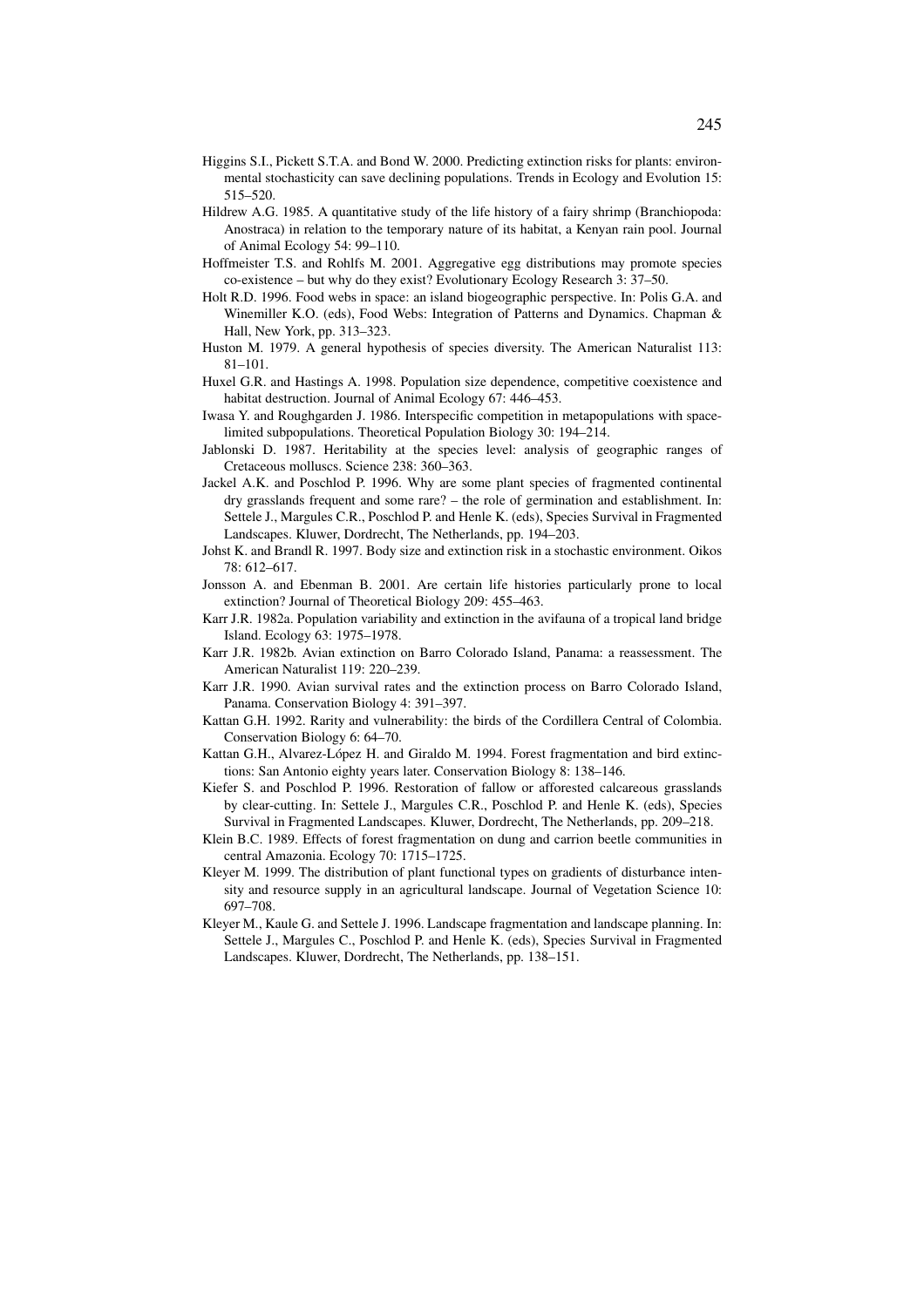Higgins S.I., Pickett S.T.A. and Bond W. 2000. Predicting extinction risks for plants: environmental stochasticity can save declining populations. Trends in Ecology and Evolution 15: 515–520.

Hildrew A.G. 1985. A quantitative study of the life history of a fairy shrimp (Branchiopoda: Anostraca) in relation to the temporary nature of its habitat, a Kenyan rain pool. Journal of Animal Ecology 54: 99–110.

Hoffmeister T.S. and Rohlfs M. 2001. Aggregative egg distributions may promote species co-existence – but why do they exist? Evolutionary Ecology Research 3: 37–50.

Holt R.D. 1996. Food webs in space: an island biogeographic perspective. In: Polis G.A. and Winemiller K.O. (eds), Food Webs: Integration of Patterns and Dynamics. Chapman & Hall, New York, pp. 313–323.

Huston M. 1979. A general hypothesis of species diversity. The American Naturalist 113: 81–101.

Huxel G.R. and Hastings A. 1998. Population size dependence, competitive coexistence and habitat destruction. Journal of Animal Ecology 67: 446–453.

Iwasa Y. and Roughgarden J. 1986. Interspecific competition in metapopulations with space-limited subpopulations. Theoretical Population Biology 30: 194–214.

Jablonski D. 1987. Heritability at the species level: analysis of geographic ranges of Cretaceous molluscs. Science 238: 360–363.

Jackel A.K. and Poschlod P. 1996. Why are some plant species of fragmented continental dry grasslands frequent and some rare? – the role of germination and establishment. In: Settele J., Margules C.R., Poschlod P. and Henle K. (eds), Species Survival in Fragmented Landscapes. Kluwer, Dordrecht, The Netherlands, pp. 194–203.

Johst K. and Brandl R. 1997. Body size and extinction risk in a stochastic environment. Oikos 78: 612–617.

Jonsson A. and Ebenman B. 2001. Are certain life histories particularly prone to local extinction? Journal of Theoretical Biology 209: 455–463.

Karr J.R. 1982a. Population variability and extinction in the avifauna of a tropical land bridge Island. Ecology 63: 1975–1978.

Karr J.R. 1982b. Avian extinction on Barro Colorado Island, Panama: a reassessment. The American Naturalist 119: 220–239.

Karr J.R. 1990. Avian survival rates and the extinction process on Barro Colorado Island, Panama. Conservation Biology 4: 391–397.

Kattan G.H. 1992. Rarity and vulnerability: the birds of the Cordillera Central of Colombia. Conservation Biology 6: 64–70.

Kattan G.H., Alvarez-López H. and Giraldo M. 1994. Forest fragmentation and bird extinctions: San Antonio eighty years later. Conservation Biology 8: 138–146.

Kiefer S. and Poschlod P. 1996. Restoration of fallow or afforested calcareous grasslands by clear-cutting. In: Settele J., Margules C.R., Poschlod P. and Henle K. (eds), Species Survival in Fragmented Landscapes. Kluwer, Dordrecht, The Netherlands, pp. 209–218.

Klein B.C. 1989. Effects of forest fragmentation on dung and carrion beetle communities in central Amazonia. Ecology 70: 1715–1725.

Kleyer M. 1999. The distribution of plant functional types on gradients of disturbance intensity and resource supply in an agricultural landscape. Journal of Vegetation Science 10: 697–708.

Kleyer M., Kaule G. and Settele J. 1996. Landscape fragmentation and landscape planning. In: Settele J., Margules C., Poschlod P. and Henle K. (eds), Species Survival in Fragmented Landscapes. Kluwer, Dordrecht, The Netherlands, pp. 138–151.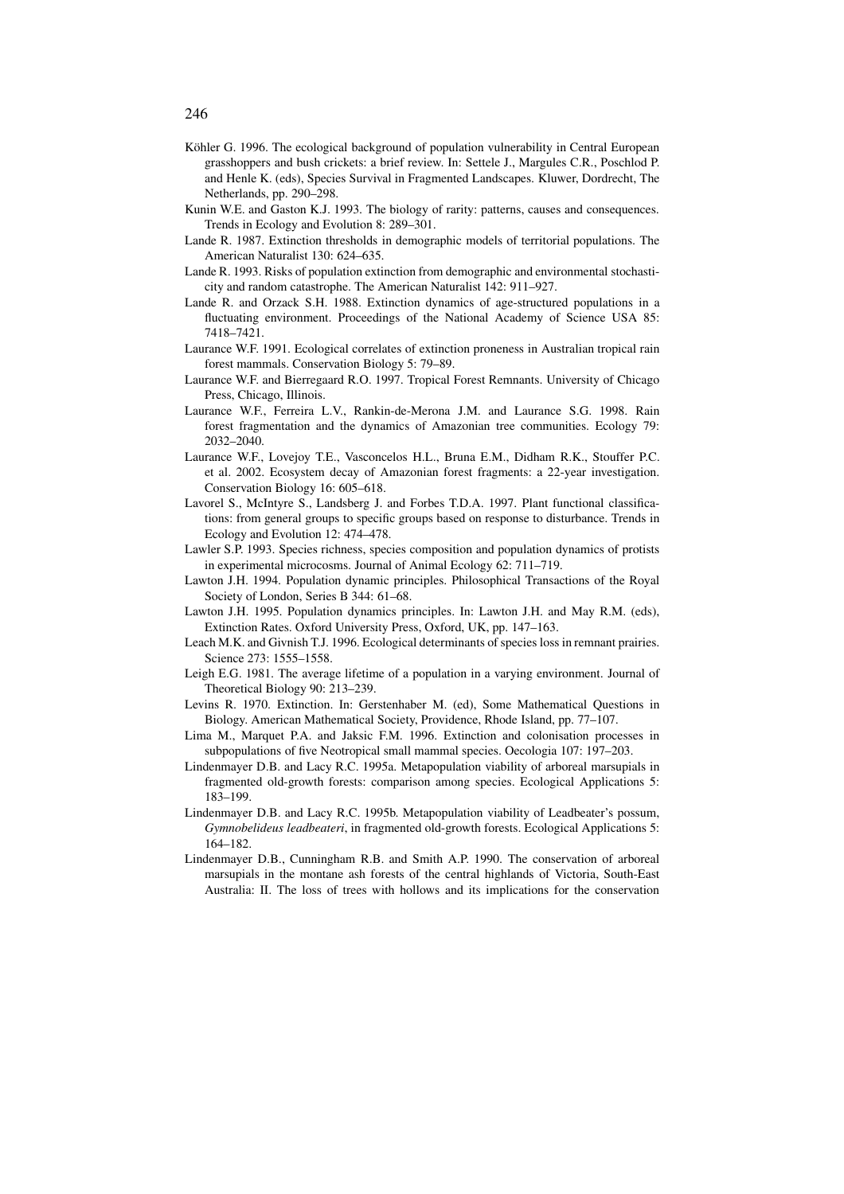Köhler G. 1996. The ecological background of population vulnerability in Central European grasshoppers and bush crickets: a brief review. In: Settele J., Margules C.R., Poschlod P. and Henle K. (eds), Species Survival in Fragmented Landscapes. Kluwer, Dordrecht, The Netherlands, pp. 290–298.

Kunin W.E. and Gaston K.J. 1993. The biology of rarity: patterns, causes and consequences. Trends in Ecology and Evolution 8: 289–301.

Lande R. 1987. Extinction thresholds in demographic models of territorial populations. The American Naturalist 130: 624–635.

Lande R. 1993. Risks of population extinction from demographic and environmental stochasticity and random catastrophe. The American Naturalist 142: 911–927.

Lande R. and Orzack S.H. 1988. Extinction dynamics of age-structured populations in a fluctuating environment. Proceedings of the National Academy of Science USA 85: 7418–7421.

Laurance W.F. 1991. Ecological correlates of extinction proneness in Australian tropical rain forest mammals. Conservation Biology 5: 79–89.

Laurance W.F. and Bierregaard R.O. 1997. Tropical Forest Remnants. University of Chicago Press, Chicago, Illinois.

Laurance W.F., Ferreira L.V., Rankin-de-Merona J.M. and Laurance S.G. 1998. Rain forest fragmentation and the dynamics of Amazonian tree communities. Ecology 79: 2032–2040.

Laurance W.F., Lovejoy T.E., Vasconcelos H.L., Bruna E.M., Didham R.K., Stouffer P.C. et al. 2002. Ecosystem decay of Amazonian forest fragments: a 22-year investigation. Conservation Biology 16: 605–618.

Lavorel S., McIntyre S., Landsberg J. and Forbes T.D.A. 1997. Plant functional classifications: from general groups to specific groups based on response to disturbance. Trends in Ecology and Evolution 12: 474–478.

Lawler S.P. 1993. Species richness, species composition and population dynamics of protists in experimental microcosms. Journal of Animal Ecology 62: 711–719.

Lawton J.H. 1994. Population dynamic principles. Philosophical Transactions of the Royal Society of London, Series B 344: 61–68.

Lawton J.H. 1995. Population dynamics principles. In: Lawton J.H. and May R.M. (eds), Extinction Rates. Oxford University Press, Oxford, UK, pp. 147–163.

Leach M.K. and Givnish T.J. 1996. Ecological determinants of species loss in remnant prairies. Science 273: 1555–1558.

Leigh E.G. 1981. The average lifetime of a population in a varying environment. Journal of Theoretical Biology 90: 213–239.

Levins R. 1970. Extinction. In: Gerstenhaber M. (ed), Some Mathematical Questions in Biology. American Mathematical Society, Providence, Rhode Island, pp. 77–107.

Lima M., Marquet P.A. and Jaksic F.M. 1996. Extinction and colonisation processes in subpopulations of five Neotropical small mammal species. Oecologia 107: 197–203.

Lindenmayer D.B. and Lacy R.C. 1995a. Metapopulation viability of arboreal marsupials in fragmented old-growth forests: comparison among species. Ecological Applications 5: 183–199.

Lindenmayer D.B. and Lacy R.C. 1995b. Metapopulation viability of Leadbeater's possum, *Gymnobelideus leadbeateri*, in fragmented old-growth forests. Ecological Applications 5: 164–182.

Lindenmayer D.B., Cunningham R.B. and Smith A.P. 1990. The conservation of arboreal marsupials in the montane ash forests of the central highlands of Victoria, South-East Australia: II. The loss of trees with hollows and its implications for the conservation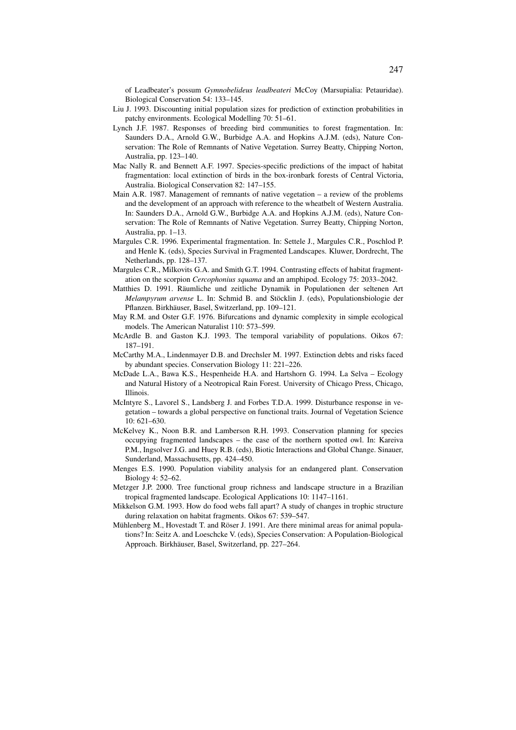of Leadbeater's possum *Gymnobelideus leadbeateri* McCoy (Marsupialia: Petauridae). Biological Conservation 54: 133–145.

Liu J. 1993. Discounting initial population sizes for prediction of extinction probabilities in patchy environments. Ecological Modelling 70: 51–61.

Lynch J.F. 1987. Responses of breeding bird communities to forest fragmentation. In: Saunders D.A., Arnold G.W., Burbidge A.A. and Hopkins A.J.M. (eds), Nature Conservation: The Role of Remnants of Native Vegetation. Surrey Beatty, Chipping Norton, Australia, pp. 123–140.

Mac Nally R. and Bennett A.F. 1997. Species-specific predictions of the impact of habitat fragmentation: local extinction of birds in the box-ironbark forests of Central Victoria, Australia. Biological Conservation 82: 147–155.

Main A.R. 1987. Management of remnants of native vegetation – a review of the problems and the development of an approach with reference to the wheatbelt of Western Australia. In: Saunders D.A., Arnold G.W., Burbidge A.A. and Hopkins A.J.M. (eds), Nature Conservation: The Role of Remnants of Native Vegetation. Surrey Beatty, Chipping Norton, Australia, pp. 1–13.

Margules C.R. 1996. Experimental fragmentation. In: Settele J., Margules C.R., Poschlod P. and Henle K. (eds), Species Survival in Fragmented Landscapes. Kluwer, Dordrecht, The Netherlands, pp. 128–137.

Margules C.R., Milkovits G.A. and Smith G.T. 1994. Contrasting effects of habitat fragmentation on the scorpion *Cercophonius squama* and an amphipod. Ecology 75: 2033–2042.

Matthies D. 1991. Räumliche und zeitliche Dynamik in Populationen der seltenen Art *Melampyrum arvense* L. In: Schmid B. and Stöcklin J. (eds), Populationsbiologie der Pflanzen. Birkhäuser, Basel, Switzerland, pp. 109–121.

May R.M. and Oster G.F. 1976. Bifurcations and dynamic complexity in simple ecological models. The American Naturalist 110: 573–599.

McArdle B. and Gaston K.J. 1993. The temporal variability of populations. Oikos 67: 187–191.

McCarthy M.A., Lindenmayer D.B. and Drechsler M. 1997. Extinction debts and risks faced by abundant species. Conservation Biology 11: 221–226.

McDade L.A., Bawa K.S., Hespenheide H.A. and Hartshorn G. 1994. La Selva – Ecology and Natural History of a Neotropical Rain Forest. University of Chicago Press, Chicago, Illinois.

McIntyre S., Lavorel S., Landsberg J. and Forbes T.D.A. 1999. Disturbance response in vegetation – towards a global perspective on functional traits. Journal of Vegetation Science 10: 621–630.

McKelvey K., Noon B.R. and Lamberson R.H. 1993. Conservation planning for species occupying fragmented landscapes – the case of the northern spotted owl. In: Kareiva P.M., Ingsolver J.G. and Huey R.B. (eds), Biotic Interactions and Global Change. Sinauer, Sunderland, Massachusetts, pp. 424–450.

Menges E.S. 1990. Population viability analysis for an endangered plant. Conservation Biology 4: 52–62.

Metzger J.P. 2000. Tree functional group richness and landscape structure in a Brazilian tropical fragmented landscape. Ecological Applications 10: 1147–1161.

Mikkelson G.M. 1993. How do food webs fall apart? A study of changes in trophic structure during relaxation on habitat fragments. Oikos 67: 539–547.

Mühlenberg M., Hovestadt T. and Röser J. 1991. Are there minimal areas for animal populations? In: Seitz A. and Loeschcke V. (eds), Species Conservation: A Population-Biological Approach. Birkhäuser, Basel, Switzerland, pp. 227–264.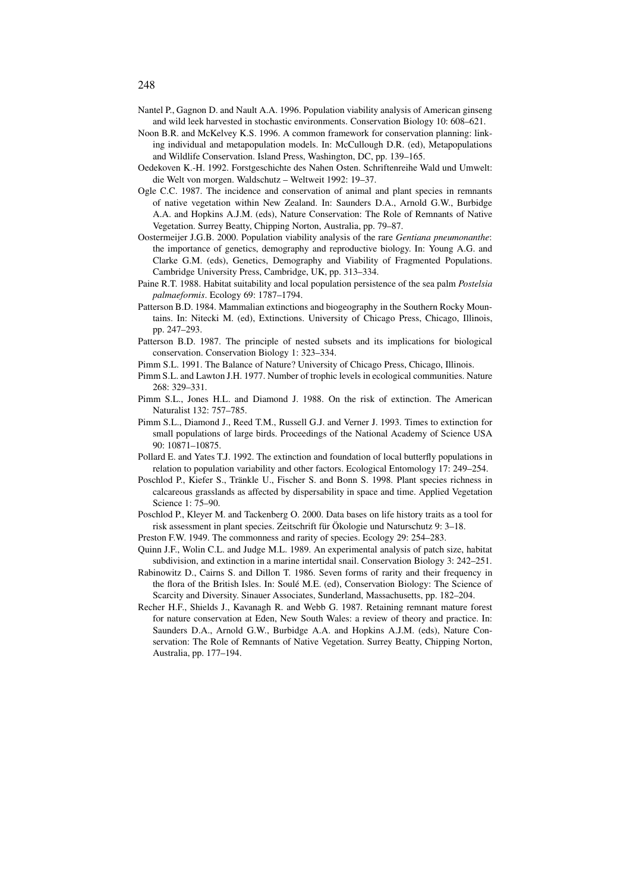Nantel P., Gagnon D. and Nault A.A. 1996. Population viability analysis of American ginseng and wild leek harvested in stochastic environments. Conservation Biology 10: 608–621.

Noon B.R. and McKelvey K.S. 1996. A common framework for conservation planning: linking individual and metapopulation models. In: McCullough D.R. (ed), Metapopulations and Wildlife Conservation. Island Press, Washington, DC, pp. 139–165.

Oedekoven K.-H. 1992. Forstgeschichte des Nahen Osten. Schriftenreihe Wald und Umwelt: die Welt von morgen. Waldschutz – Weltweit 1992: 19–37.

Ogle C.C. 1987. The incidence and conservation of animal and plant species in remnants of native vegetation within New Zealand. In: Saunders D.A., Arnold G.W., Burbidge A.A. and Hopkins A.J.M. (eds), Nature Conservation: The Role of Remnants of Native Vegetation. Surrey Beatty, Chipping Norton, Australia, pp. 79–87.

Oostermeijer J.G.B. 2000. Population viability analysis of the rare *Gentiana pneumonanthe*: the importance of genetics, demography and reproductive biology. In: Young A.G. and Clarke G.M. (eds), Genetics, Demography and Viability of Fragmented Populations. Cambridge University Press, Cambridge, UK, pp. 313–334.

Paine R.T. 1988. Habitat suitability and local population persistence of the sea palm *Postelsia palmaeformis*. Ecology 69: 1787–1794.

Patterson B.D. 1984. Mammalian extinctions and biogeography in the Southern Rocky Mountains. In: Nitecki M. (ed), Extinctions. University of Chicago Press, Chicago, Illinois, pp. 247–293.

Patterson B.D. 1987. The principle of nested subsets and its implications for biological conservation. Conservation Biology 1: 323–334.

Pimm S.L. 1991. The Balance of Nature? University of Chicago Press, Chicago, Illinois.

Pimm S.L. and Lawton J.H. 1977. Number of trophic levels in ecological communities. Nature 268: 329–331.

Pimm S.L., Jones H.L. and Diamond J. 1988. On the risk of extinction. The American Naturalist 132: 757–785.

Pimm S.L., Diamond J., Reed T.M., Russell G.J. and Verner J. 1993. Times to extinction for small populations of large birds. Proceedings of the National Academy of Science USA 90: 10871–10875.

Pollard E. and Yates T.J. 1992. The extinction and foundation of local butterfly populations in relation to population variability and other factors. Ecological Entomology 17: 249–254.

Poschlod P., Kiefer S., Tränkle U., Fischer S. and Bonn S. 1998. Plant species richness in calcareous grasslands as affected by dispersability in space and time. Applied Vegetation Science 1: 75–90.

Poschlod P., Kleyer M. and Tackenberg O. 2000. Data bases on life history traits as a tool for risk assessment in plant species. Zeitschrift für Ökologie und Naturschutz 9: 3–18.

Preston F.W. 1949. The commonness and rarity of species. Ecology 29: 254–283.

Quinn J.F., Wolin C.L. and Judge M.L. 1989. An experimental analysis of patch size, habitat subdivision, and extinction in a marine intertidal snail. Conservation Biology 3: 242–251.

Rabinowitz D., Cairns S. and Dillon T. 1986. Seven forms of rarity and their frequency in the flora of the British Isles. In: Soulé M.E. (ed), Conservation Biology: The Science of Scarcity and Diversity. Sinauer Associates, Sunderland, Massachusetts, pp. 182–204.

Recher H.F., Shields J., Kavanagh R. and Webb G. 1987. Retaining remnant mature forest for nature conservation at Eden, New South Wales: a review of theory and practice. In: Saunders D.A., Arnold G.W., Burbidge A.A. and Hopkins A.J.M. (eds), Nature Conservation: The Role of Remnants of Native Vegetation. Surrey Beatty, Chipping Norton, Australia, pp. 177–194.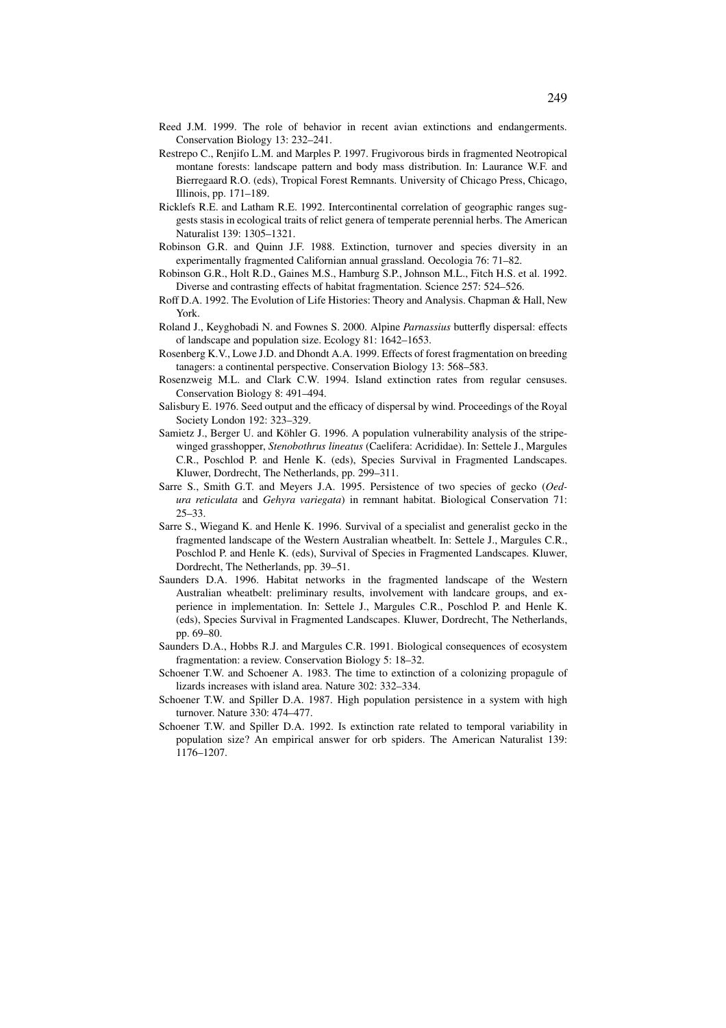Reed J.M. 1999. The role of behavior in recent avian extinctions and endangerments. Conservation Biology 13: 232–241.

Restrepo C., Renjifo L.M. and Marples P. 1997. Frugivorous birds in fragmented Neotropical montane forests: landscape pattern and body mass distribution. In: Laurance W.F. and Bierregaard R.O. (eds), Tropical Forest Remnants. University of Chicago Press, Chicago, Illinois, pp. 171–189.

Ricklefs R.E. and Latham R.E. 1992. Intercontinental correlation of geographic ranges suggests stasis in ecological traits of relict genera of temperate perennial herbs. The American Naturalist 139: 1305–1321.

Robinson G.R. and Quinn J.F. 1988. Extinction, turnover and species diversity in an experimentally fragmented Californian annual grassland. Oecologia 76: 71–82.

Robinson G.R., Holt R.D., Gaines M.S., Hamburg S.P., Johnson M.L., Fitch H.S. et al. 1992. Diverse and contrasting effects of habitat fragmentation. Science 257: 524–526.

Roff D.A. 1992. The Evolution of Life Histories: Theory and Analysis. Chapman & Hall, New York.

Roland J., Keyghobadi N. and Fownes S. 2000. Alpine *Parnassius* butterfly dispersal: effects of landscape and population size. Ecology 81: 1642–1653.

Rosenberg K.V., Lowe J.D. and Dhondt A.A. 1999. Effects of forest fragmentation on breeding tanagers: a continental perspective. Conservation Biology 13: 568–583.

Rosenzweig M.L. and Clark C.W. 1994. Island extinction rates from regular censuses. Conservation Biology 8: 491–494.

Salisbury E. 1976. Seed output and the efficacy of dispersal by wind. Proceedings of the Royal Society London 192: 323–329.

Samietz J., Berger U. and Köhler G. 1996. A population vulnerability analysis of the stripe-winged grasshopper, *Stenobothrus lineatus* (Caelifera: Acrididae). In: Settele J., Margules C.R., Poschlod P. and Henle K. (eds), Species Survival in Fragmented Landscapes. Kluwer, Dordrecht, The Netherlands, pp. 299–311.

Sarre S., Smith G.T. and Meyers J.A. 1995. Persistence of two species of gecko (*Oedura reticulata* and *Gehyra variegata*) in remnant habitat. Biological Conservation 71: 25–33.

Sarre S., Wiegand K. and Henle K. 1996. Survival of a specialist and generalist gecko in the fragmented landscape of the Western Australian wheatbelt. In: Settele J., Margules C.R., Poschlod P. and Henle K. (eds), Survival of Species in Fragmented Landscapes. Kluwer, Dordrecht, The Netherlands, pp. 39–51.

Saunders D.A. 1996. Habitat networks in the fragmented landscape of the Western Australian wheatbelt: preliminary results, involvement with landcare groups, and experience in implementation. In: Settele J., Margules C.R., Poschlod P. and Henle K. (eds), Species Survival in Fragmented Landscapes. Kluwer, Dordrecht, The Netherlands, pp. 69–80.

Saunders D.A., Hobbs R.J. and Margules C.R. 1991. Biological consequences of ecosystem fragmentation: a review. Conservation Biology 5: 18–32.

Schoener T.W. and Schoener A. 1983. The time to extinction of a colonizing propagule of lizards increases with island area. Nature 302: 332–334.

Schoener T.W. and Spiller D.A. 1987. High population persistence in a system with high turnover. Nature 330: 474–477.

Schoener T.W. and Spiller D.A. 1992. Is extinction rate related to temporal variability in population size? An empirical answer for orb spiders. The American Naturalist 139: 1176–1207.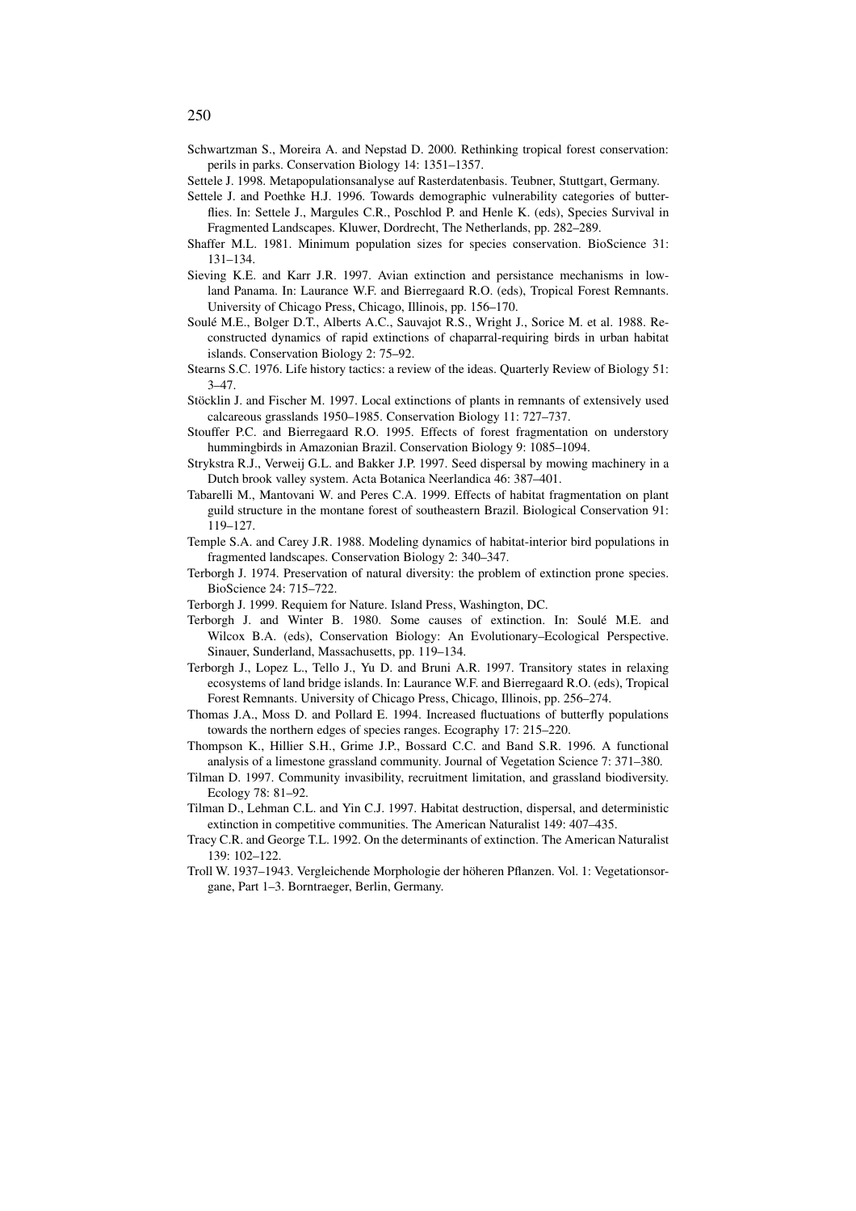Schwartzman S., Moreira A. and Nepstad D. 2000. Rethinking tropical forest conservation: perils in parks. Conservation Biology 14: 1351–1357.

Settele J. 1998. Metapopulationsanalyse auf Rasterdatenbasis. Teubner, Stuttgart, Germany.

Settele J. and Poethke H.J. 1996. Towards demographic vulnerability categories of butterflies. In: Settele J., Margules C.R., Poschlod P. and Henle K. (eds), Species Survival in Fragmented Landscapes. Kluwer, Dordrecht, The Netherlands, pp. 282–289.

Shaffer M.L. 1981. Minimum population sizes for species conservation. BioScience 31: 131–134.

Sieving K.E. and Karr J.R. 1997. Avian extinction and persistance mechanisms in lowland Panama. In: Laurance W.F. and Bierregaard R.O. (eds), Tropical Forest Remnants. University of Chicago Press, Chicago, Illinois, pp. 156–170.

Soulé M.E., Bolger D.T., Alberts A.C., Sauvajot R.S., Wright J., Sorice M. et al. 1988. Reconstructed dynamics of rapid extinctions of chaparral-requiring birds in urban habitat islands. Conservation Biology 2: 75–92.

Stearns S.C. 1976. Life history tactics: a review of the ideas. Quarterly Review of Biology 51: 3–47.

Stöcklin J. and Fischer M. 1997. Local extinctions of plants in remnants of extensively used calcareous grasslands 1950–1985. Conservation Biology 11: 727–737.

Stouffer P.C. and Bierregaard R.O. 1995. Effects of forest fragmentation on understory hummingbirds in Amazonian Brazil. Conservation Biology 9: 1085–1094.

Strykstra R.J., Verweij G.L. and Bakker J.P. 1997. Seed dispersal by mowing machinery in a Dutch brook valley system. Acta Botanica Neerlandica 46: 387–401.

Tabarelli M., Mantovani W. and Peres C.A. 1999. Effects of habitat fragmentation on plant guild structure in the montane forest of southeastern Brazil. Biological Conservation 91: 119–127.

Temple S.A. and Carey J.R. 1988. Modeling dynamics of habitat-interior bird populations in fragmented landscapes. Conservation Biology 2: 340–347.

Terborgh J. 1974. Preservation of natural diversity: the problem of extinction prone species. BioScience 24: 715–722.

Terborgh J. 1999. Requiem for Nature. Island Press, Washington, DC.

Terborgh J. and Winter B. 1980. Some causes of extinction. In: Soulé M.E. and Wilcox B.A. (eds), Conservation Biology: An Evolutionary–Ecological Perspective. Sinauer, Sunderland, Massachusetts, pp. 119–134.

Terborgh J., Lopez L., Tello J., Yu D. and Bruni A.R. 1997. Transitory states in relaxing ecosystems of land bridge islands. In: Laurance W.F. and Bierregaard R.O. (eds), Tropical Forest Remnants. University of Chicago Press, Chicago, Illinois, pp. 256–274.

Thomas J.A., Moss D. and Pollard E. 1994. Increased fluctuations of butterfly populations towards the northern edges of species ranges. Ecography 17: 215–220.

Thompson K., Hillier S.H., Grime J.P., Bossard C.C. and Band S.R. 1996. A functional analysis of a limestone grassland community. Journal of Vegetation Science 7: 371–380.

Tilman D. 1997. Community invasibility, recruitment limitation, and grassland biodiversity. Ecology 78: 81–92.

Tilman D., Lehman C.L. and Yin C.J. 1997. Habitat destruction, dispersal, and deterministic extinction in competitive communities. The American Naturalist 149: 407–435.

Tracy C.R. and George T.L. 1992. On the determinants of extinction. The American Naturalist 139: 102–122.

Troll W. 1937–1943. Vergleichende Morphologie der höheren Pflanzen. Vol. 1: Vegetationsorgane, Part 1–3. Borntraeger, Berlin, Germany.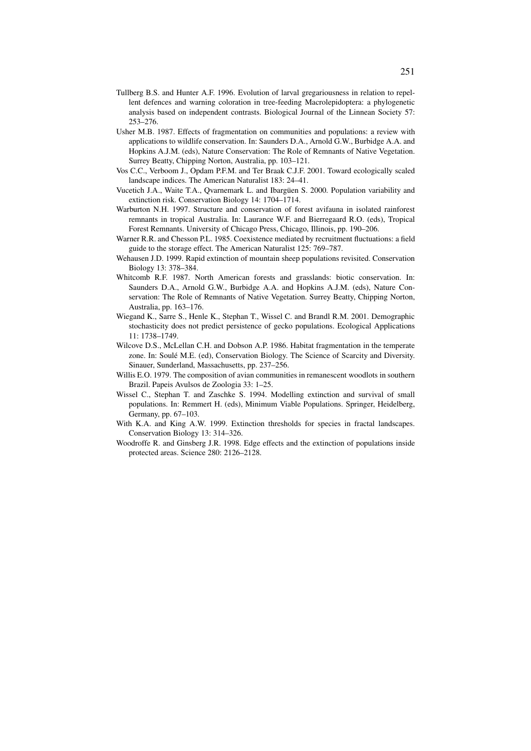Tullberg B.S. and Hunter A.F. 1996. Evolution of larval gregariousness in relation to repellent defences and warning coloration in tree-feeding Macrolepidoptera: a phylogenetic analysis based on independent contrasts. Biological Journal of the Linnean Society 57: 253–276.

Usher M.B. 1987. Effects of fragmentation on communities and populations: a review with applications to wildlife conservation. In: Saunders D.A., Arnold G.W., Burbidge A.A. and Hopkins A.J.M. (eds), Nature Conservation: The Role of Remnants of Native Vegetation. Surrey Beatty, Chipping Norton, Australia, pp. 103–121.

Vos C.C., Verboom J., Opdam P.F.M. and Ter Braak C.J.F. 2001. Toward ecologically scaled landscape indices. The American Naturalist 183: 24–41.

Vucetich J.A., Waite T.A., Qvarnemark L. and Ibargüen S. 2000. Population variability and extinction risk. Conservation Biology 14: 1704–1714.

Warburton N.H. 1997. Structure and conservation of forest avifauna in isolated rainforest remnants in tropical Australia. In: Laurance W.F. and Bierregaard R.O. (eds), Tropical Forest Remnants. University of Chicago Press, Chicago, Illinois, pp. 190–206.

Warner R.R. and Chesson P.L. 1985. Coexistence mediated by recruitment fluctuations: a field guide to the storage effect. The American Naturalist 125: 769–787.

Wehausen J.D. 1999. Rapid extinction of mountain sheep populations revisited. Conservation Biology 13: 378–384.

Whitcomb R.F. 1987. North American forests and grasslands: biotic conservation. In: Saunders D.A., Arnold G.W., Burbidge A.A. and Hopkins A.J.M. (eds), Nature Conservation: The Role of Remnants of Native Vegetation. Surrey Beatty, Chipping Norton, Australia, pp. 163–176.

Wiegand K., Sarre S., Henle K., Stephan T., Wissel C. and Brandl R.M. 2001. Demographic stochasticity does not predict persistence of gecko populations. Ecological Applications 11: 1738–1749.

Wilcove D.S., McLellan C.H. and Dobson A.P. 1986. Habitat fragmentation in the temperate zone. In: Soulé M.E. (ed), Conservation Biology. The Science of Scarcity and Diversity. Sinauer, Sunderland, Massachusetts, pp. 237–256.

Willis E.O. 1979. The composition of avian communities in remanescent woodlots in southern Brazil. Papeis Avulsos de Zoologia 33: 1–25.

Wissel C., Stephan T. and Zaschke S. 1994. Modelling extinction and survival of small populations. In: Remmert H. (eds), Minimum Viable Populations. Springer, Heidelberg, Germany, pp. 67–103.

With K.A. and King A.W. 1999. Extinction thresholds for species in fractal landscapes. Conservation Biology 13: 314–326.

Woodroffe R. and Ginsberg J.R. 1998. Edge effects and the extinction of populations inside protected areas. Science 280: 2126–2128.